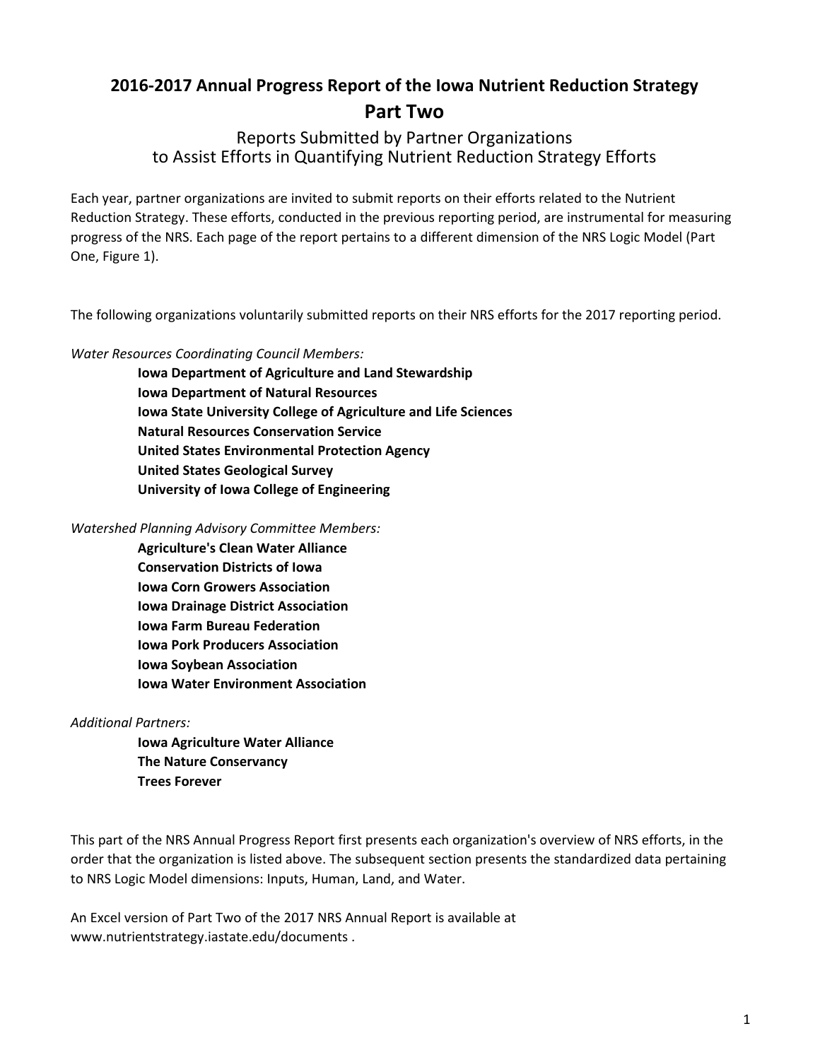# 2016-2017 Annual Progress Report of the Iowa Nutrient Reduction Strategy

## Part Two

### Reports Submitted by Partner Organizations to Assist Efforts in Quantifying Nutrient Reduction Strategy Efforts

Each year, partner organizations are invited to submit reports on their efforts related to the Nutrient Reduction Strategy. These efforts, conducted in the previous reporting period, are instrumental for measuring progress of the NRS. Each page of the report pertains to a different dimension of the NRS Logic Model (Part One, Figure 1).

The following organizations voluntarily submitted reports on their NRS efforts for the 2017 reporting period.

*Water Resources Coordinating Council Members:*

- **Iowa Department of Agriculture and Land Stewardship**
- **Iowa Department of Natural Resources**
- **Iowa State University College of Agriculture and Life Sciences**
- **Natural Resources Conservation Service**
- **United States Environmental Protection Agency**
- **United States Geological Survey**
- **University of Iowa College of Engineering**

*Watershed Planning Advisory Committee Members:*

- **Agriculture's Clean Water Alliance**
- **Conservation Districts of Iowa**
- **Iowa Corn Growers Association**
- **Iowa Drainage District Association**
- **Iowa Farm Bureau Federation**
- **Iowa Pork Producers Association**
- **Iowa Soybean Association**
- **Iowa Water Environment Association**

*Additional Partners:*

- **Iowa Agriculture Water Alliance**
- **The Nature Conservancy**
- **Trees Forever**

This part of the NRS Annual Progress Report first presents each organization's overview of NRS efforts, in the order that the organization is listed above. The subsequent section presents the standardized data pertaining to NRS Logic Model dimensions: Inputs, Human, Land, and Water.

An Excel version of Part Two of the 2017 NRS Annual Report is available at www.nutrientstrategy.iastate.edu/documents .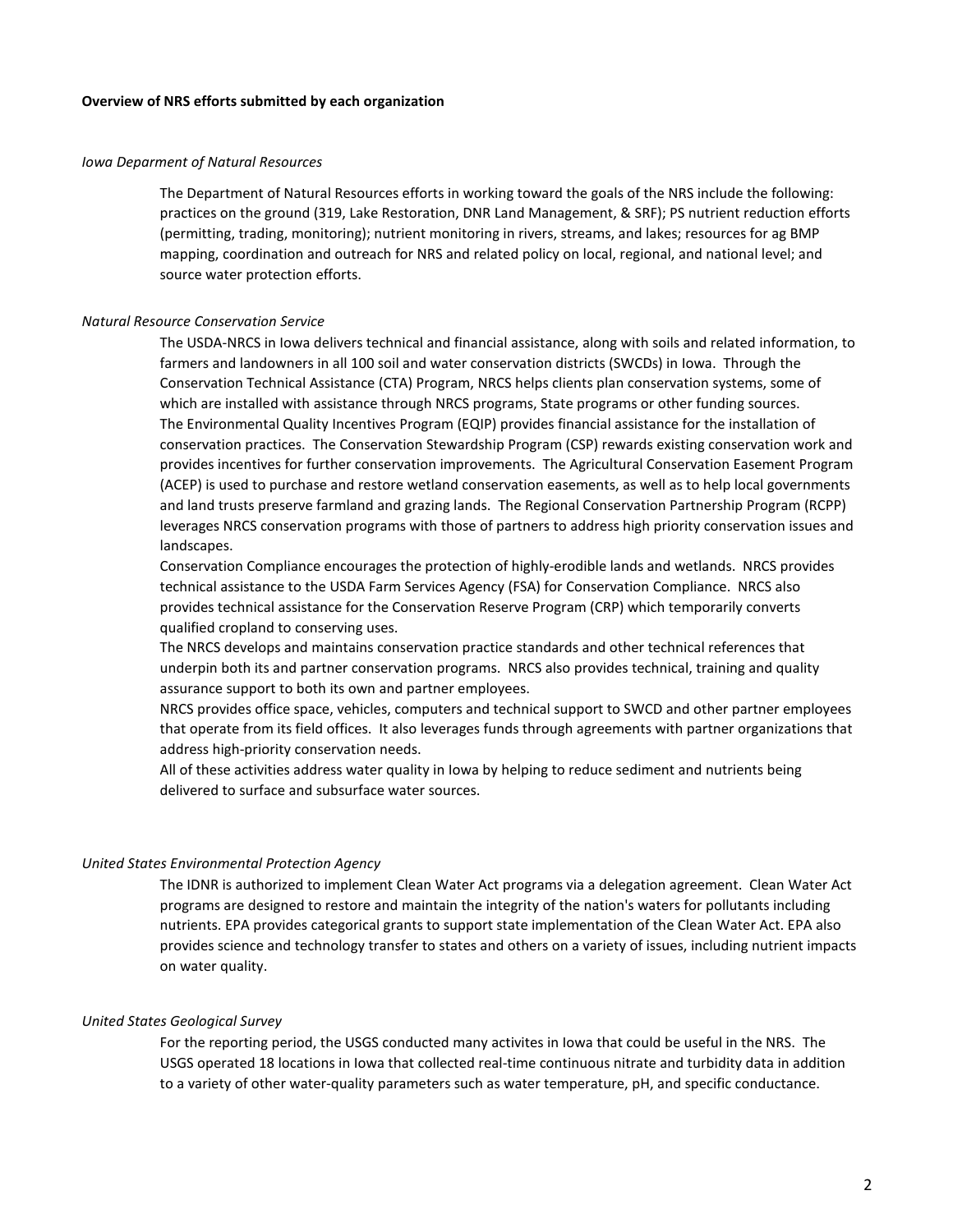**Overview of NRS efforts submitted by each organization**

*Iowa Deparment of Natural Resources*

The Department of Natural Resources efforts in working toward the goals of the NRS include the following: practices on the ground (319, Lake Restoration, DNR Land Management, & SRF); PS nutrient reduction efforts (permitting, trading, monitoring); nutrient monitoring in rivers, streams, and lakes; resources for ag BMP mapping, coordination and outreach for NRS and related policy on local, regional, and national level; and source water protection efforts.

*Natural Resource Conservation Service*

The USDA-NRCS in Iowa delivers technical and financial assistance, along with soils and related information, to farmers and landowners in all 100 soil and water conservation districts (SWCDs) in Iowa. Through the Conservation Technical Assistance (CTA) Program, NRCS helps clients plan conservation systems, some of which are installed with assistance through NRCS programs, State programs or other funding sources.
The Environmental Quality Incentives Program (EQIP) provides financial assistance for the installation of conservation practices. The Conservation Stewardship Program (CSP) rewards existing conservation work and provides incentives for further conservation improvements. The Agricultural Conservation Easement Program (ACEP) is used to purchase and restore wetland conservation easements, as well as to help local governments and land trusts preserve farmland and grazing lands. The Regional Conservation Partnership Program (RCPP) leverages NRCS conservation programs with those of partners to address high priority conservation issues and landscapes.
Conservation Compliance encourages the protection of highly-erodible lands and wetlands. NRCS provides technical assistance to the USDA Farm Services Agency (FSA) for Conservation Compliance. NRCS also provides technical assistance for the Conservation Reserve Program (CRP) which temporarily converts qualified cropland to conserving uses.
The NRCS develops and maintains conservation practice standards and other technical references that underpin both its and partner conservation programs. NRCS also provides technical, training and quality assurance support to both its own and partner employees.
NRCS provides office space, vehicles, computers and technical support to SWCD and other partner employees that operate from its field offices. It also leverages funds through agreements with partner organizations that address high-priority conservation needs.
All of these activities address water quality in Iowa by helping to reduce sediment and nutrients being delivered to surface and subsurface water sources.

*United States Environmental Protection Agency*

The IDNR is authorized to implement Clean Water Act programs via a delegation agreement. Clean Water Act programs are designed to restore and maintain the integrity of the nation's waters for pollutants including nutrients. EPA provides categorical grants to support state implementation of the Clean Water Act. EPA also provides science and technology transfer to states and others on a variety of issues, including nutrient impacts on water quality.

*United States Geological Survey*

For the reporting period, the USGS conducted many activites in Iowa that could be useful in the NRS. The USGS operated 18 locations in Iowa that collected real-time continuous nitrate and turbidity data in addition to a variety of other water-quality parameters such as water temperature, pH, and specific conductance.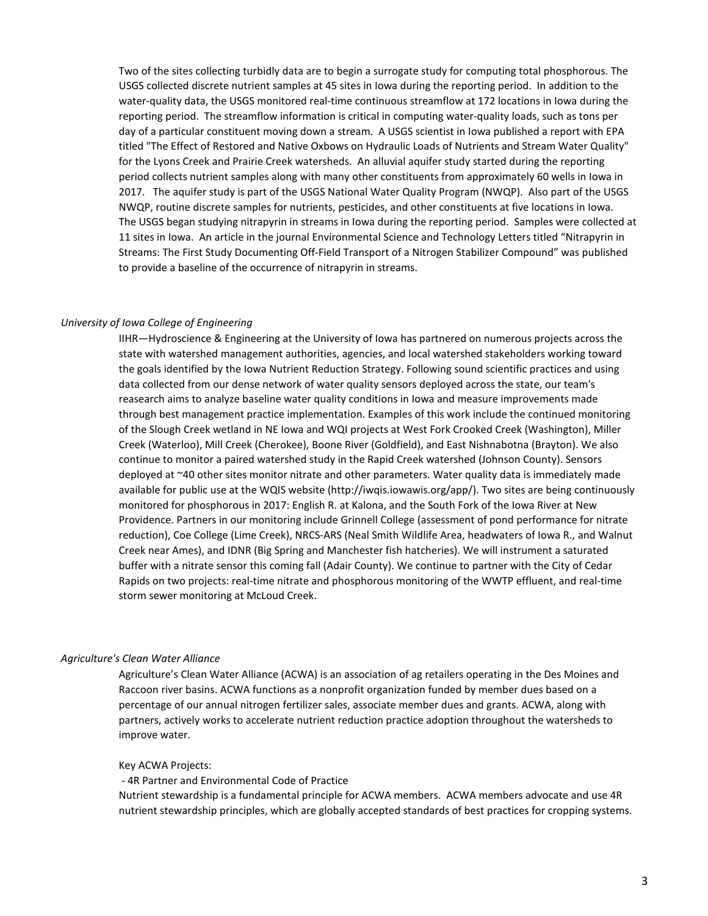Two of the sites collecting turbidly data are to begin a surrogate study for computing total phosphorous. The USGS collected discrete nutrient samples at 45 sites in Iowa during the reporting period. In addition to the water-quality data, the USGS monitored real-time continuous streamflow at 172 locations in Iowa during the reporting period. The streamflow information is critical in computing water-quality loads, such as tons per day of a particular constituent moving down a stream. A USGS scientist in Iowa published a report with EPA titled "The Effect of Restored and Native Oxbows on Hydraulic Loads of Nutrients and Stream Water Quality" for the Lyons Creek and Prairie Creek watersheds. An alluvial aquifer study started during the reporting period collects nutrient samples along with many other constituents from approximately 60 wells in Iowa in 2017. The aquifer study is part of the USGS National Water Quality Program (NWQP). Also part of the USGS NWQP, routine discrete samples for nutrients, pesticides, and other constituents at five locations in Iowa. The USGS began studying nitrapyrin in streams in Iowa during the reporting period. Samples were collected at 11 sites in Iowa. An article in the journal Environmental Science and Technology Letters titled "Nitrapyrin in Streams: The First Study Documenting Off-Field Transport of a Nitrogen Stabilizer Compound" was published to provide a baseline of the occurrence of nitrapyrin in streams.

*University of Iowa College of Engineering*

IIHR—Hydroscience & Engineering at the University of Iowa has partnered on numerous projects across the state with watershed management authorities, agencies, and local watershed stakeholders working toward the goals identified by the Iowa Nutrient Reduction Strategy. Following sound scientific practices and using data collected from our dense network of water quality sensors deployed across the state, our team's reasearch aims to analyze baseline water quality conditions in Iowa and measure improvements made through best management practice implementation. Examples of this work include the continued monitoring of the Slough Creek wetland in NE Iowa and WQI projects at West Fork Crooked Creek (Washington), Miller Creek (Waterloo), Mill Creek (Cherokee), Boone River (Goldfield), and East Nishnabotna (Brayton). We also continue to monitor a paired watershed study in the Rapid Creek watershed (Johnson County). Sensors deployed at ~40 other sites monitor nitrate and other parameters. Water quality data is immediately made available for public use at the WQIS website (http://iwqis.iowawis.org/app/). Two sites are being continuously monitored for phosphorous in 2017: English R. at Kalona, and the South Fork of the Iowa River at New Providence. Partners in our monitoring include Grinnell College (assessment of pond performance for nitrate reduction), Coe College (Lime Creek), NRCS-ARS (Neal Smith Wildlife Area, headwaters of Iowa R., and Walnut Creek near Ames), and IDNR (Big Spring and Manchester fish hatcheries). We will instrument a saturated buffer with a nitrate sensor this coming fall (Adair County). We continue to partner with the City of Cedar Rapids on two projects: real-time nitrate and phosphorous monitoring of the WWTP effluent, and real-time storm sewer monitoring at McLoud Creek.

*Agriculture's Clean Water Alliance*

Agriculture's Clean Water Alliance (ACWA) is an association of ag retailers operating in the Des Moines and Raccoon river basins. ACWA functions as a nonprofit organization funded by member dues based on a percentage of our annual nitrogen fertilizer sales, associate member dues and grants. ACWA, along with partners, actively works to accelerate nutrient reduction practice adoption throughout the watersheds to improve water.

Key ACWA Projects:

- 4R Partner and Environmental Code of Practice

Nutrient stewardship is a fundamental principle for ACWA members. ACWA members advocate and use 4R nutrient stewardship principles, which are globally accepted standards of best practices for cropping systems.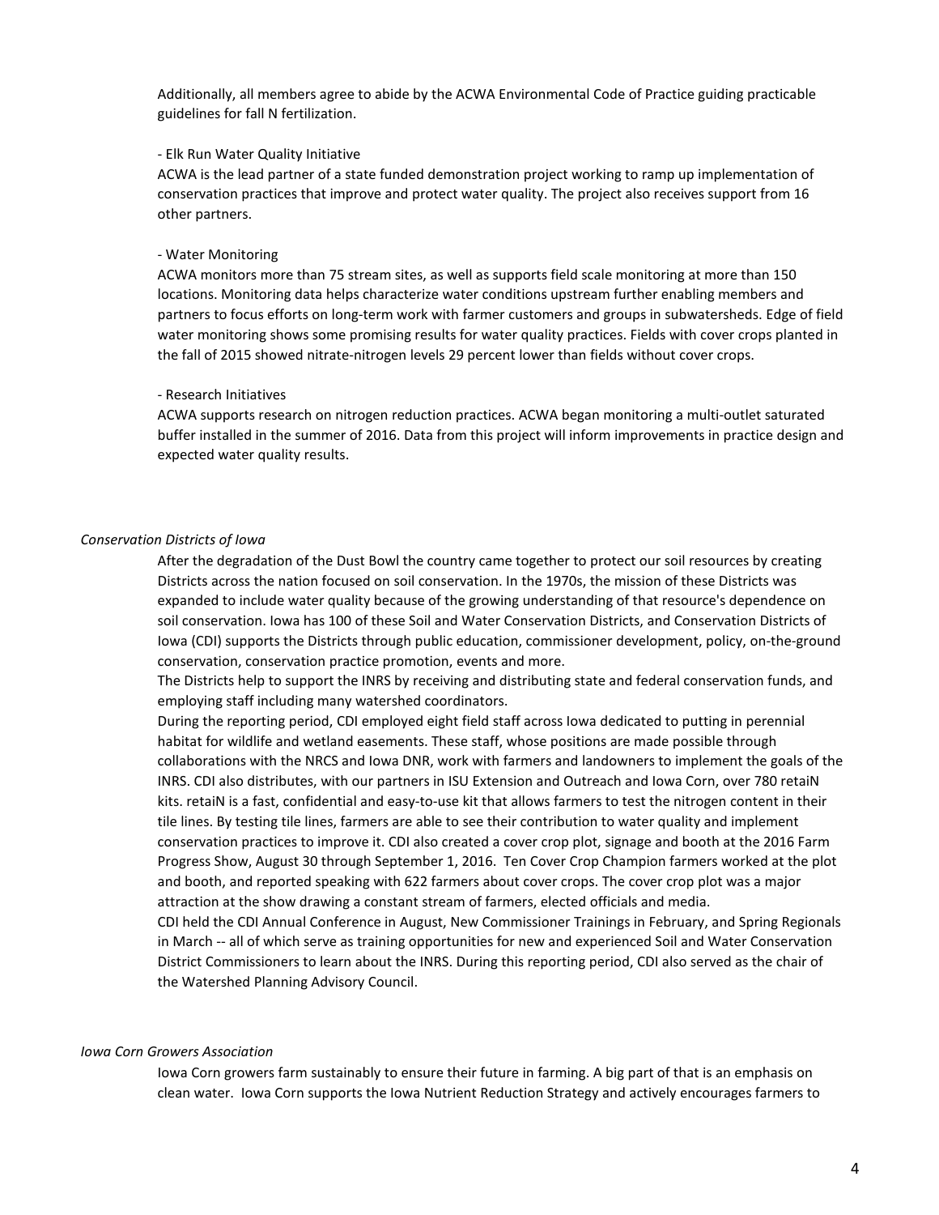Additionally, all members agree to abide by the ACWA Environmental Code of Practice guiding practicable guidelines for fall N fertilization.

- Elk Run Water Quality Initiative

ACWA is the lead partner of a state funded demonstration project working to ramp up implementation of conservation practices that improve and protect water quality. The project also receives support from 16 other partners.

- Water Monitoring

ACWA monitors more than 75 stream sites, as well as supports field scale monitoring at more than 150 locations. Monitoring data helps characterize water conditions upstream further enabling members and partners to focus efforts on long-term work with farmer customers and groups in subwatersheds. Edge of field water monitoring shows some promising results for water quality practices. Fields with cover crops planted in the fall of 2015 showed nitrate-nitrogen levels 29 percent lower than fields without cover crops.

- Research Initiatives

ACWA supports research on nitrogen reduction practices. ACWA began monitoring a multi-outlet saturated buffer installed in the summer of 2016. Data from this project will inform improvements in practice design and expected water quality results.

*Conservation Districts of Iowa*

After the degradation of the Dust Bowl the country came together to protect our soil resources by creating Districts across the nation focused on soil conservation. In the 1970s, the mission of these Districts was expanded to include water quality because of the growing understanding of that resource's dependence on soil conservation. Iowa has 100 of these Soil and Water Conservation Districts, and Conservation Districts of Iowa (CDI) supports the Districts through public education, commissioner development, policy, on-the-ground conservation, conservation practice promotion, events and more.

The Districts help to support the INRS by receiving and distributing state and federal conservation funds, and employing staff including many watershed coordinators.

During the reporting period, CDI employed eight field staff across Iowa dedicated to putting in perennial habitat for wildlife and wetland easements. These staff, whose positions are made possible through collaborations with the NRCS and Iowa DNR, work with farmers and landowners to implement the goals of the INRS. CDI also distributes, with our partners in ISU Extension and Outreach and Iowa Corn, over 780 retaiN kits. retaiN is a fast, confidential and easy-to-use kit that allows farmers to test the nitrogen content in their tile lines. By testing tile lines, farmers are able to see their contribution to water quality and implement conservation practices to improve it. CDI also created a cover crop plot, signage and booth at the 2016 Farm Progress Show, August 30 through September 1, 2016. Ten Cover Crop Champion farmers worked at the plot and booth, and reported speaking with 622 farmers about cover crops. The cover crop plot was a major attraction at the show drawing a constant stream of farmers, elected officials and media.

CDI held the CDI Annual Conference in August, New Commissioner Trainings in February, and Spring Regionals in March -- all of which serve as training opportunities for new and experienced Soil and Water Conservation District Commissioners to learn about the INRS. During this reporting period, CDI also served as the chair of the Watershed Planning Advisory Council.

*Iowa Corn Growers Association*

Iowa Corn growers farm sustainably to ensure their future in farming. A big part of that is an emphasis on clean water. Iowa Corn supports the Iowa Nutrient Reduction Strategy and actively encourages farmers to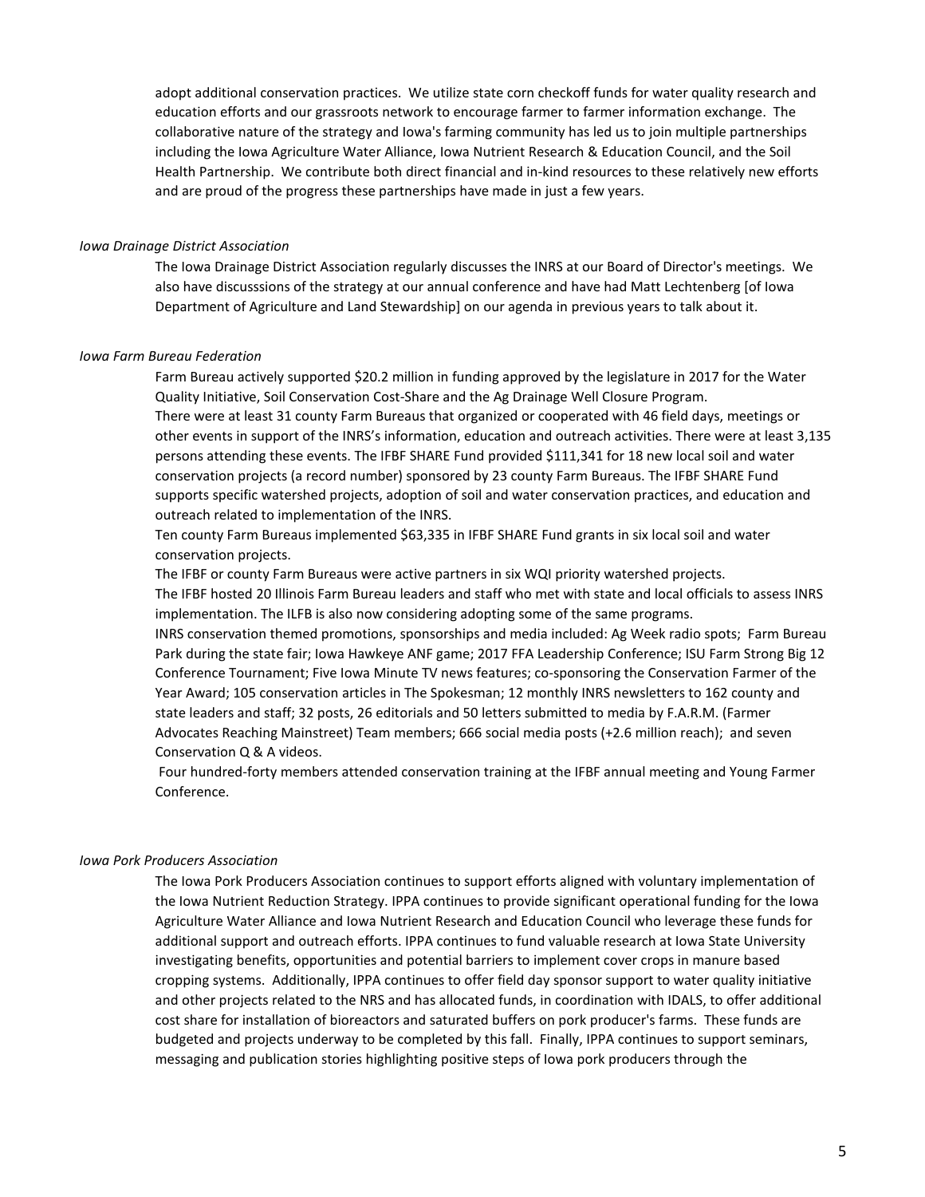adopt additional conservation practices. We utilize state corn checkoff funds for water quality research and education efforts and our grassroots network to encourage farmer to farmer information exchange. The collaborative nature of the strategy and Iowa's farming community has led us to join multiple partnerships including the Iowa Agriculture Water Alliance, Iowa Nutrient Research & Education Council, and the Soil Health Partnership. We contribute both direct financial and in-kind resources to these relatively new efforts and are proud of the progress these partnerships have made in just a few years.

*Iowa Drainage District Association*

The Iowa Drainage District Association regularly discusses the INRS at our Board of Director's meetings. We also have discusssions of the strategy at our annual conference and have had Matt Lechtenberg [of Iowa Department of Agriculture and Land Stewardship] on our agenda in previous years to talk about it.

*Iowa Farm Bureau Federation*

Farm Bureau actively supported $20.2 million in funding approved by the legislature in 2017 for the Water Quality Initiative, Soil Conservation Cost-Share and the Ag Drainage Well Closure Program.

There were at least 31 county Farm Bureaus that organized or cooperated with 46 field days, meetings or other events in support of the INRS's information, education and outreach activities. There were at least 3,135 persons attending these events. The IFBF SHARE Fund provided $111,341 for 18 new local soil and water conservation projects (a record number) sponsored by 23 county Farm Bureaus. The IFBF SHARE Fund supports specific watershed projects, adoption of soil and water conservation practices, and education and outreach related to implementation of the INRS.

Ten county Farm Bureaus implemented $63,335 in IFBF SHARE Fund grants in six local soil and water conservation projects.

The IFBF or county Farm Bureaus were active partners in six WQI priority watershed projects.

The IFBF hosted 20 Illinois Farm Bureau leaders and staff who met with state and local officials to assess INRS implementation. The ILFB is also now considering adopting some of the same programs.

INRS conservation themed promotions, sponsorships and media included: Ag Week radio spots; Farm Bureau Park during the state fair; Iowa Hawkeye ANF game; 2017 FFA Leadership Conference; ISU Farm Strong Big 12 Conference Tournament; Five Iowa Minute TV news features; co-sponsoring the Conservation Farmer of the Year Award; 105 conservation articles in The Spokesman; 12 monthly INRS newsletters to 162 county and state leaders and staff; 32 posts, 26 editorials and 50 letters submitted to media by F.A.R.M. (Farmer Advocates Reaching Mainstreet) Team members; 666 social media posts (+2.6 million reach); and seven Conservation Q & A videos.

Four hundred-forty members attended conservation training at the IFBF annual meeting and Young Farmer Conference.

*Iowa Pork Producers Association*

The Iowa Pork Producers Association continues to support efforts aligned with voluntary implementation of the Iowa Nutrient Reduction Strategy. IPPA continues to provide significant operational funding for the Iowa Agriculture Water Alliance and Iowa Nutrient Research and Education Council who leverage these funds for additional support and outreach efforts. IPPA continues to fund valuable research at Iowa State University investigating benefits, opportunities and potential barriers to implement cover crops in manure based cropping systems. Additionally, IPPA continues to offer field day sponsor support to water quality initiative and other projects related to the NRS and has allocated funds, in coordination with IDALS, to offer additional cost share for installation of bioreactors and saturated buffers on pork producer's farms. These funds are budgeted and projects underway to be completed by this fall. Finally, IPPA continues to support seminars, messaging and publication stories highlighting positive steps of Iowa pork producers through the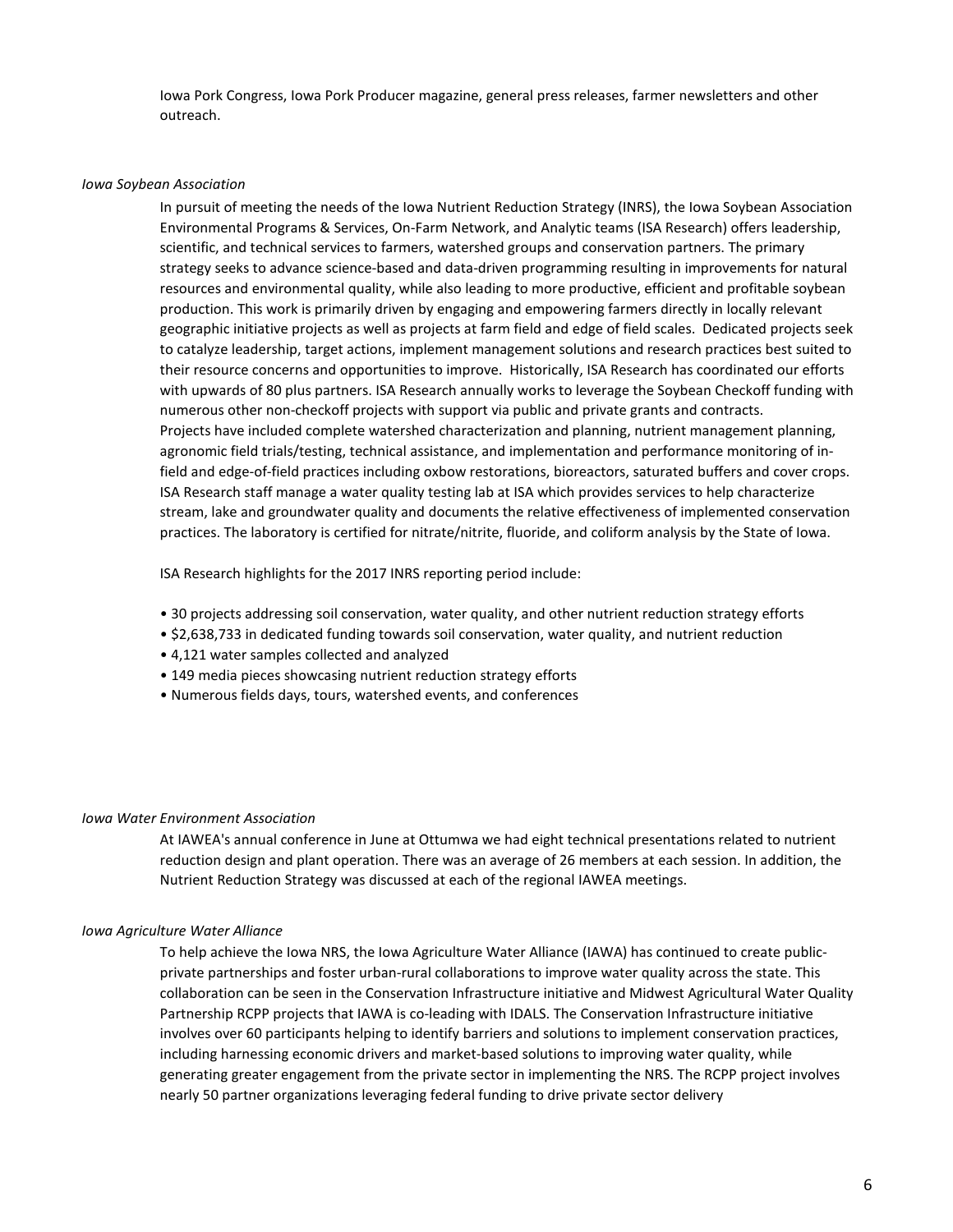Iowa Pork Congress, Iowa Pork Producer magazine, general press releases, farmer newsletters and other outreach.

*Iowa Soybean Association*

In pursuit of meeting the needs of the Iowa Nutrient Reduction Strategy (INRS), the Iowa Soybean Association Environmental Programs & Services, On-Farm Network, and Analytic teams (ISA Research) offers leadership, scientific, and technical services to farmers, watershed groups and conservation partners. The primary strategy seeks to advance science-based and data-driven programming resulting in improvements for natural resources and environmental quality, while also leading to more productive, efficient and profitable soybean production. This work is primarily driven by engaging and empowering farmers directly in locally relevant geographic initiative projects as well as projects at farm field and edge of field scales. Dedicated projects seek to catalyze leadership, target actions, implement management solutions and research practices best suited to their resource concerns and opportunities to improve. Historically, ISA Research has coordinated our efforts with upwards of 80 plus partners. ISA Research annually works to leverage the Soybean Checkoff funding with numerous other non-checkoff projects with support via public and private grants and contracts. Projects have included complete watershed characterization and planning, nutrient management planning, agronomic field trials/testing, technical assistance, and implementation and performance monitoring of in-field and edge-of-field practices including oxbow restorations, bioreactors, saturated buffers and cover crops. ISA Research staff manage a water quality testing lab at ISA which provides services to help characterize stream, lake and groundwater quality and documents the relative effectiveness of implemented conservation practices. The laboratory is certified for nitrate/nitrite, fluoride, and coliform analysis by the State of Iowa.

ISA Research highlights for the 2017 INRS reporting period include:

- 30 projects addressing soil conservation, water quality, and other nutrient reduction strategy efforts
- $2,638,733 in dedicated funding towards soil conservation, water quality, and nutrient reduction
- 4,121 water samples collected and analyzed
- 149 media pieces showcasing nutrient reduction strategy efforts
- Numerous fields days, tours, watershed events, and conferences

*Iowa Water Environment Association*

At IAWEA's annual conference in June at Ottumwa we had eight technical presentations related to nutrient reduction design and plant operation. There was an average of 26 members at each session. In addition, the Nutrient Reduction Strategy was discussed at each of the regional IAWEA meetings.

*Iowa Agriculture Water Alliance*

To help achieve the Iowa NRS, the Iowa Agriculture Water Alliance (IAWA) has continued to create public-private partnerships and foster urban-rural collaborations to improve water quality across the state. This collaboration can be seen in the Conservation Infrastructure initiative and Midwest Agricultural Water Quality Partnership RCPP projects that IAWA is co-leading with IDALS. The Conservation Infrastructure initiative involves over 60 participants helping to identify barriers and solutions to implement conservation practices, including harnessing economic drivers and market-based solutions to improving water quality, while generating greater engagement from the private sector in implementing the NRS. The RCPP project involves nearly 50 partner organizations leveraging federal funding to drive private sector delivery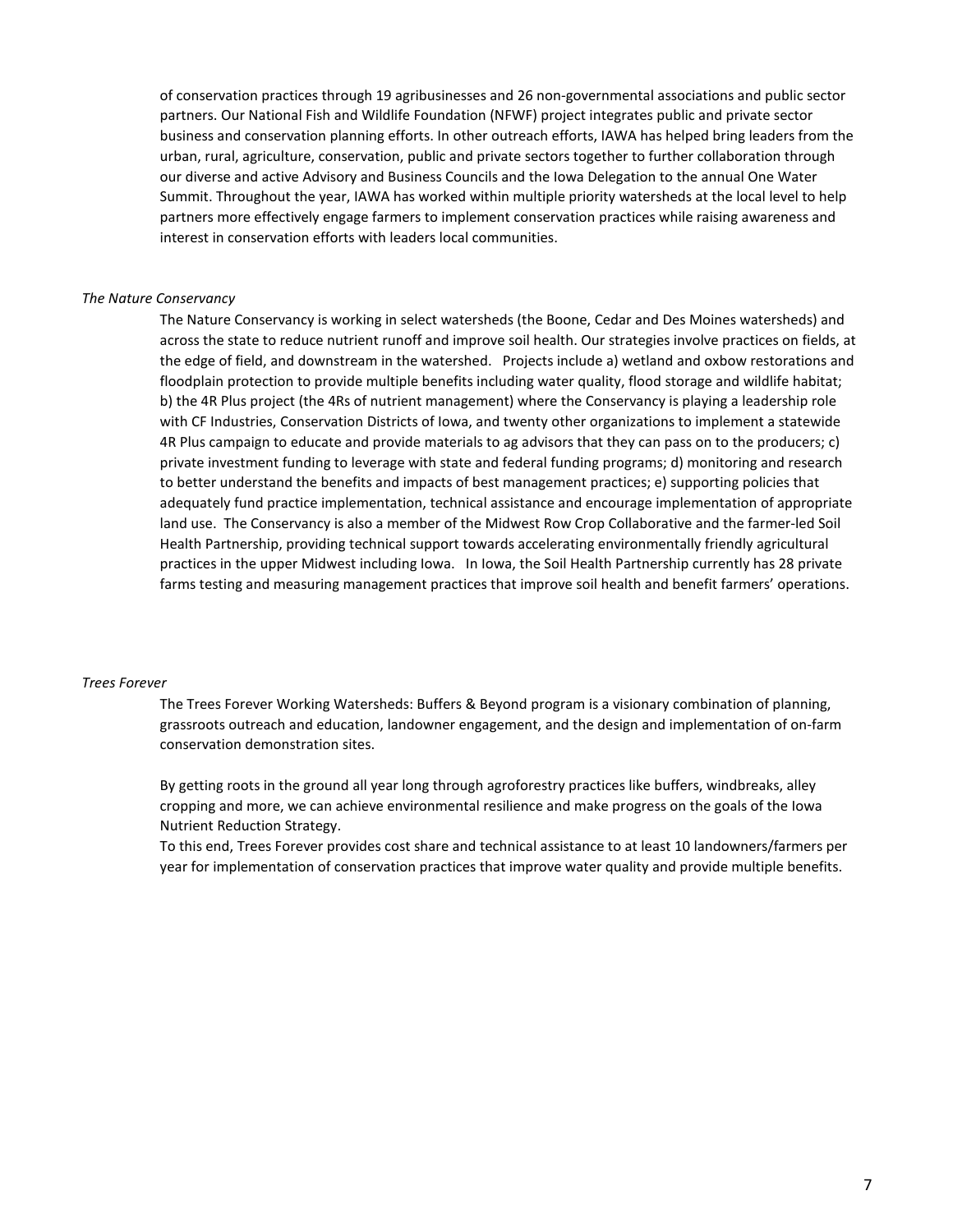of conservation practices through 19 agribusinesses and 26 non-governmental associations and public sector partners. Our National Fish and Wildlife Foundation (NFWF) project integrates public and private sector business and conservation planning efforts. In other outreach efforts, IAWA has helped bring leaders from the urban, rural, agriculture, conservation, public and private sectors together to further collaboration through our diverse and active Advisory and Business Councils and the Iowa Delegation to the annual One Water Summit. Throughout the year, IAWA has worked within multiple priority watersheds at the local level to help partners more effectively engage farmers to implement conservation practices while raising awareness and interest in conservation efforts with leaders local communities.

*The Nature Conservancy*

The Nature Conservancy is working in select watersheds (the Boone, Cedar and Des Moines watersheds) and across the state to reduce nutrient runoff and improve soil health. Our strategies involve practices on fields, at the edge of field, and downstream in the watershed. Projects include a) wetland and oxbow restorations and floodplain protection to provide multiple benefits including water quality, flood storage and wildlife habitat; b) the 4R Plus project (the 4Rs of nutrient management) where the Conservancy is playing a leadership role with CF Industries, Conservation Districts of Iowa, and twenty other organizations to implement a statewide 4R Plus campaign to educate and provide materials to ag advisors that they can pass on to the producers; c) private investment funding to leverage with state and federal funding programs; d) monitoring and research to better understand the benefits and impacts of best management practices; e) supporting policies that adequately fund practice implementation, technical assistance and encourage implementation of appropriate land use. The Conservancy is also a member of the Midwest Row Crop Collaborative and the farmer-led Soil Health Partnership, providing technical support towards accelerating environmentally friendly agricultural practices in the upper Midwest including Iowa. In Iowa, the Soil Health Partnership currently has 28 private farms testing and measuring management practices that improve soil health and benefit farmers' operations.

*Trees Forever*

The Trees Forever Working Watersheds: Buffers & Beyond program is a visionary combination of planning, grassroots outreach and education, landowner engagement, and the design and implementation of on-farm conservation demonstration sites.

By getting roots in the ground all year long through agroforestry practices like buffers, windbreaks, alley cropping and more, we can achieve environmental resilience and make progress on the goals of the Iowa Nutrient Reduction Strategy.

To this end, Trees Forever provides cost share and technical assistance to at least 10 landowners/farmers per year for implementation of conservation practices that improve water quality and provide multiple benefits.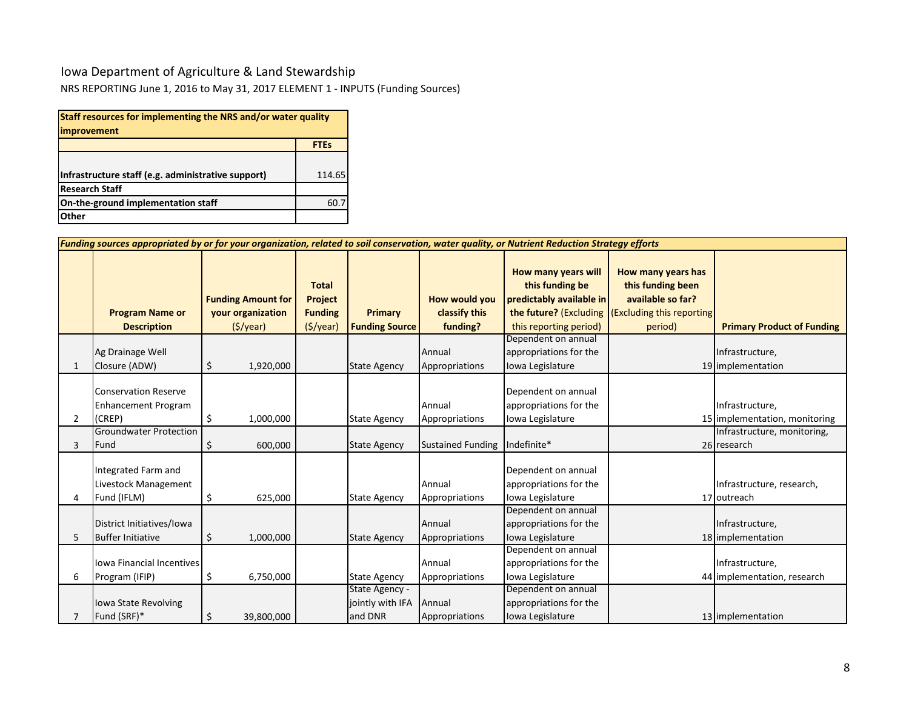Iowa Department of Agriculture & Land Stewardship

NRS REPORTING June 1, 2016 to May 31, 2017 ELEMENT 1 - INPUTS (Funding Sources)

| **Staff resources for implementing the NRS and/or water quality improvement** | |
|---|---|
| | **FTEs** |
| **Infrastructure staff (e.g. administrative support)** | 114.65 |
| **Research Staff** | |
| **On-the-ground implementation staff** | 60.7 |
| **Other** | |

***Funding sources appropriated by or for your organization, related to soil conservation, water quality, or Nutrient Reduction Strategy efforts***

| | **Program Name or Description** | **Funding Amount for your organization** ($/year) | **Total Project Funding** ($/year) | **Primary Funding Source** | **How would you classify this funding?** | **How many years will this funding be predictably available in the future?** (Excluding this reporting period) | **How many years has this funding been available so far?** (Excluding this reporting period) | **Primary Product of Funding** |
|---|---|---|---|---|---|---|---|---|
| 1 | Ag Drainage Well Closure (ADW) | $ 1,920,000 | | State Agency | Annual Appropriations | Dependent on annual appropriations for the Iowa Legislature | 19 | Infrastructure, implementation |
| 2 | Conservation Reserve Enhancement Program (CREP) | $ 1,000,000 | | State Agency | Annual Appropriations | Dependent on annual appropriations for the Iowa Legislature | 15 | Infrastructure, implementation, monitoring |
| 3 | Groundwater Protection Fund | $ 600,000 | | State Agency | Sustained Funding | Indefinite* | 26 | Infrastructure, monitoring, research |
| 4 | Integrated Farm and Livestock Management Fund (IFLM) | $ 625,000 | | State Agency | Annual Appropriations | Dependent on annual appropriations for the Iowa Legislature | 17 | Infrastructure, research, outreach |
| 5 | District Initiatives/Iowa Buffer Initiative | $ 1,000,000 | | State Agency | Annual Appropriations | Dependent on annual appropriations for the Iowa Legislature | 18 | Infrastructure, implementation |
| 6 | Iowa Financial Incentives Program (IFIP) | $ 6,750,000 | | State Agency | Annual Appropriations | Dependent on annual appropriations for the Iowa Legislature | 44 | Infrastructure, implementation, research |
| 7 | Iowa State Revolving Fund (SRF)* | $ 39,800,000 | | State Agency - jointly with IFA and DNR | Annual Appropriations | Dependent on annual appropriations for the Iowa Legislature | 13 | implementation |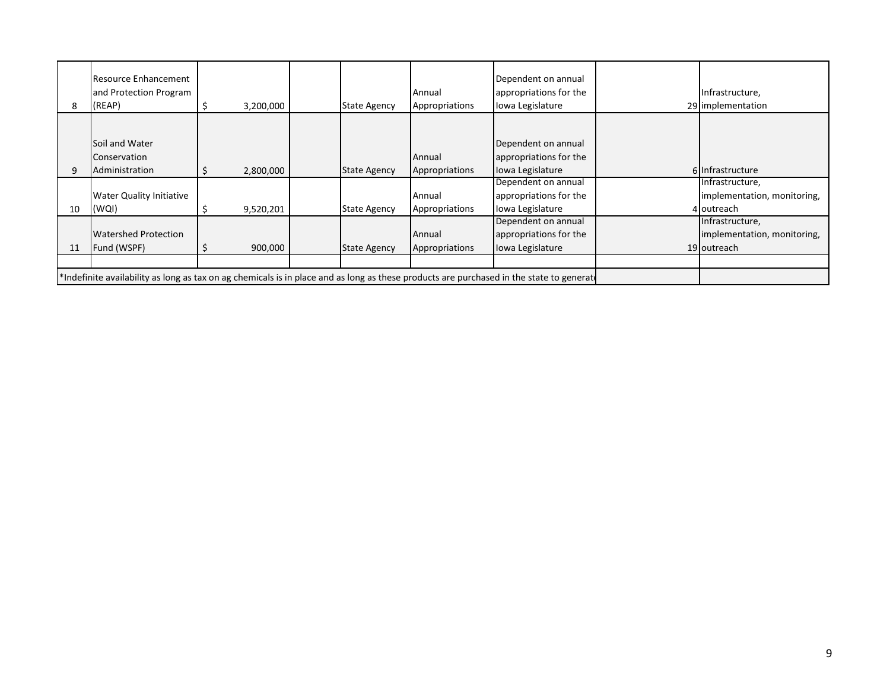| | | | | | | | | |
|---|---|---|---|---|---|---|---|---|
| 8 | Resource Enhancement and Protection Program (REAP) | $ 3,200,000 | | State Agency | Annual Appropriations | Dependent on annual appropriations for the Iowa Legislature | 29 | Infrastructure, implementation |
| 9 | Soil and Water Conservation Administration | $ 2,800,000 | | State Agency | Annual Appropriations | Dependent on annual appropriations for the Iowa Legislature | 6 | Infrastructure |
| 10 | Water Quality Initiative (WQI) | $ 9,520,201 | | State Agency | Annual Appropriations | Dependent on annual appropriations for the Iowa Legislature | 4 | Infrastructure, implementation, monitoring, outreach |
| 11 | Watershed Protection Fund (WSPF) | $ 900,000 | | State Agency | Annual Appropriations | Dependent on annual appropriations for the Iowa Legislature | 19 | Infrastructure, implementation, monitoring, outreach |
| | | | | | | | | |

*Indefinite availability as long as tax on ag chemicals is in place and as long as these products are purchased in the state to generat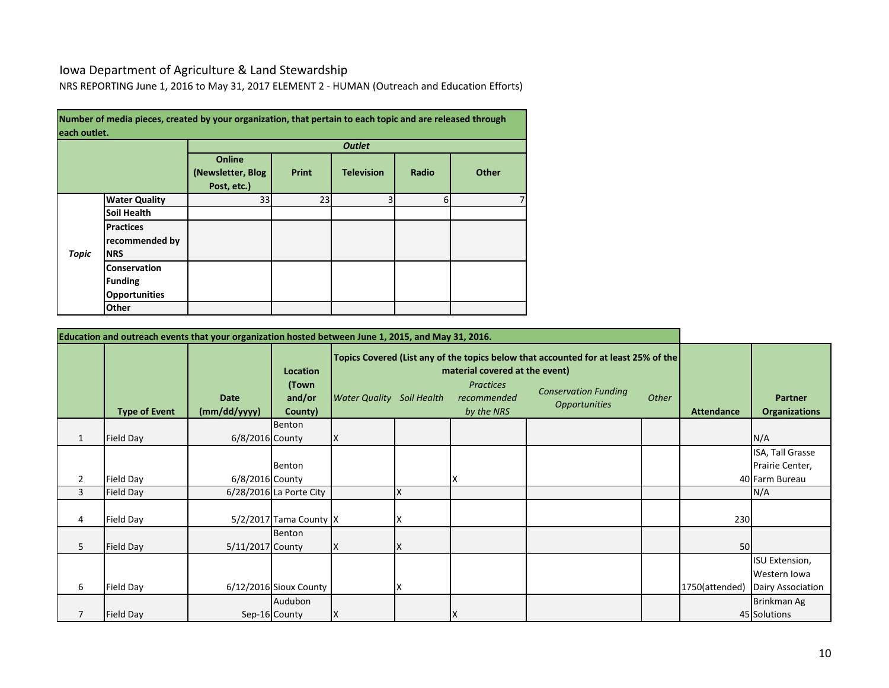Iowa Department of Agriculture & Land Stewardship

NRS REPORTING June 1, 2016 to May 31, 2017 ELEMENT 2 - HUMAN (Outreach and Education Efforts)

| Number of media pieces, created by your organization, that pertain to each topic and are released through each outlet. | | | | | | |
|---|---|---|---|---|---|---|
| | | ***Outlet*** | | | | |
| | | **Online (Newsletter, Blog Post, etc.)** | **Print** | **Television** | **Radio** | **Other** |
| ***Topic*** | **Water Quality** | 33 | 23 | 3 | 6 | 7 |
| | **Soil Health** | | | | | |
| | **Practices recommended by NRS** | | | | | |
| | **Conservation Funding Opportunities** | | | | | |
| | **Other** | | | | | |

**Education and outreach events that your organization hosted between June 1, 2015, and May 31, 2016.**

| | **Type of Event** | **Date (mm/dd/yyyy)** | **Location (Town and/or County)** | **Topics Covered (List any of the topics below that accounted for at least 25% of the material covered at the event)** *Water Quality* | *Soil Health* | *Practices recommended by the NRS* | *Conservation Funding Opportunities* | *Other* | **Attendance** | **Partner Organizations** |
|---|---|---|---|---|---|---|---|---|---|---|
| 1 | Field Day | 6/8/2016 | Benton County | X | | | | | | N/A |
| 2 | Field Day | 6/8/2016 | Benton County | | | X | | | 40 | ISA, Tall Grasse Prairie Center, Farm Bureau |
| 3 | Field Day | 6/28/2016 | La Porte City | | X | | | | | N/A |
| 4 | Field Day | 5/2/2017 | Tama County | X | X | | | | 230 | |
| 5 | Field Day | 5/11/2017 | Benton County | X | X | | | | 50 | |
| 6 | Field Day | 6/12/2016 | Sioux County | | X | | | | 1750(attended) | ISU Extension, Western Iowa Dairy Association |
| 7 | Field Day | Sep-16 | Audubon County | X | | X | | | 45 | Brinkman Ag Solutions |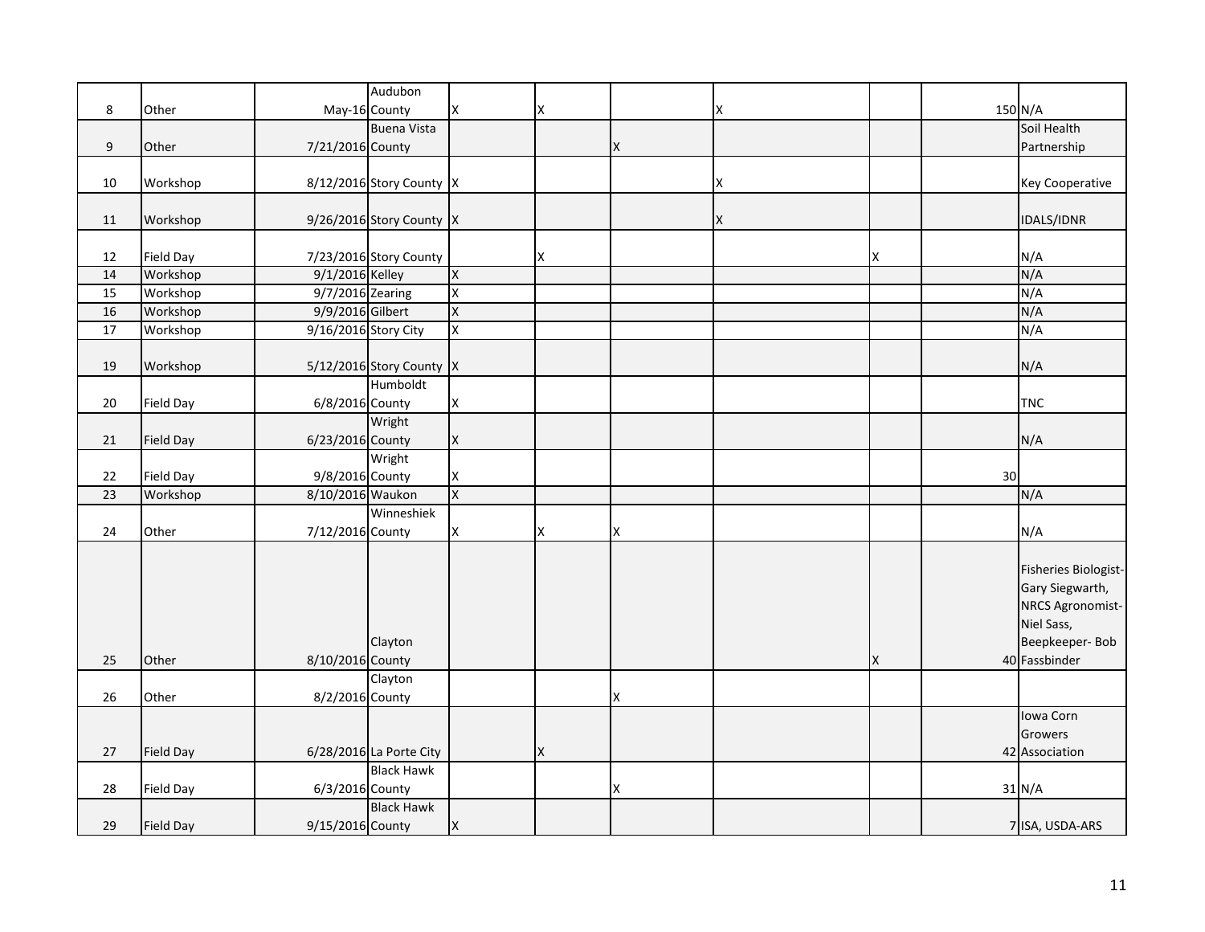| | | | | | | | | | | |
|---|---|---|---|---|---|---|---|---|---|---|
| 8 | Other | May-16 | Audubon County | X | X | | X | | 150 | N/A |
| 9 | Other | 7/21/2016 | Buena Vista County | | | X | | | | Soil Health Partnership |
| 10 | Workshop | 8/12/2016 | Story County | X | | | X | | | Key Cooperative |
| 11 | Workshop | 9/26/2016 | Story County | X | | | X | | | IDALS/IDNR |
| 12 | Field Day | 7/23/2016 | Story County | | X | | | X | | N/A |
| 14 | Workshop | 9/1/2016 | Kelley | X | | | | | | N/A |
| 15 | Workshop | 9/7/2016 | Zearing | X | | | | | | N/A |
| 16 | Workshop | 9/9/2016 | Gilbert | X | | | | | | N/A |
| 17 | Workshop | 9/16/2016 | Story City | X | | | | | | N/A |
| 19 | Workshop | 5/12/2016 | Story County | X | | | | | | N/A |
| 20 | Field Day | 6/8/2016 | Humboldt County | X | | | | | | TNC |
| 21 | Field Day | 6/23/2016 | Wright County | X | | | | | | N/A |
| 22 | Field Day | 9/8/2016 | Wright County | X | | | | | 30 | |
| 23 | Workshop | 8/10/2016 | Waukon | X | | | | | | N/A |
| 24 | Other | 7/12/2016 | Winneshiek County | X | X | X | | | | N/A |
| 25 | Other | 8/10/2016 | Clayton County | | | | | X | 40 | Fisheries Biologist- Gary Siegwarth, NRCS Agronomist- Niel Sass, Beepkeeper- Bob Fassbinder |
| 26 | Other | 8/2/2016 | Clayton County | | | X | | | | |
| 27 | Field Day | 6/28/2016 | La Porte City | | X | | | | 42 | Iowa Corn Growers Association |
| 28 | Field Day | 6/3/2016 | Black Hawk County | | | X | | | 31 | N/A |
| 29 | Field Day | 9/15/2016 | Black Hawk County | X | | | | | 7 | ISA, USDA-ARS |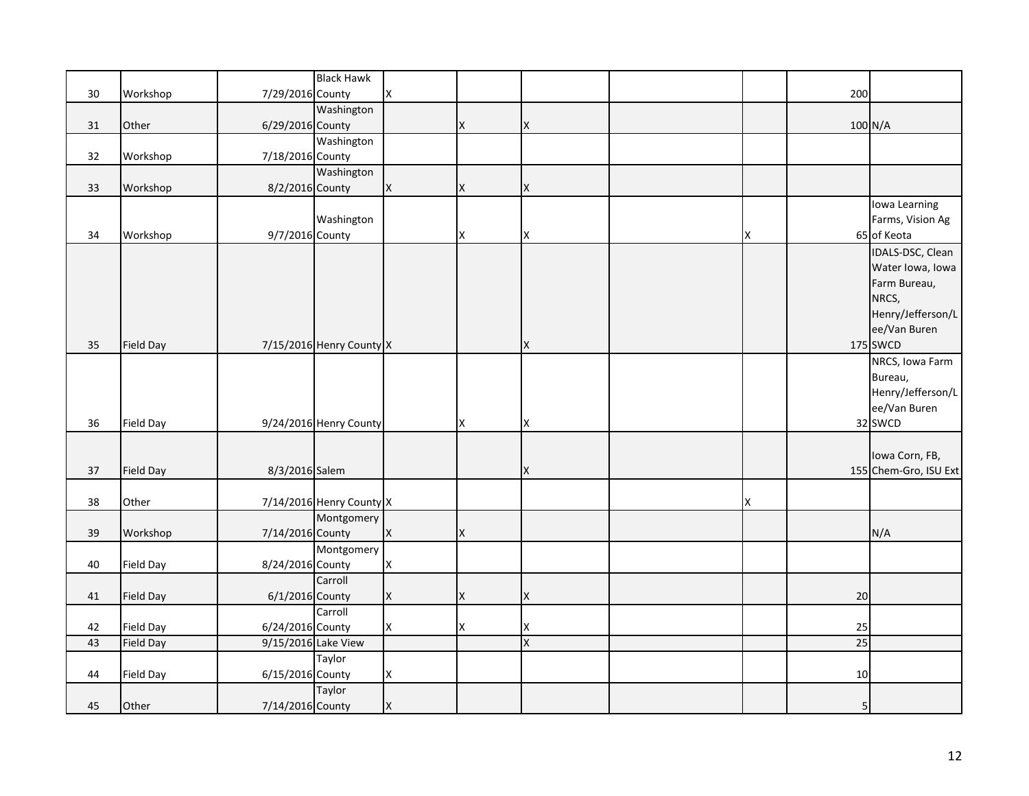| | | | | | | | | | | |
|---|---|---|---|---|---|---|---|---|---|---|
| 30 | Workshop | 7/29/2016 | Black Hawk County | X | | | | | 200 | |
| 31 | Other | 6/29/2016 | Washington County | | X | X | | | 100 | N/A |
| 32 | Workshop | 7/18/2016 | Washington County | | | | | | | |
| 33 | Workshop | 8/2/2016 | Washington County | X | X | X | | | | |
| 34 | Workshop | 9/7/2016 | Washington County | | X | X | | X | 65 | Iowa Learning Farms, Vision Ag of Keota |
| 35 | Field Day | 7/15/2016 | Henry County | X | | X | | | 175 | IDALS-DSC, Clean Water Iowa, Iowa Farm Bureau, NRCS, Henry/Jefferson/Lee/Van Buren SWCD |
| 36 | Field Day | 9/24/2016 | Henry County | | X | X | | | 32 | NRCS, Iowa Farm Bureau, Henry/Jefferson/Lee/Van Buren SWCD |
| 37 | Field Day | 8/3/2016 | Salem | | | X | | | 155 | Iowa Corn, FB, Chem-Gro, ISU Ext |
| 38 | Other | 7/14/2016 | Henry County | X | | | | X | | |
| 39 | Workshop | 7/14/2016 | Montgomery County | X | X | | | | | N/A |
| 40 | Field Day | 8/24/2016 | Montgomery County | X | | | | | | |
| 41 | Field Day | 6/1/2016 | Carroll County | X | X | X | | | 20 | |
| 42 | Field Day | 6/24/2016 | Carroll County | X | X | X | | | 25 | |
| 43 | Field Day | 9/15/2016 | Lake View | | | X | | | 25 | |
| 44 | Field Day | 6/15/2016 | Taylor County | X | | | | | 10 | |
| 45 | Other | 7/14/2016 | Taylor County | X | | | | | 5 | |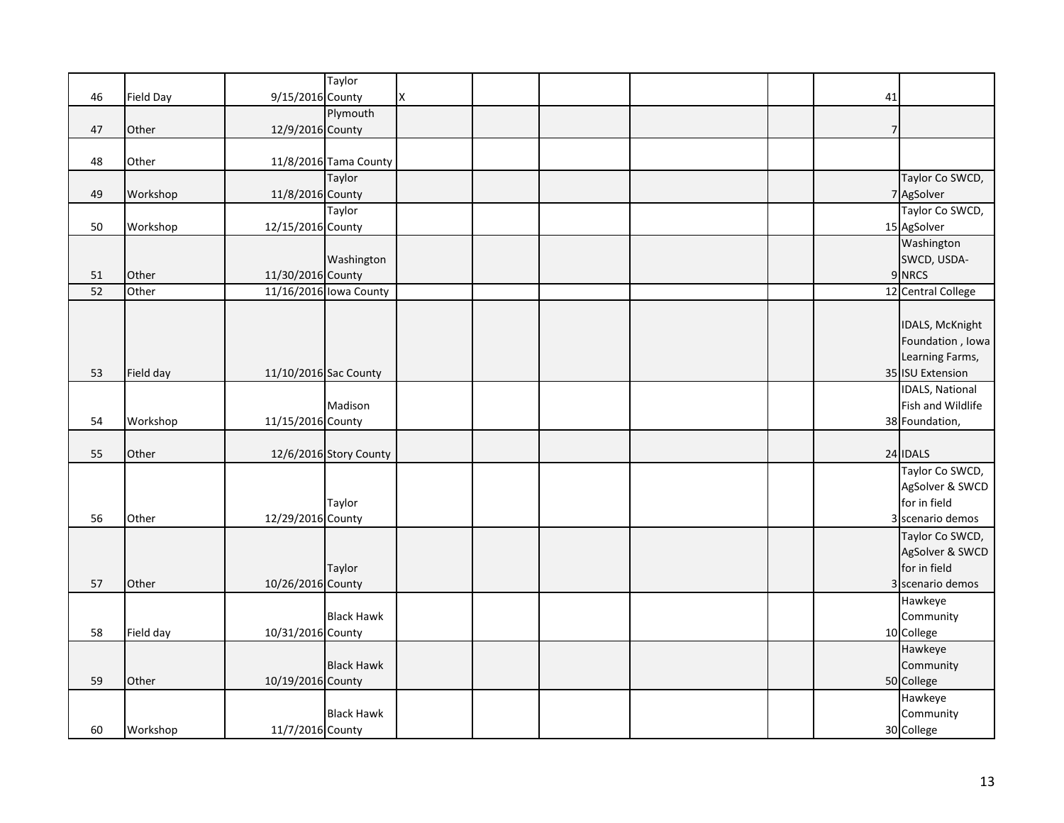| | | | | | | | | | | | |
|---|---|---|---|---|---|---|---|---|---|---|---|
| 46 | Field Day | 9/15/2016 | Taylor County | X | | | | | | 41 | |
| 47 | Other | 12/9/2016 | Plymouth County | | | | | | | 7 | |
| 48 | Other | 11/8/2016 | Tama County | | | | | | | | |
| 49 | Workshop | 11/8/2016 | Taylor County | | | | | | | 7 | Taylor Co SWCD, AgSolver |
| 50 | Workshop | 12/15/2016 | Taylor County | | | | | | | 15 | Taylor Co SWCD, AgSolver |
| 51 | Other | 11/30/2016 | Washington County | | | | | | | 9 | Washington SWCD, USDA-NRCS |
| 52 | Other | 11/16/2016 | Iowa County | | | | | | | 12 | Central College |
| 53 | Field day | 11/10/2016 | Sac County | | | | | | | 35 | IDALS, McKnight Foundation , Iowa Learning Farms, ISU Extension |
| 54 | Workshop | 11/15/2016 | Madison County | | | | | | | 38 | IDALS, National Fish and Wildlife Foundation, |
| 55 | Other | 12/6/2016 | Story County | | | | | | | 24 | IDALS |
| 56 | Other | 12/29/2016 | Taylor County | | | | | | | 3 | Taylor Co SWCD, AgSolver & SWCD for in field scenario demos |
| 57 | Other | 10/26/2016 | Taylor County | | | | | | | 3 | Taylor Co SWCD, AgSolver & SWCD for in field scenario demos |
| 58 | Field day | 10/31/2016 | Black Hawk County | | | | | | | 10 | Hawkeye Community College |
| 59 | Other | 10/19/2016 | Black Hawk County | | | | | | | 50 | Hawkeye Community College |
| 60 | Workshop | 11/7/2016 | Black Hawk County | | | | | | | 30 | Hawkeye Community College |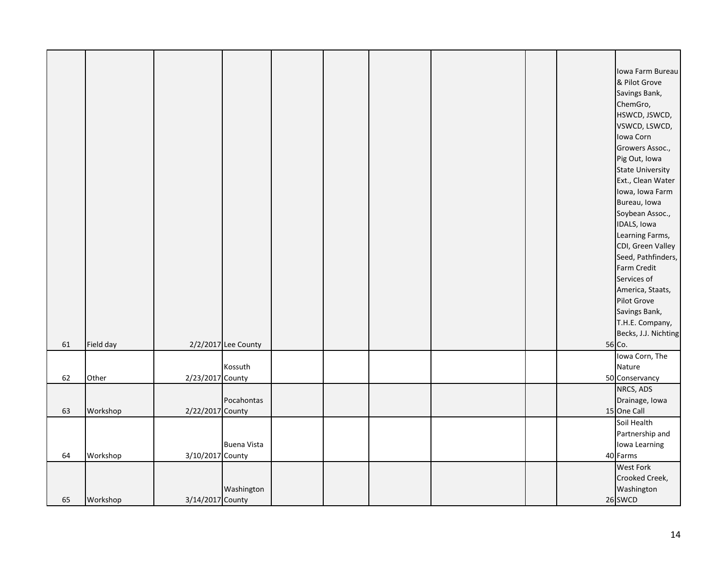|  |  |  |  |  |  |  |  |  |  |  |
|---|---|---|---|---|---|---|---|---|---|---|
| 61 | Field day | 2/2/2017 | Lee County |  |  |  |  |  | 56 | Iowa Farm Bureau & Pilot Grove Savings Bank, ChemGro, HSWCD, JSWCD, VSWCD, LSWCD, Iowa Corn Growers Assoc., Pig Out, Iowa State University Ext., Clean Water Iowa, Iowa Farm Bureau, Iowa Soybean Assoc., IDALS, Iowa Learning Farms, CDI, Green Valley Seed, Pathfinders, Farm Credit Services of America, Staats, Pilot Grove Savings Bank, T.H.E. Company, Becks, J.J. Nichting Co. |
| 62 | Other | 2/23/2017 | Kossuth County |  |  |  |  |  | 50 | Iowa Corn, The Nature Conservancy |
| 63 | Workshop | 2/22/2017 | Pocahontas County |  |  |  |  |  | 15 | NRCS, ADS Drainage, Iowa One Call |
| 64 | Workshop | 3/10/2017 | Buena Vista County |  |  |  |  |  | 40 | Soil Health Partnership and Iowa Learning Farms |
| 65 | Workshop | 3/14/2017 | Washington County |  |  |  |  |  | 26 | West Fork Crooked Creek, Washington SWCD |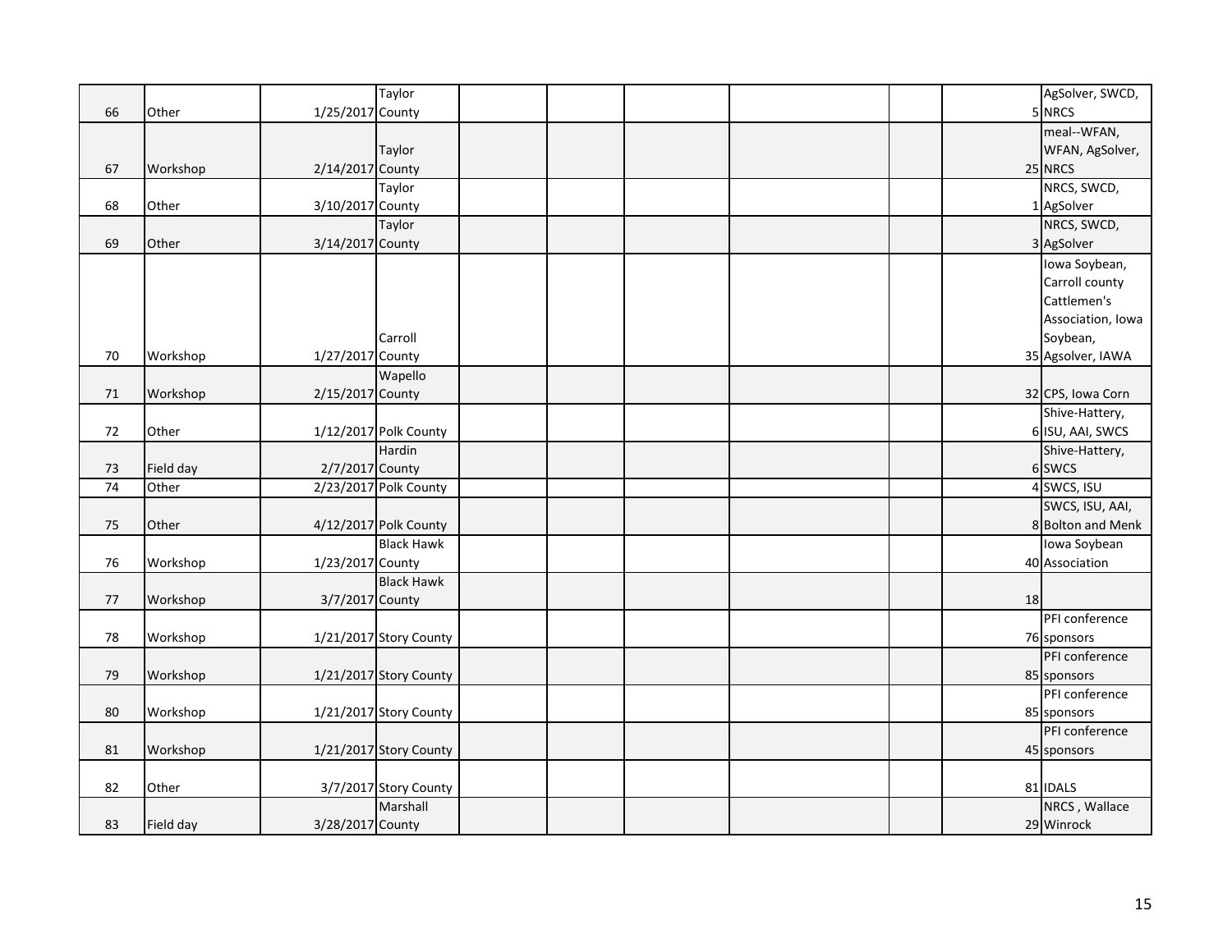| | | | | | | | | | | |
|---|---|---|---|---|---|---|---|---|---|---|
| 66 | Other | 1/25/2017 | Taylor County | | | | | | 5 | AgSolver, SWCD, NRCS |
| 67 | Workshop | 2/14/2017 | Taylor County | | | | | | 25 | meal--WFAN, WFAN, AgSolver, NRCS |
| 68 | Other | 3/10/2017 | Taylor County | | | | | | 1 | NRCS, SWCD, AgSolver |
| 69 | Other | 3/14/2017 | Taylor County | | | | | | 3 | NRCS, SWCD, AgSolver |
| 70 | Workshop | 1/27/2017 | Carroll County | | | | | | 35 | Iowa Soybean, Carroll county Cattlemen's Association, Iowa Soybean, Agsolver, IAWA |
| 71 | Workshop | 2/15/2017 | Wapello County | | | | | | 32 | CPS, Iowa Corn |
| 72 | Other | 1/12/2017 | Polk County | | | | | | 6 | Shive-Hattery, ISU, AAI, SWCS |
| 73 | Field day | 2/7/2017 | Hardin County | | | | | | 6 | Shive-Hattery, SWCS |
| 74 | Other | 2/23/2017 | Polk County | | | | | | 4 | SWCS, ISU |
| 75 | Other | 4/12/2017 | Polk County | | | | | | 8 | SWCS, ISU, AAI, Bolton and Menk |
| 76 | Workshop | 1/23/2017 | Black Hawk County | | | | | | 40 | Iowa Soybean Association |
| 77 | Workshop | 3/7/2017 | Black Hawk County | | | | | | 18 | |
| 78 | Workshop | 1/21/2017 | Story County | | | | | | 76 | PFI conference sponsors |
| 79 | Workshop | 1/21/2017 | Story County | | | | | | 85 | PFI conference sponsors |
| 80 | Workshop | 1/21/2017 | Story County | | | | | | 85 | PFI conference sponsors |
| 81 | Workshop | 1/21/2017 | Story County | | | | | | 45 | PFI conference sponsors |
| 82 | Other | 3/7/2017 | Story County | | | | | | 81 | IDALS |
| 83 | Field day | 3/28/2017 | Marshall County | | | | | | 29 | NRCS , Wallace Winrock |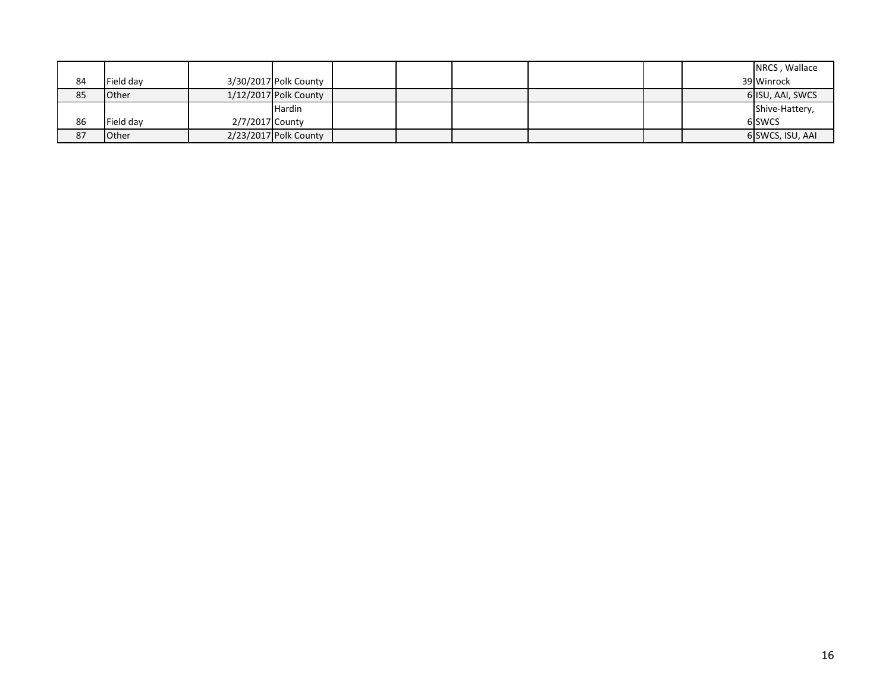| | | | | | | | | | | |
|---|---|---|---|---|---|---|---|---|---|---|
| 84 | Field day | 3/30/2017 | Polk County | | | | | | 39 | NRCS , Wallace Winrock |
| 85 | Other | 1/12/2017 | Polk County | | | | | | 6 | ISU, AAI, SWCS |
| 86 | Field day | 2/7/2017 | Hardin County | | | | | | 6 | Shive-Hattery, SWCS |
| 87 | Other | 2/23/2017 | Polk County | | | | | | 6 | SWCS, ISU, AAI |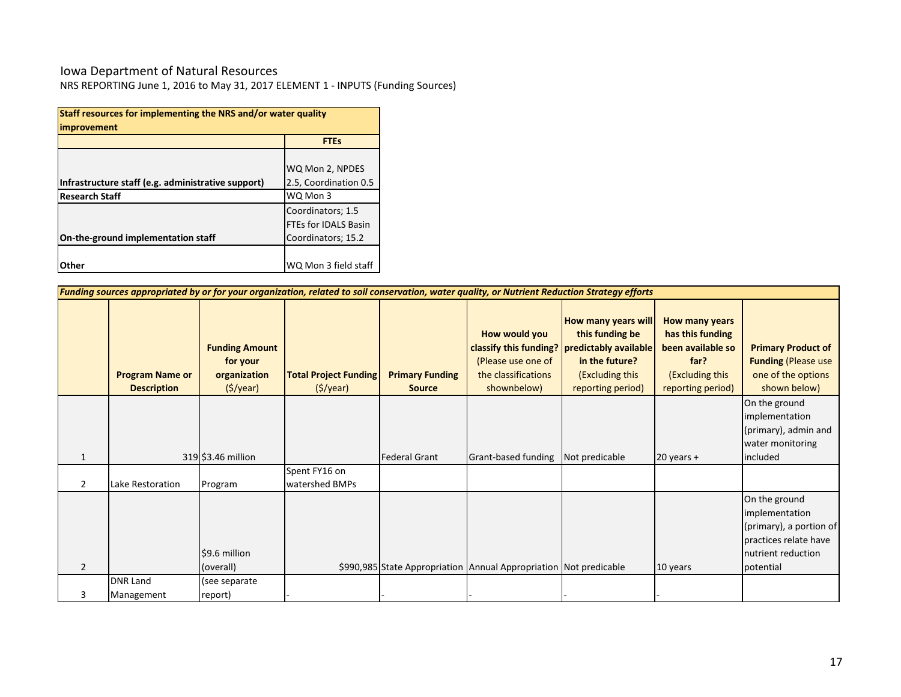Iowa Department of Natural Resources

NRS REPORTING June 1, 2016 to May 31, 2017 ELEMENT 1 - INPUTS (Funding Sources)

| **Staff resources for implementing the NRS and/or water quality improvement** | |
|---|---|
| | **FTEs** |
| **Infrastructure staff (e.g. administrative support)** | WQ Mon 2, NPDES 2.5, Coordination 0.5 |
| **Research Staff** | WQ Mon 3 |
| **On-the-ground implementation staff** | Coordinators; 1.5 FTEs for IDALS Basin Coordinators; 15.2 |
| **Other** | WQ Mon 3 field staff |

| ***Funding sources appropriated by or for your organization, related to soil conservation, water quality, or Nutrient Reduction Strategy efforts*** | | | | | | | | |
|---|---|---|---|---|---|---|---|---|
| | **Program Name or Description** | **Funding Amount for your organization** ($/year) | **Total Project Funding** ($/year) | **Primary Funding Source** | **How would you classify this funding?** (Please use one of the classifications shownbelow) | **How many years will this funding be predictably available in the future?** (Excluding this reporting period) | **How many years has this funding been available so far?** (Excluding this reporting period) | **Primary Product of Funding** (Please use one of the options shown below) |
| 1 | 319 | $3.46 million | | Federal Grant | Grant-based funding | Not predicable | 20 years + | On the ground implementation (primary), admin and water monitoring included |
| 2 | Lake Restoration | Program | Spent FY16 on watershed BMPs | | | | | |
| 2 | | $9.6 million (overall) | $990,985 | State Appropriation | Annual Appropriation | Not predicable | 10 years | On the ground implementation (primary), a portion of practices relate have nutrient reduction potential |
| 3 | DNR Land Management | (see separate report) | - | - | - | - | - | |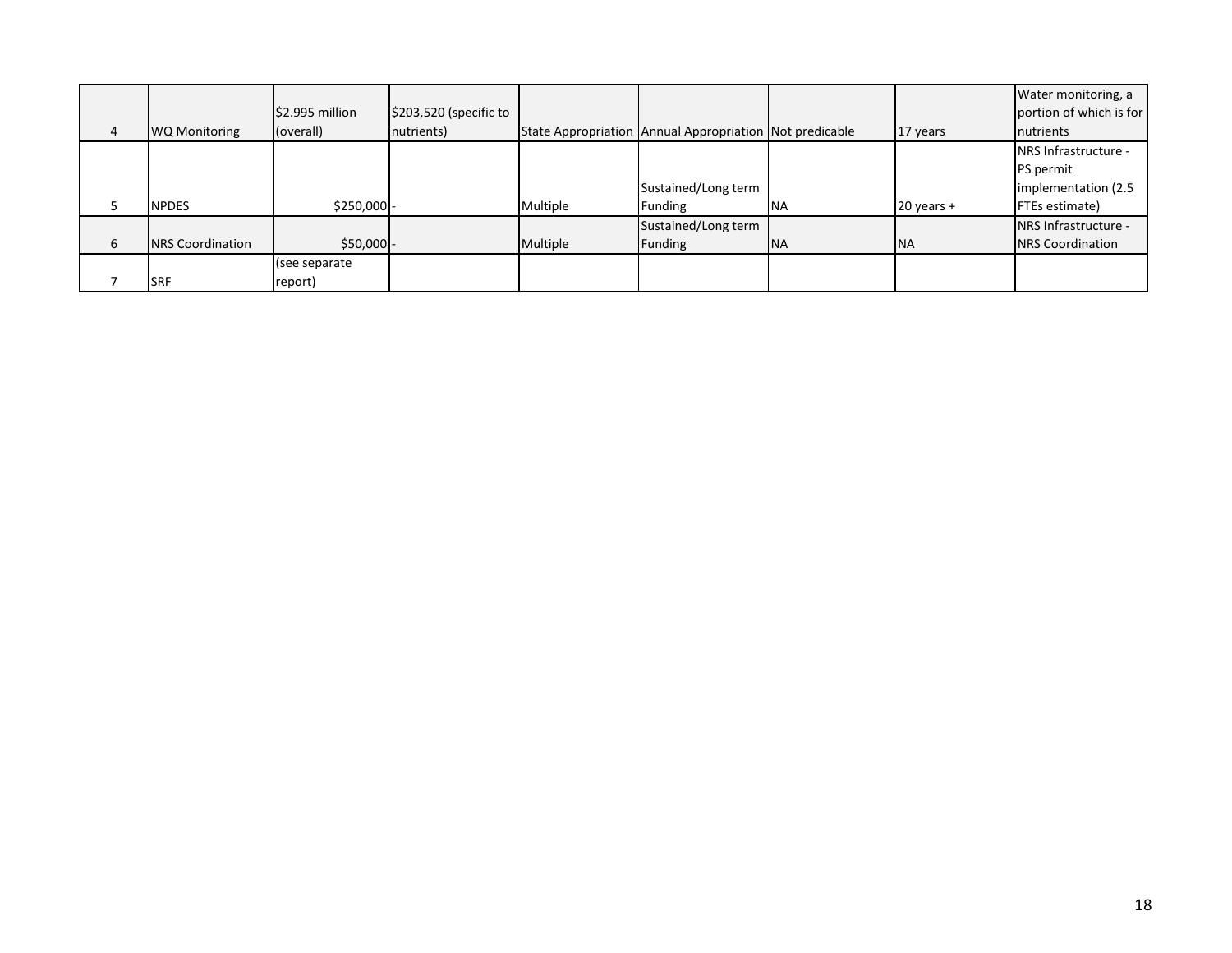| | | | | | | | | |
|---|---|---|---|---|---|---|---|---|
| 4 | WQ Monitoring | $2.995 million (overall) | $203,520 (specific to nutrients) | State Appropriation | Annual Appropriation | Not predicable | 17 years | Water monitoring, a portion of which is for nutrients |
| 5 | NPDES | $250,000 | - | Multiple | Sustained/Long term Funding | NA | 20 years + | NRS Infrastructure - PS permit implementation (2.5 FTEs estimate) |
| 6 | NRS Coordination | $50,000 | - | Multiple | Sustained/Long term Funding | NA | NA | NRS Infrastructure - NRS Coordination |
| 7 | SRF | (see separate report) | | | | | | |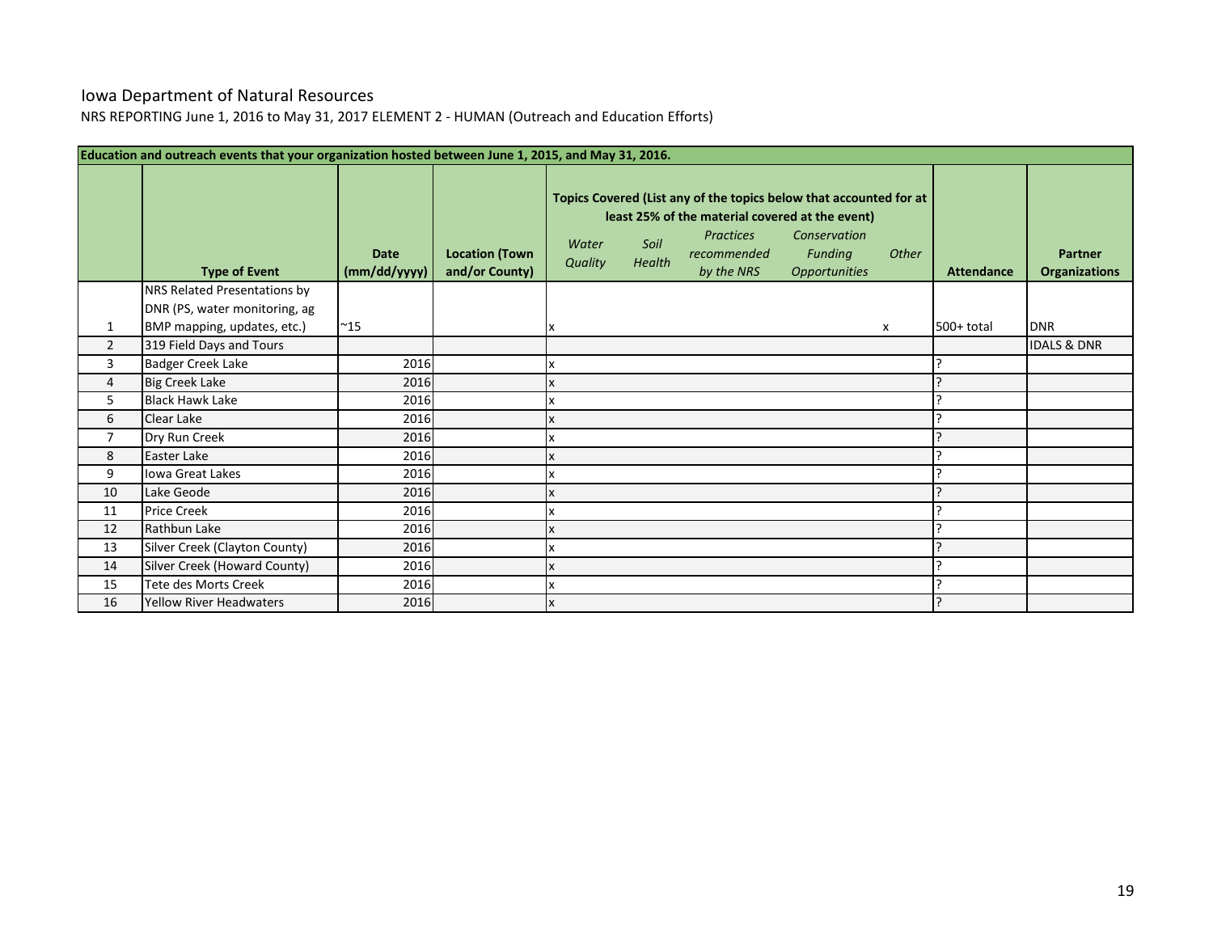Iowa Department of Natural Resources

NRS REPORTING June 1, 2016 to May 31, 2017 ELEMENT 2 - HUMAN (Outreach and Education Efforts)

| Education and outreach events that your organization hosted between June 1, 2015, and May 31, 2016. | | | | | | | | | | | |
|---|---|---|---|---|---|---|---|---|---|---|---|
| | **Type of Event** | **Date (mm/dd/yyyy)** | **Location (Town and/or County)** | **Topics Covered (List any of the topics below that accounted for at least 25% of the material covered at the event)** | | | | | **Attendance** | **Partner Organizations** |
| | | | | *Water Quality* | *Soil Health* | *Practices recommended by the NRS* | *Conservation Funding Opportunities* | *Other* | | |
| 1 | NRS Related Presentations by DNR (PS, water monitoring, ag BMP mapping, updates, etc.) | ~15 | | x | | | | x | 500+ total | DNR |
| 2 | 319 Field Days and Tours | | | | | | | | | IDALS & DNR |
| 3 | Badger Creek Lake | 2016 | | x | | | | | ? | |
| 4 | Big Creek Lake | 2016 | | x | | | | | ? | |
| 5 | Black Hawk Lake | 2016 | | x | | | | | ? | |
| 6 | Clear Lake | 2016 | | x | | | | | ? | |
| 7 | Dry Run Creek | 2016 | | x | | | | | ? | |
| 8 | Easter Lake | 2016 | | x | | | | | ? | |
| 9 | Iowa Great Lakes | 2016 | | x | | | | | ? | |
| 10 | Lake Geode | 2016 | | x | | | | | ? | |
| 11 | Price Creek | 2016 | | x | | | | | ? | |
| 12 | Rathbun Lake | 2016 | | x | | | | | ? | |
| 13 | Silver Creek (Clayton County) | 2016 | | x | | | | | ? | |
| 14 | Silver Creek (Howard County) | 2016 | | x | | | | | ? | |
| 15 | Tete des Morts Creek | 2016 | | x | | | | | ? | |
| 16 | Yellow River Headwaters | 2016 | | x | | | | | ? | |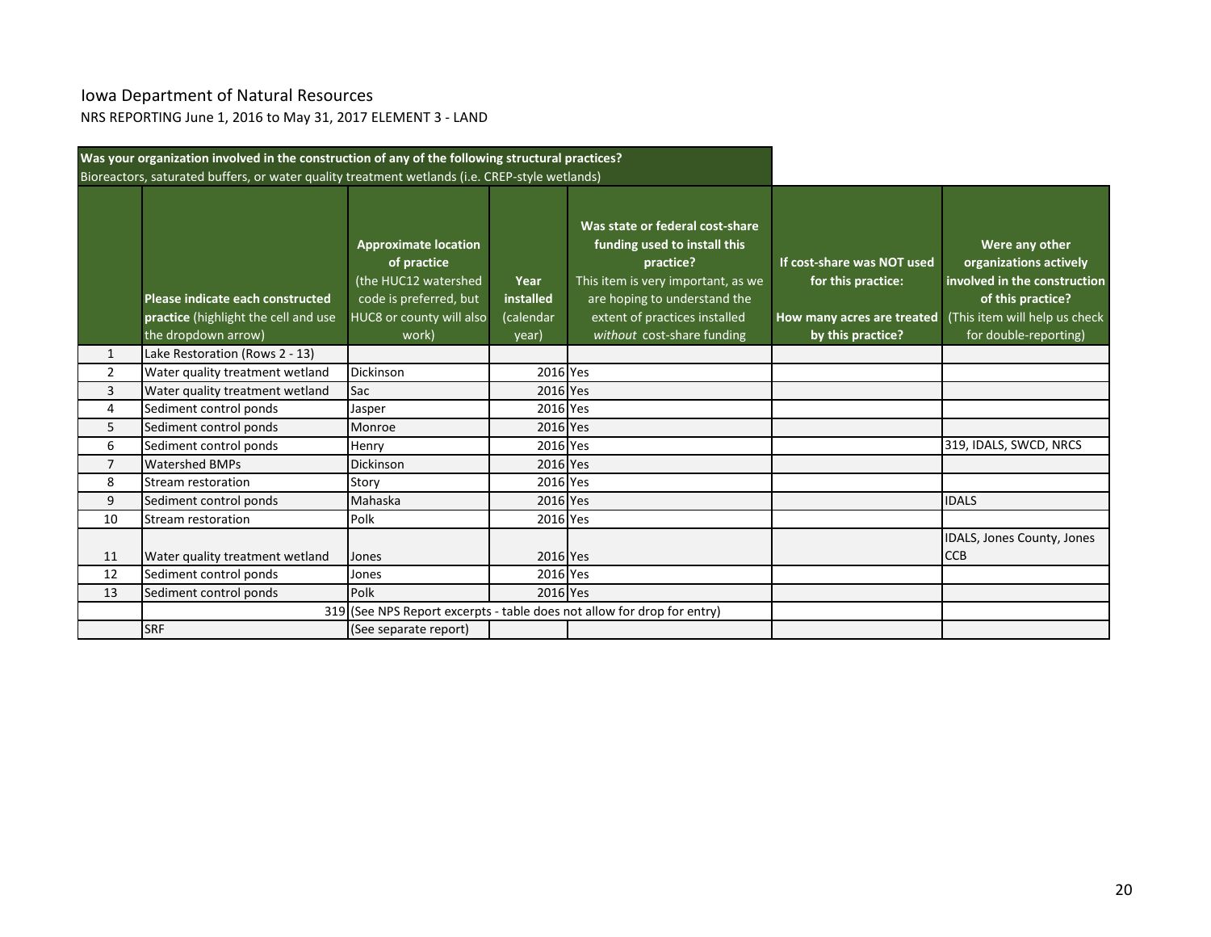# Iowa Department of Natural Resources

NRS REPORTING June 1, 2016 to May 31, 2017 ELEMENT 3 - LAND

| **Was your organization involved in the construction of any of the following structural practices?** Bioreactors, saturated buffers, or water quality treatment wetlands (i.e. CREP-style wetlands) | | | | | | |
|---|---|---|---|---|---|---|
| | **Please indicate each constructed practice** (highlight the cell and use the dropdown arrow) | **Approximate location of practice** (the HUC12 watershed code is preferred, but HUC8 or county will also work) | **Year installed** (calendar year) | **Was state or federal cost-share funding used to install this practice?** This item is very important, as we are hoping to understand the extent of practices installed *without* cost-share funding | **If cost-share was NOT used for this practice: How many acres are treated by this practice?** | **Were any other organizations actively involved in the construction of this practice?** (This item will help us check for double-reporting) |
| 1 | Lake Restoration (Rows 2 - 13) | | | | | |
| 2 | Water quality treatment wetland | Dickinson | 2016 | Yes | | |
| 3 | Water quality treatment wetland | Sac | 2016 | Yes | | |
| 4 | Sediment control ponds | Jasper | 2016 | Yes | | |
| 5 | Sediment control ponds | Monroe | 2016 | Yes | | |
| 6 | Sediment control ponds | Henry | 2016 | Yes | | 319, IDALS, SWCD, NRCS |
| 7 | Watershed BMPs | Dickinson | 2016 | Yes | | |
| 8 | Stream restoration | Story | 2016 | Yes | | |
| 9 | Sediment control ponds | Mahaska | 2016 | Yes | | IDALS |
| 10 | Stream restoration | Polk | 2016 | Yes | | |
| 11 | Water quality treatment wetland | Jones | 2016 | Yes | | IDALS, Jones County, Jones CCB |
| 12 | Sediment control ponds | Jones | 2016 | Yes | | |
| 13 | Sediment control ponds | Polk | 2016 | Yes | | |
| | 319 | (See NPS Report excerpts - table does not allow for drop for entry) | | | | |
| | SRF | (See separate report) | | | | |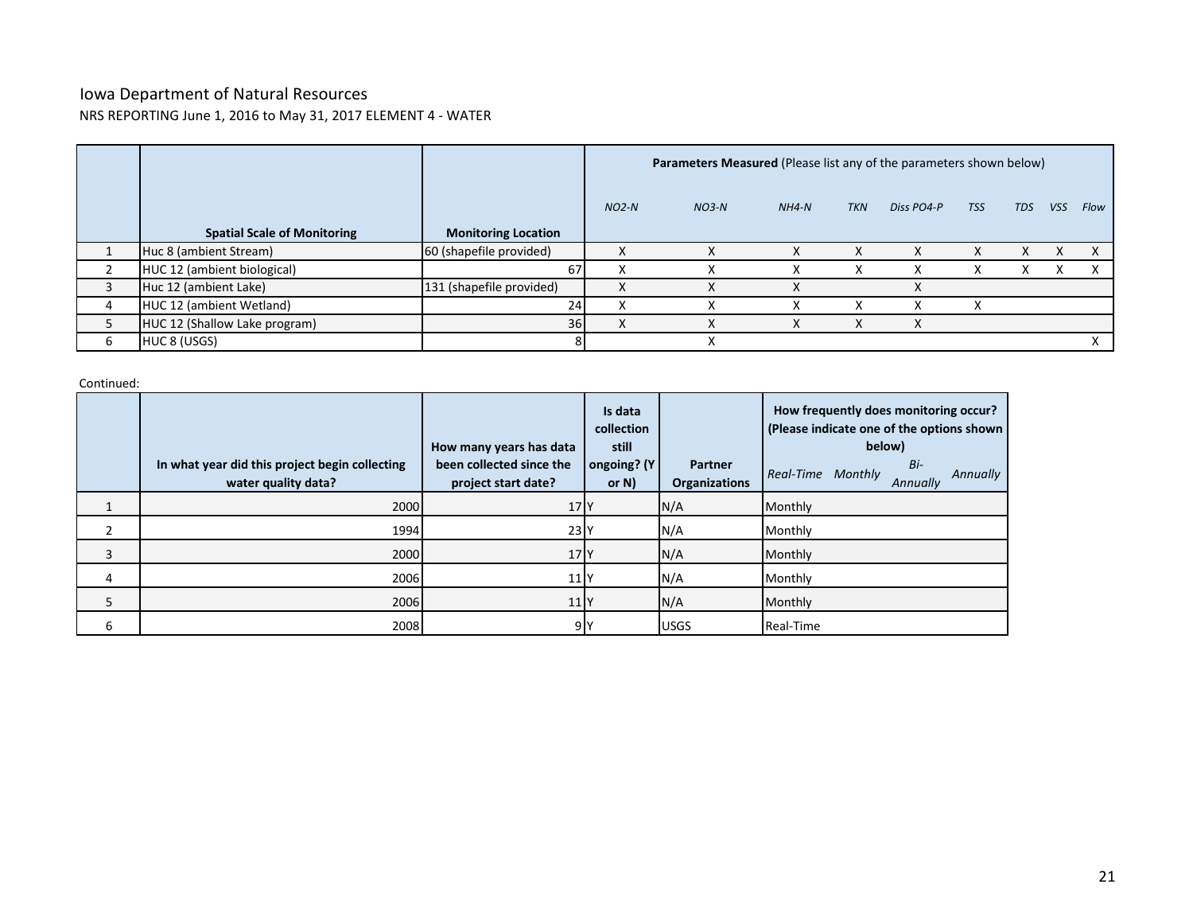Iowa Department of Natural Resources

NRS REPORTING June 1, 2016 to May 31, 2017 ELEMENT 4 - WATER

| | Spatial Scale of Monitoring | Monitoring Location | Parameters Measured (Please list any of the parameters shown below) | | | | | | | | |
|---|---|---|---|---|---|---|---|---|---|---|---|
| | | | *NO2-N* | *NO3-N* | *NH4-N* | *TKN* | *Diss PO4-P* | *TSS* | *TDS* | *VSS* | *Flow* |
| 1 | Huc 8 (ambient Stream) | 60 (shapefile provided) | X | X | X | X | X | X | X | X | X |
| 2 | HUC 12 (ambient biological) | 67 | X | X | X | X | X | X | X | X | X |
| 3 | Huc 12 (ambient Lake) | 131 (shapefile provided) | X | X | X | | X | | | | |
| 4 | HUC 12 (ambient Wetland) | 24 | X | X | X | X | X | X | | | |
| 5 | HUC 12 (Shallow Lake program) | 36 | X | X | X | X | X | | | | |
| 6 | HUC 8 (USGS) | 8 | | X | | | | | | | X |

Continued:

| | In what year did this project begin collecting water quality data? | How many years has data been collected since the project start date? | Is data collection still ongoing? (Y or N) | Partner Organizations | How frequently does monitoring occur? (Please indicate one of the options shown below) *Real-Time Monthly Bi-Annually Annually* |
|---|---|---|---|---|---|
| 1 | 2000 | 17 | Y | N/A | Monthly |
| 2 | 1994 | 23 | Y | N/A | Monthly |
| 3 | 2000 | 17 | Y | N/A | Monthly |
| 4 | 2006 | 11 | Y | N/A | Monthly |
| 5 | 2006 | 11 | Y | N/A | Monthly |
| 6 | 2008 | 9 | Y | USGS | Real-Time |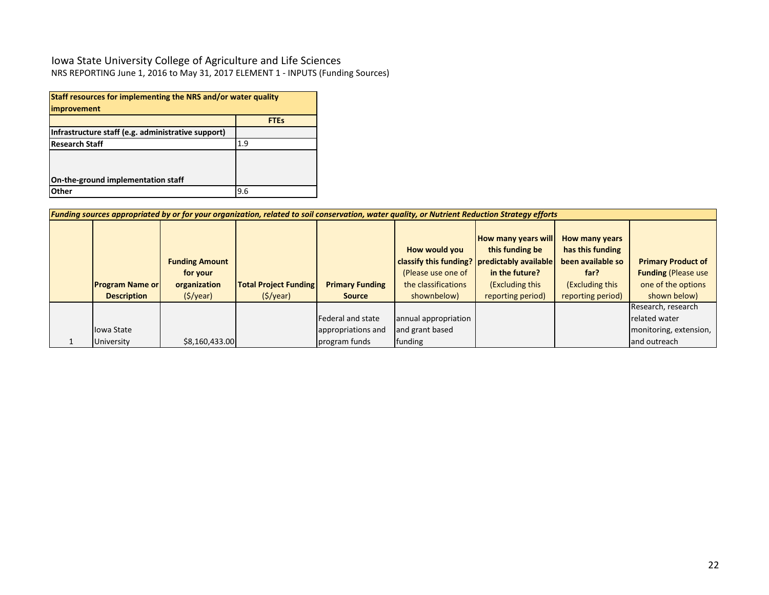Iowa State University College of Agriculture and Life Sciences

NRS REPORTING June 1, 2016 to May 31, 2017 ELEMENT 1 - INPUTS (Funding Sources)

| **Staff resources for implementing the NRS and/or water quality improvement** | |
|---|---|
| | **FTEs** |
| **Infrastructure staff (e.g. administrative support)** | |
| **Research Staff** | 1.9 |
| **On-the-ground implementation staff** | |
| **Other** | 9.6 |

| ***Funding sources appropriated by or for your organization, related to soil conservation, water quality, or Nutrient Reduction Strategy efforts*** | | | | | | | | |
|---|---|---|---|---|---|---|---|---|
| | **Program Name or Description** | **Funding Amount for your organization** ($/year) | **Total Project Funding** ($/year) | **Primary Funding Source** | **How would you classify this funding?** (Please use one of the classifications shownbelow) | **How many years will this funding be predictably available in the future?** (Excluding this reporting period) | **How many years has this funding been available so far?** (Excluding this reporting period) | **Primary Product of Funding** (Please use one of the options shown below) |
| 1 | Iowa State University | $8,160,433.00 | | Federal and state appropriations and program funds | annual appropriation and grant based funding | | | Research, research related water monitoring, extension, and outreach |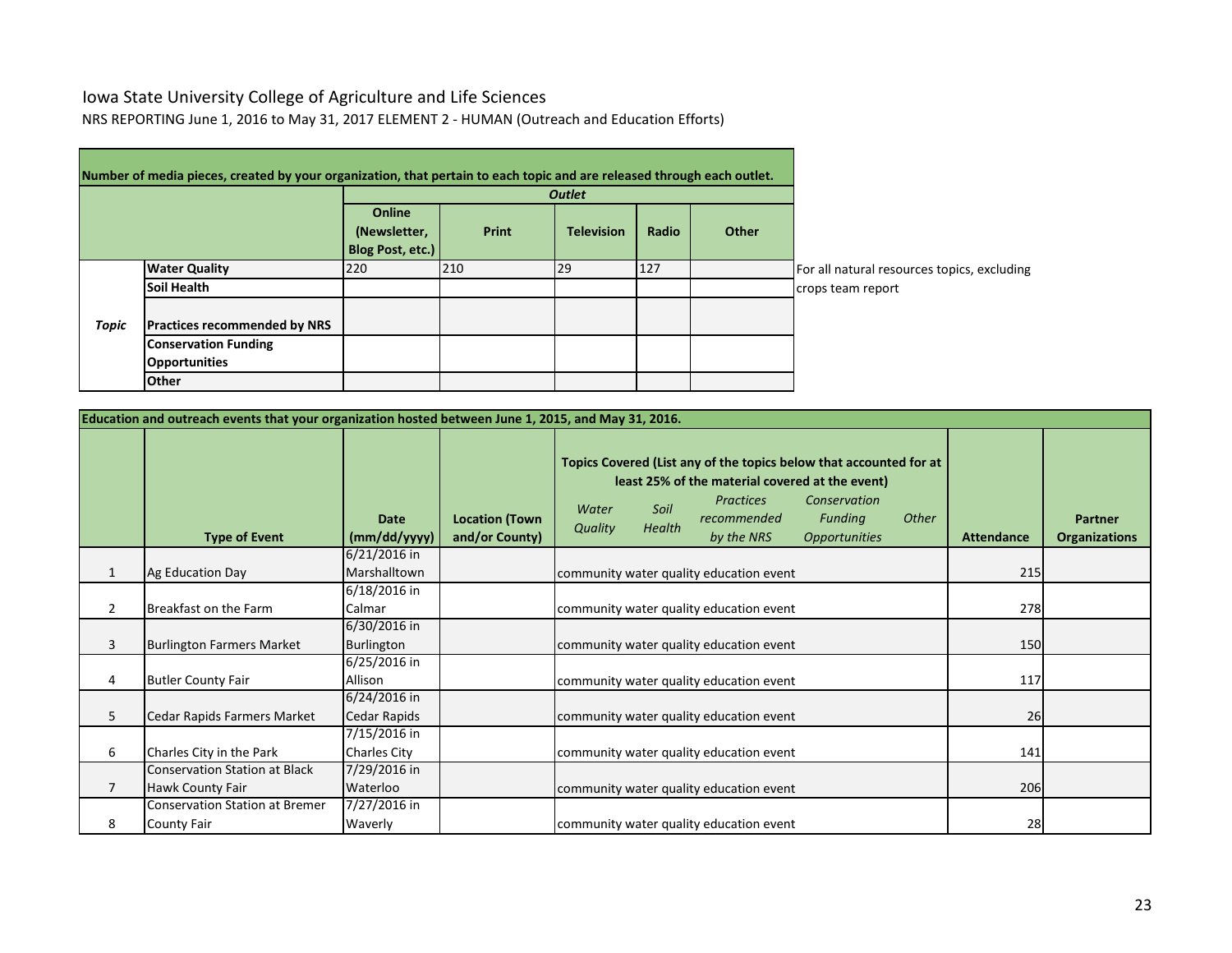# Iowa State University College of Agriculture and Life Sciences

NRS REPORTING June 1, 2016 to May 31, 2017 ELEMENT 2 - HUMAN (Outreach and Education Efforts)

| Number of media pieces, created by your organization, that pertain to each topic and are released through each outlet. | | | | | | |
|---|---|---|---|---|---|---|
| | | ***Outlet*** | | | | |
| | | **Online (Newsletter, Blog Post, etc.)** | **Print** | **Television** | **Radio** | **Other** |
| ***Topic*** | **Water Quality** | 220 | 210 | 29 | 127 | |
| | **Soil Health** | | | | | |
| | **Practices recommended by NRS** | | | | | |
| | **Conservation Funding Opportunities** | | | | | |
| | **Other** | | | | | |

For all natural resources topics, excluding crops team report

| Education and outreach events that your organization hosted between June 1, 2015, and May 31, 2016. | | | | | | | | | | | |
|---|---|---|---|---|---|---|---|---|---|---|---|
| | | | | **Topics Covered (List any of the topics below that accounted for at least 25% of the material covered at the event)** | | | | | | |
| | **Type of Event** | **Date (mm/dd/yyyy)** | **Location (Town and/or County)** | *Water Quality* | *Soil Health* | *Practices recommended by the NRS* | *Conservation Funding Opportunities* | *Other* | **Attendance** | **Partner Organizations** |
| 1 | Ag Education Day | 6/21/2016 in Marshalltown | | community water quality education event | | | | | 215 | |
| 2 | Breakfast on the Farm | 6/18/2016 in Calmar | | community water quality education event | | | | | 278 | |
| 3 | Burlington Farmers Market | 6/30/2016 in Burlington | | community water quality education event | | | | | 150 | |
| 4 | Butler County Fair | 6/25/2016 in Allison | | community water quality education event | | | | | 117 | |
| 5 | Cedar Rapids Farmers Market | 6/24/2016 in Cedar Rapids | | community water quality education event | | | | | 26 | |
| 6 | Charles City in the Park | 7/15/2016 in Charles City | | community water quality education event | | | | | 141 | |
| 7 | Conservation Station at Black Hawk County Fair | 7/29/2016 in Waterloo | | community water quality education event | | | | | 206 | |
| 8 | Conservation Station at Bremer County Fair | 7/27/2016 in Waverly | | community water quality education event | | | | | 28 | |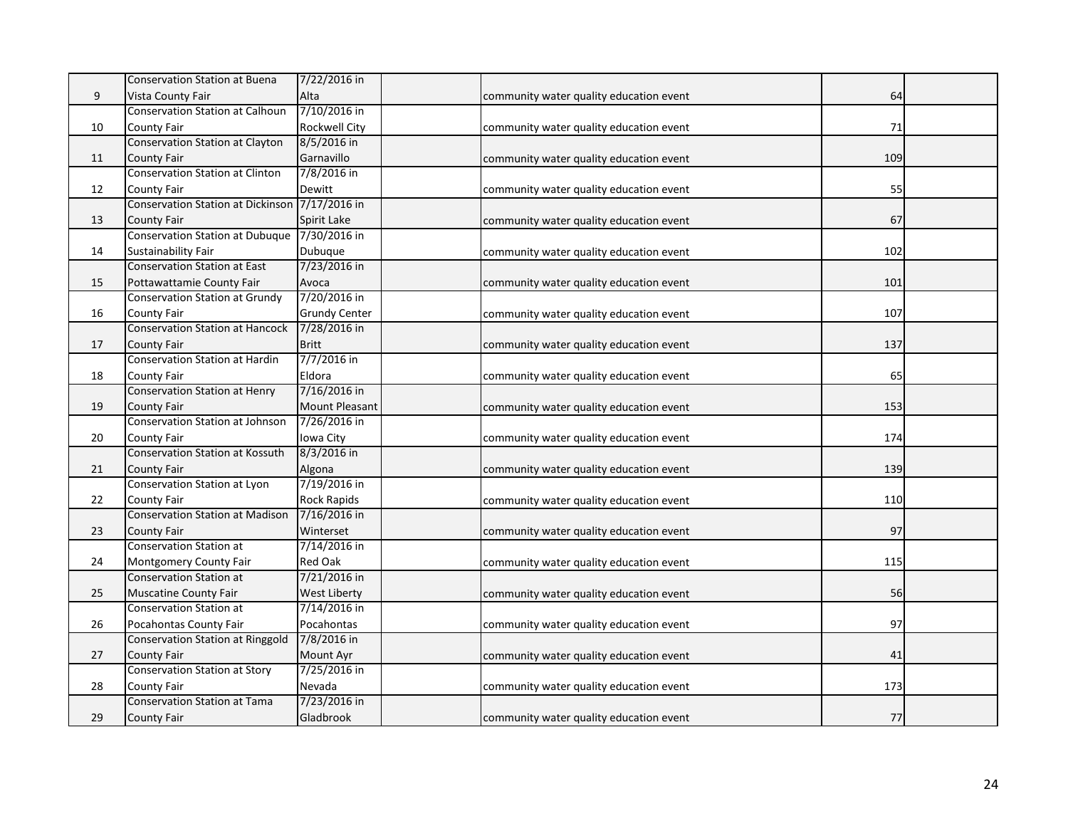| | | | | | | |
|---|---|---|---|---|---|---|
| 9 | Conservation Station at Buena Vista County Fair | 7/22/2016 in Alta | | community water quality education event | 64 | |
| 10 | Conservation Station at Calhoun County Fair | 7/10/2016 in Rockwell City | | community water quality education event | 71 | |
| 11 | Conservation Station at Clayton County Fair | 8/5/2016 in Garnavillo | | community water quality education event | 109 | |
| 12 | Conservation Station at Clinton County Fair | 7/8/2016 in Dewitt | | community water quality education event | 55 | |
| 13 | Conservation Station at Dickinson County Fair | 7/17/2016 in Spirit Lake | | community water quality education event | 67 | |
| 14 | Conservation Station at Dubuque Sustainability Fair | 7/30/2016 in Dubuque | | community water quality education event | 102 | |
| 15 | Conservation Station at East Pottawattamie County Fair | 7/23/2016 in Avoca | | community water quality education event | 101 | |
| 16 | Conservation Station at Grundy County Fair | 7/20/2016 in Grundy Center | | community water quality education event | 107 | |
| 17 | Conservation Station at Hancock County Fair | 7/28/2016 in Britt | | community water quality education event | 137 | |
| 18 | Conservation Station at Hardin County Fair | 7/7/2016 in Eldora | | community water quality education event | 65 | |
| 19 | Conservation Station at Henry County Fair | 7/16/2016 in Mount Pleasant | | community water quality education event | 153 | |
| 20 | Conservation Station at Johnson County Fair | 7/26/2016 in Iowa City | | community water quality education event | 174 | |
| 21 | Conservation Station at Kossuth County Fair | 8/3/2016 in Algona | | community water quality education event | 139 | |
| 22 | Conservation Station at Lyon County Fair | 7/19/2016 in Rock Rapids | | community water quality education event | 110 | |
| 23 | Conservation Station at Madison County Fair | 7/16/2016 in Winterset | | community water quality education event | 97 | |
| 24 | Conservation Station at Montgomery County Fair | 7/14/2016 in Red Oak | | community water quality education event | 115 | |
| 25 | Conservation Station at Muscatine County Fair | 7/21/2016 in West Liberty | | community water quality education event | 56 | |
| 26 | Conservation Station at Pocahontas County Fair | 7/14/2016 in Pocahontas | | community water quality education event | 97 | |
| 27 | Conservation Station at Ringgold County Fair | 7/8/2016 in Mount Ayr | | community water quality education event | 41 | |
| 28 | Conservation Station at Story County Fair | 7/25/2016 in Nevada | | community water quality education event | 173 | |
| 29 | Conservation Station at Tama County Fair | 7/23/2016 in Gladbrook | | community water quality education event | 77 | |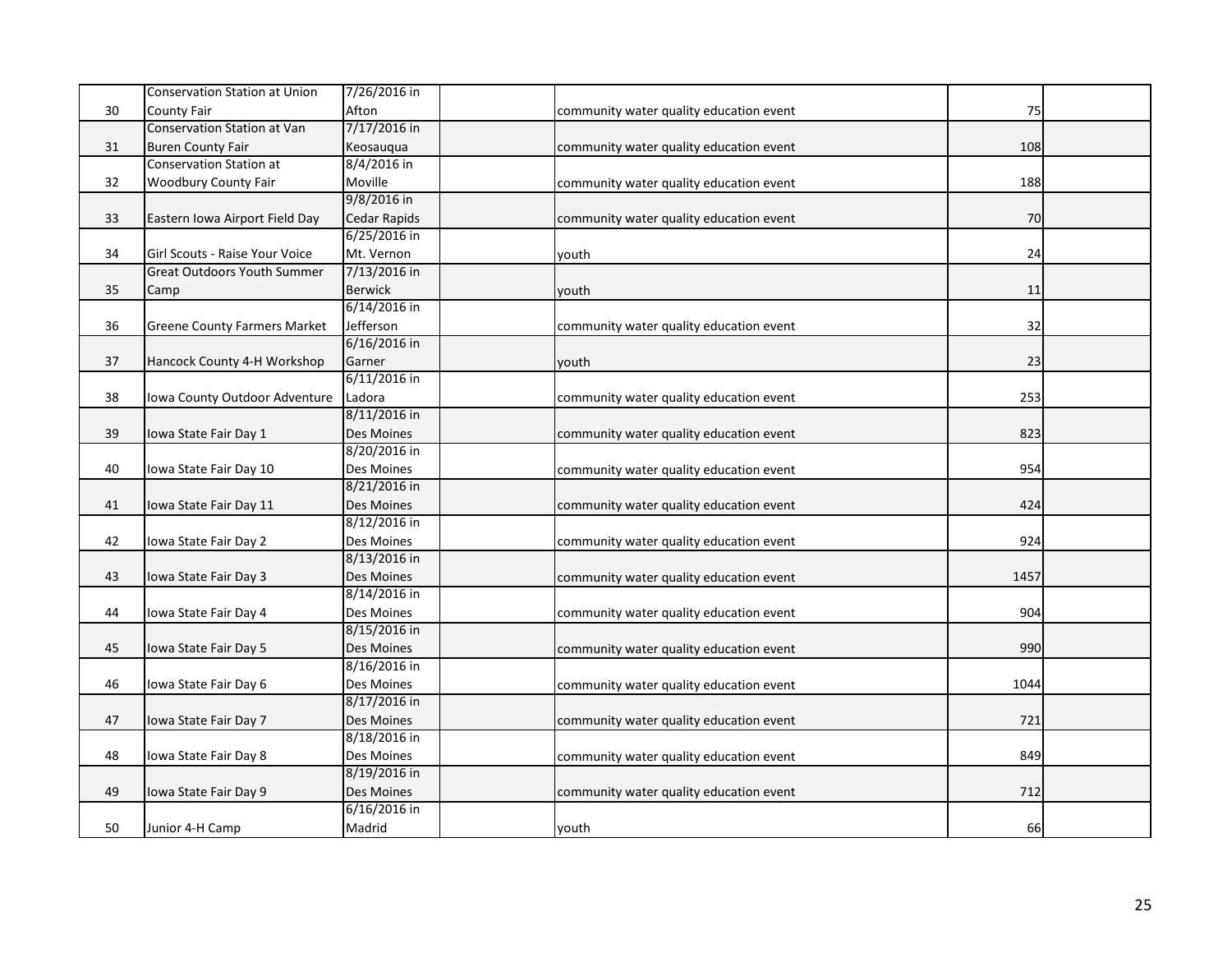| | | | | | | |
|---|---|---|---|---|---|---|
| 30 | Conservation Station at Union County Fair | 7/26/2016 in Afton | | community water quality education event | 75 | |
| 31 | Conservation Station at Van Buren County Fair | 7/17/2016 in Keosauqua | | community water quality education event | 108 | |
| 32 | Conservation Station at Woodbury County Fair | 8/4/2016 in Moville | | community water quality education event | 188 | |
| 33 | Eastern Iowa Airport Field Day | 9/8/2016 in Cedar Rapids | | community water quality education event | 70 | |
| 34 | Girl Scouts - Raise Your Voice | 6/25/2016 in Mt. Vernon | | youth | 24 | |
| 35 | Great Outdoors Youth Summer Camp | 7/13/2016 in Berwick | | youth | 11 | |
| 36 | Greene County Farmers Market | 6/14/2016 in Jefferson | | community water quality education event | 32 | |
| 37 | Hancock County 4-H Workshop | 6/16/2016 in Garner | | youth | 23 | |
| 38 | Iowa County Outdoor Adventure | 6/11/2016 in Ladora | | community water quality education event | 253 | |
| 39 | Iowa State Fair Day 1 | 8/11/2016 in Des Moines | | community water quality education event | 823 | |
| 40 | Iowa State Fair Day 10 | 8/20/2016 in Des Moines | | community water quality education event | 954 | |
| 41 | Iowa State Fair Day 11 | 8/21/2016 in Des Moines | | community water quality education event | 424 | |
| 42 | Iowa State Fair Day 2 | 8/12/2016 in Des Moines | | community water quality education event | 924 | |
| 43 | Iowa State Fair Day 3 | 8/13/2016 in Des Moines | | community water quality education event | 1457 | |
| 44 | Iowa State Fair Day 4 | 8/14/2016 in Des Moines | | community water quality education event | 904 | |
| 45 | Iowa State Fair Day 5 | 8/15/2016 in Des Moines | | community water quality education event | 990 | |
| 46 | Iowa State Fair Day 6 | 8/16/2016 in Des Moines | | community water quality education event | 1044 | |
| 47 | Iowa State Fair Day 7 | 8/17/2016 in Des Moines | | community water quality education event | 721 | |
| 48 | Iowa State Fair Day 8 | 8/18/2016 in Des Moines | | community water quality education event | 849 | |
| 49 | Iowa State Fair Day 9 | 8/19/2016 in Des Moines | | community water quality education event | 712 | |
| 50 | Junior 4-H Camp | 6/16/2016 in Madrid | | youth | 66 | |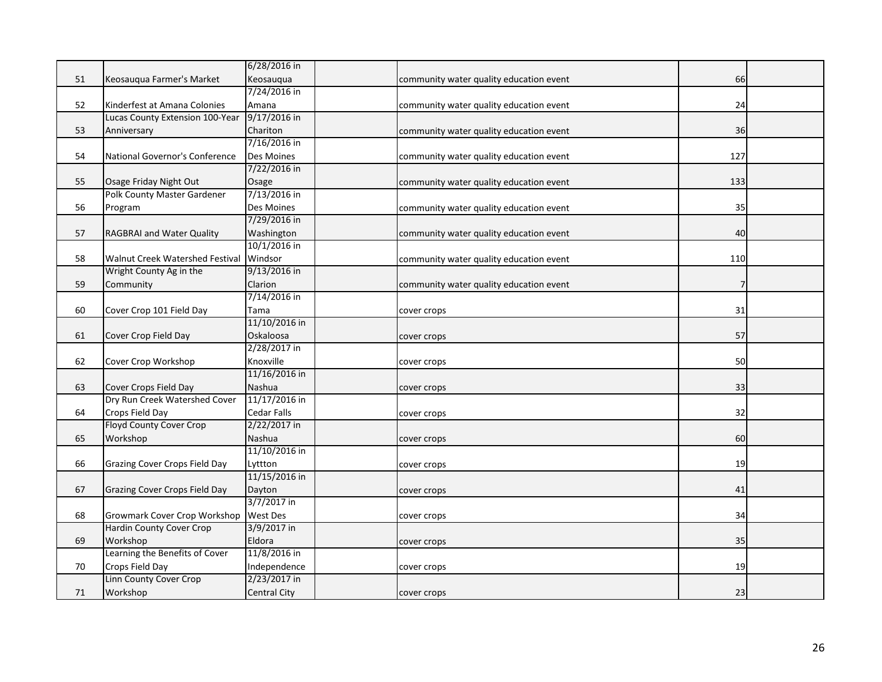| | | | | | | |
|---|---|---|---|---|---|---|
| 51 | Keosauqua Farmer's Market | 6/28/2016 in Keosauqua | | community water quality education event | 66 | |
| 52 | Kinderfest at Amana Colonies | 7/24/2016 in Amana | | community water quality education event | 24 | |
| 53 | Lucas County Extension 100-Year Anniversary | 9/17/2016 in Chariton | | community water quality education event | 36 | |
| 54 | National Governor's Conference | 7/16/2016 in Des Moines | | community water quality education event | 127 | |
| 55 | Osage Friday Night Out | 7/22/2016 in Osage | | community water quality education event | 133 | |
| 56 | Polk County Master Gardener Program | 7/13/2016 in Des Moines | | community water quality education event | 35 | |
| 57 | RAGBRAI and Water Quality | 7/29/2016 in Washington | | community water quality education event | 40 | |
| 58 | Walnut Creek Watershed Festival | 10/1/2016 in Windsor | | community water quality education event | 110 | |
| 59 | Wright County Ag in the Community | 9/13/2016 in Clarion | | community water quality education event | 7 | |
| 60 | Cover Crop 101 Field Day | 7/14/2016 in Tama | | cover crops | 31 | |
| 61 | Cover Crop Field Day | 11/10/2016 in Oskaloosa | | cover crops | 57 | |
| 62 | Cover Crop Workshop | 2/28/2017 in Knoxville | | cover crops | 50 | |
| 63 | Cover Crops Field Day | 11/16/2016 in Nashua | | cover crops | 33 | |
| 64 | Dry Run Creek Watershed Cover Crops Field Day | 11/17/2016 in Cedar Falls | | cover crops | 32 | |
| 65 | Floyd County Cover Crop Workshop | 2/22/2017 in Nashua | | cover crops | 60 | |
| 66 | Grazing Cover Crops Field Day | 11/10/2016 in Lyttton | | cover crops | 19 | |
| 67 | Grazing Cover Crops Field Day | 11/15/2016 in Dayton | | cover crops | 41 | |
| 68 | Growmark Cover Crop Workshop | 3/7/2017 in West Des | | cover crops | 34 | |
| 69 | Hardin County Cover Crop Workshop | 3/9/2017 in Eldora | | cover crops | 35 | |
| 70 | Learning the Benefits of Cover Crops Field Day | 11/8/2016 in Independence | | cover crops | 19 | |
| 71 | Linn County Cover Crop Workshop | 2/23/2017 in Central City | | cover crops | 23 | |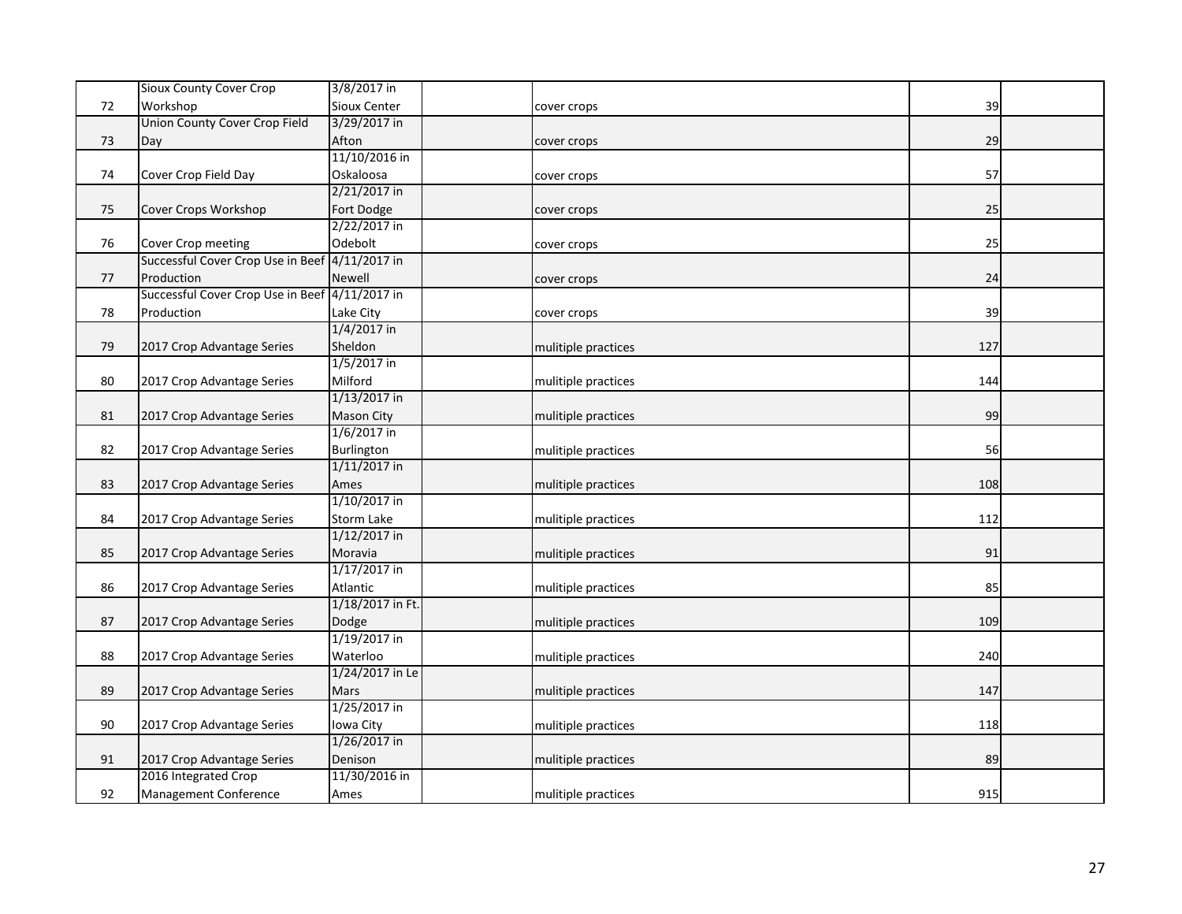| | | | | | | |
|---|---|---|---|---|---|---|
| 72 | Sioux County Cover Crop Workshop | 3/8/2017 in Sioux Center | | cover crops | 39 | |
| 73 | Union County Cover Crop Field Day | 3/29/2017 in Afton | | cover crops | 29 | |
| 74 | Cover Crop Field Day | 11/10/2016 in Oskaloosa | | cover crops | 57 | |
| 75 | Cover Crops Workshop | 2/21/2017 in Fort Dodge | | cover crops | 25 | |
| 76 | Cover Crop meeting | 2/22/2017 in Odebolt | | cover crops | 25 | |
| 77 | Successful Cover Crop Use in Beef Production | 4/11/2017 in Newell | | cover crops | 24 | |
| 78 | Successful Cover Crop Use in Beef Production | 4/11/2017 in Lake City | | cover crops | 39 | |
| 79 | 2017 Crop Advantage Series | 1/4/2017 in Sheldon | | mulitiple practices | 127 | |
| 80 | 2017 Crop Advantage Series | 1/5/2017 in Milford | | mulitiple practices | 144 | |
| 81 | 2017 Crop Advantage Series | 1/13/2017 in Mason City | | mulitiple practices | 99 | |
| 82 | 2017 Crop Advantage Series | 1/6/2017 in Burlington | | mulitiple practices | 56 | |
| 83 | 2017 Crop Advantage Series | 1/11/2017 in Ames | | mulitiple practices | 108 | |
| 84 | 2017 Crop Advantage Series | 1/10/2017 in Storm Lake | | mulitiple practices | 112 | |
| 85 | 2017 Crop Advantage Series | 1/12/2017 in Moravia | | mulitiple practices | 91 | |
| 86 | 2017 Crop Advantage Series | 1/17/2017 in Atlantic | | mulitiple practices | 85 | |
| 87 | 2017 Crop Advantage Series | 1/18/2017 in Ft. Dodge | | mulitiple practices | 109 | |
| 88 | 2017 Crop Advantage Series | 1/19/2017 in Waterloo | | mulitiple practices | 240 | |
| 89 | 2017 Crop Advantage Series | 1/24/2017 in Le Mars | | mulitiple practices | 147 | |
| 90 | 2017 Crop Advantage Series | 1/25/2017 in Iowa City | | mulitiple practices | 118 | |
| 91 | 2017 Crop Advantage Series | 1/26/2017 in Denison | | mulitiple practices | 89 | |
| 92 | 2016 Integrated Crop Management Conference | 11/30/2016 in Ames | | mulitiple practices | 915 | |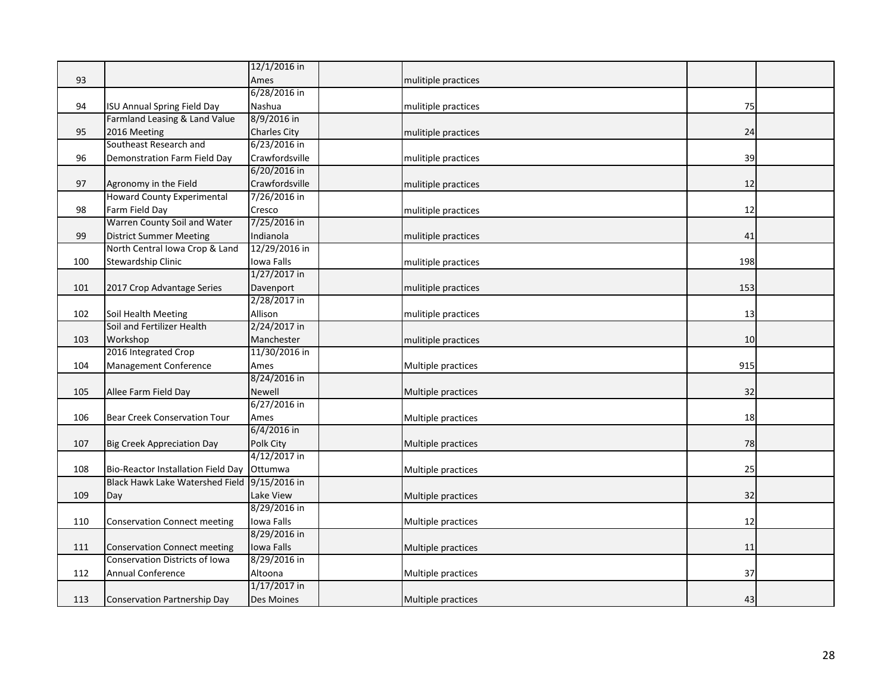| | | | | | | |
|---|---|---|---|---|---|---|
| 93 | | 12/1/2016 in Ames | | mulitiple practices | | |
| 94 | ISU Annual Spring Field Day | 6/28/2016 in Nashua | | mulitiple practices | 75 | |
| 95 | Farmland Leasing & Land Value 2016 Meeting | 8/9/2016 in Charles City | | mulitiple practices | 24 | |
| 96 | Southeast Research and Demonstration Farm Field Day | 6/23/2016 in Crawfordsville | | mulitiple practices | 39 | |
| 97 | Agronomy in the Field | 6/20/2016 in Crawfordsville | | mulitiple practices | 12 | |
| 98 | Howard County Experimental Farm Field Day | 7/26/2016 in Cresco | | mulitiple practices | 12 | |
| 99 | Warren County Soil and Water District Summer Meeting | 7/25/2016 in Indianola | | mulitiple practices | 41 | |
| 100 | North Central Iowa Crop & Land Stewardship Clinic | 12/29/2016 in Iowa Falls | | mulitiple practices | 198 | |
| 101 | 2017 Crop Advantage Series | 1/27/2017 in Davenport | | mulitiple practices | 153 | |
| 102 | Soil Health Meeting | 2/28/2017 in Allison | | mulitiple practices | 13 | |
| 103 | Soil and Fertilizer Health Workshop | 2/24/2017 in Manchester | | mulitiple practices | 10 | |
| 104 | 2016 Integrated Crop Management Conference | 11/30/2016 in Ames | | Multiple practices | 915 | |
| 105 | Allee Farm Field Day | 8/24/2016 in Newell | | Multiple practices | 32 | |
| 106 | Bear Creek Conservation Tour | 6/27/2016 in Ames | | Multiple practices | 18 | |
| 107 | Big Creek Appreciation Day | 6/4/2016 in Polk City | | Multiple practices | 78 | |
| 108 | Bio-Reactor Installation Field Day | 4/12/2017 in Ottumwa | | Multiple practices | 25 | |
| 109 | Black Hawk Lake Watershed Field Day | 9/15/2016 in Lake View | | Multiple practices | 32 | |
| 110 | Conservation Connect meeting | 8/29/2016 in Iowa Falls | | Multiple practices | 12 | |
| 111 | Conservation Connect meeting | 8/29/2016 in Iowa Falls | | Multiple practices | 11 | |
| 112 | Conservation Districts of Iowa Annual Conference | 8/29/2016 in Altoona | | Multiple practices | 37 | |
| 113 | Conservation Partnership Day | 1/17/2017 in Des Moines | | Multiple practices | 43 | |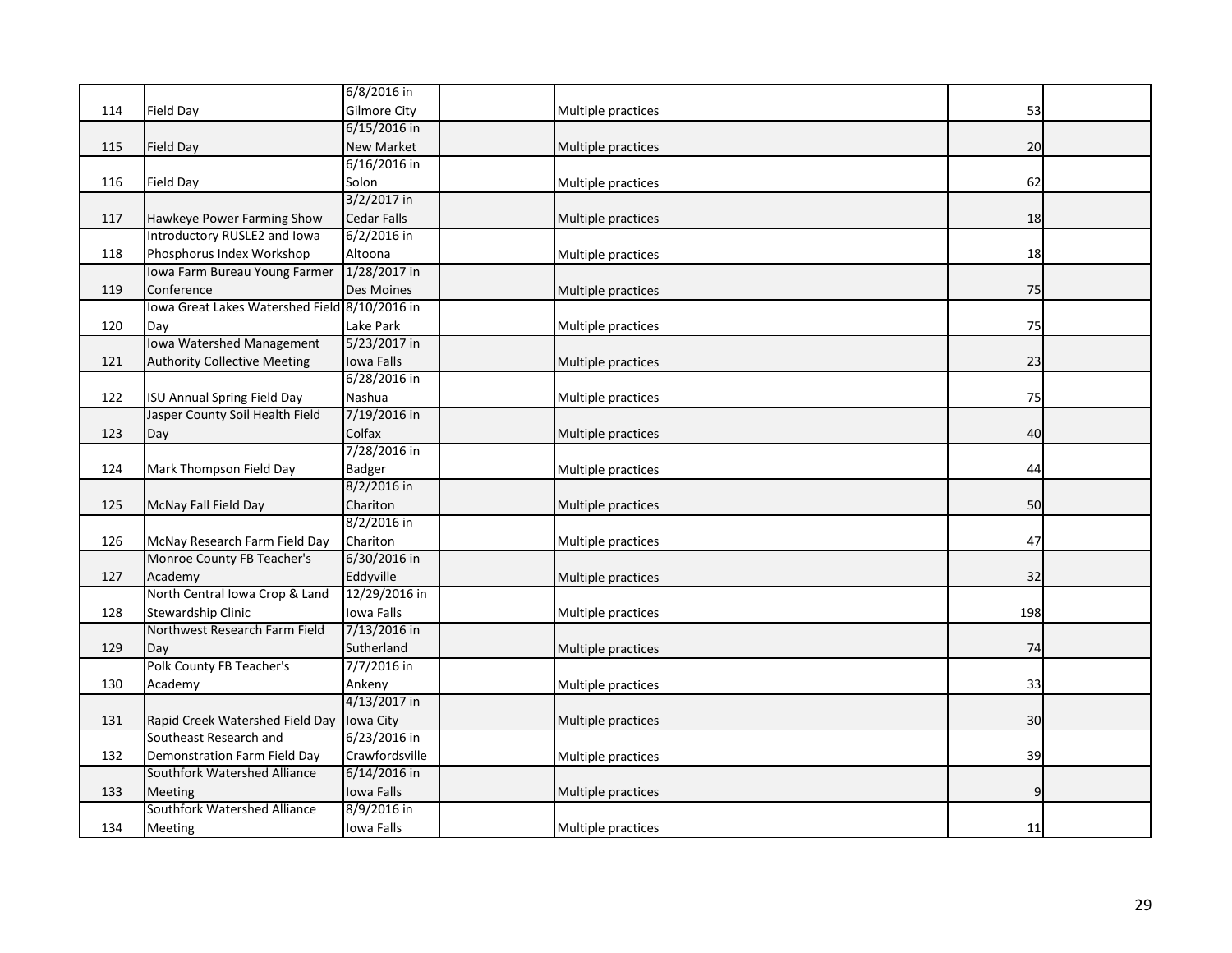| | | | | | | |
|---|---|---|---|---|---|---|
| 114 | Field Day | 6/8/2016 in Gilmore City | | Multiple practices | 53 | |
| 115 | Field Day | 6/15/2016 in New Market | | Multiple practices | 20 | |
| 116 | Field Day | 6/16/2016 in Solon | | Multiple practices | 62 | |
| 117 | Hawkeye Power Farming Show | 3/2/2017 in Cedar Falls | | Multiple practices | 18 | |
| 118 | Introductory RUSLE2 and Iowa Phosphorus Index Workshop | 6/2/2016 in Altoona | | Multiple practices | 18 | |
| 119 | Iowa Farm Bureau Young Farmer Conference | 1/28/2017 in Des Moines | | Multiple practices | 75 | |
| 120 | Iowa Great Lakes Watershed Field Day | 8/10/2016 in Lake Park | | Multiple practices | 75 | |
| 121 | Iowa Watershed Management Authority Collective Meeting | 5/23/2017 in Iowa Falls | | Multiple practices | 23 | |
| 122 | ISU Annual Spring Field Day | 6/28/2016 in Nashua | | Multiple practices | 75 | |
| 123 | Jasper County Soil Health Field Day | 7/19/2016 in Colfax | | Multiple practices | 40 | |
| 124 | Mark Thompson Field Day | 7/28/2016 in Badger | | Multiple practices | 44 | |
| 125 | McNay Fall Field Day | 8/2/2016 in Chariton | | Multiple practices | 50 | |
| 126 | McNay Research Farm Field Day | 8/2/2016 in Chariton | | Multiple practices | 47 | |
| 127 | Monroe County FB Teacher's Academy | 6/30/2016 in Eddyville | | Multiple practices | 32 | |
| 128 | North Central Iowa Crop & Land Stewardship Clinic | 12/29/2016 in Iowa Falls | | Multiple practices | 198 | |
| 129 | Northwest Research Farm Field Day | 7/13/2016 in Sutherland | | Multiple practices | 74 | |
| 130 | Polk County FB Teacher's Academy | 7/7/2016 in Ankeny | | Multiple practices | 33 | |
| 131 | Rapid Creek Watershed Field Day | 4/13/2017 in Iowa City | | Multiple practices | 30 | |
| 132 | Southeast Research and Demonstration Farm Field Day | 6/23/2016 in Crawfordsville | | Multiple practices | 39 | |
| 133 | Southfork Watershed Alliance Meeting | 6/14/2016 in Iowa Falls | | Multiple practices | 9 | |
| 134 | Southfork Watershed Alliance Meeting | 8/9/2016 in Iowa Falls | | Multiple practices | 11 | |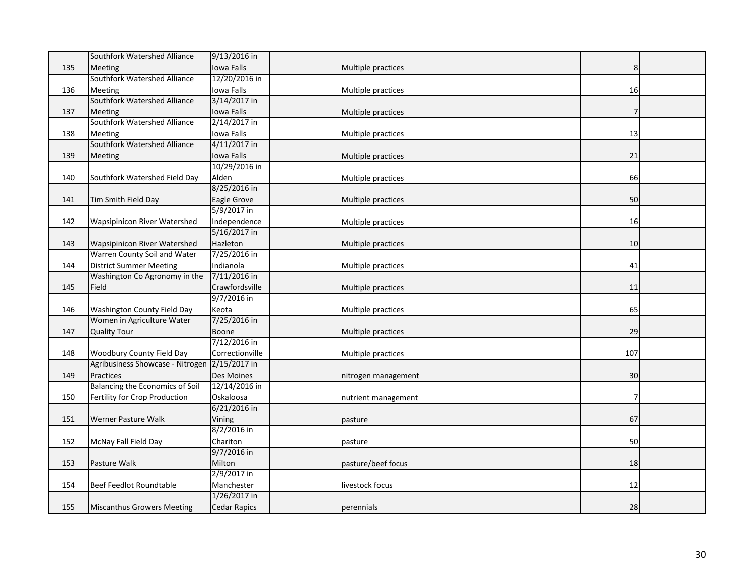| | | | | | | |
|---|---|---|---|---|---|---|
| 135 | Southfork Watershed Alliance Meeting | 9/13/2016 in Iowa Falls | | Multiple practices | 8 | |
| 136 | Southfork Watershed Alliance Meeting | 12/20/2016 in Iowa Falls | | Multiple practices | 16 | |
| 137 | Southfork Watershed Alliance Meeting | 3/14/2017 in Iowa Falls | | Multiple practices | 7 | |
| 138 | Southfork Watershed Alliance Meeting | 2/14/2017 in Iowa Falls | | Multiple practices | 13 | |
| 139 | Southfork Watershed Alliance Meeting | 4/11/2017 in Iowa Falls | | Multiple practices | 21 | |
| 140 | Southfork Watershed Field Day | 10/29/2016 in Alden | | Multiple practices | 66 | |
| 141 | Tim Smith Field Day | 8/25/2016 in Eagle Grove | | Multiple practices | 50 | |
| 142 | Wapsipinicon River Watershed | 5/9/2017 in Independence | | Multiple practices | 16 | |
| 143 | Wapsipinicon River Watershed | 5/16/2017 in Hazleton | | Multiple practices | 10 | |
| 144 | Warren County Soil and Water District Summer Meeting | 7/25/2016 in Indianola | | Multiple practices | 41 | |
| 145 | Washington Co Agronomy in the Field | 7/11/2016 in Crawfordsville | | Multiple practices | 11 | |
| 146 | Washington County Field Day | 9/7/2016 in Keota | | Multiple practices | 65 | |
| 147 | Women in Agriculture Water Quality Tour | 7/25/2016 in Boone | | Multiple practices | 29 | |
| 148 | Woodbury County Field Day | 7/12/2016 in Correctionville | | Multiple practices | 107 | |
| 149 | Agribusiness Showcase - Nitrogen Practices | 2/15/2017 in Des Moines | | nitrogen management | 30 | |
| 150 | Balancing the Economics of Soil Fertility for Crop Production | 12/14/2016 in Oskaloosa | | nutrient management | 7 | |
| 151 | Werner Pasture Walk | 6/21/2016 in Vining | | pasture | 67 | |
| 152 | McNay Fall Field Day | 8/2/2016 in Chariton | | pasture | 50 | |
| 153 | Pasture Walk | 9/7/2016 in Milton | | pasture/beef focus | 18 | |
| 154 | Beef Feedlot Roundtable | 2/9/2017 in Manchester | | livestock focus | 12 | |
| 155 | Miscanthus Growers Meeting | 1/26/2017 in Cedar Rapics | | perennials | 28 | |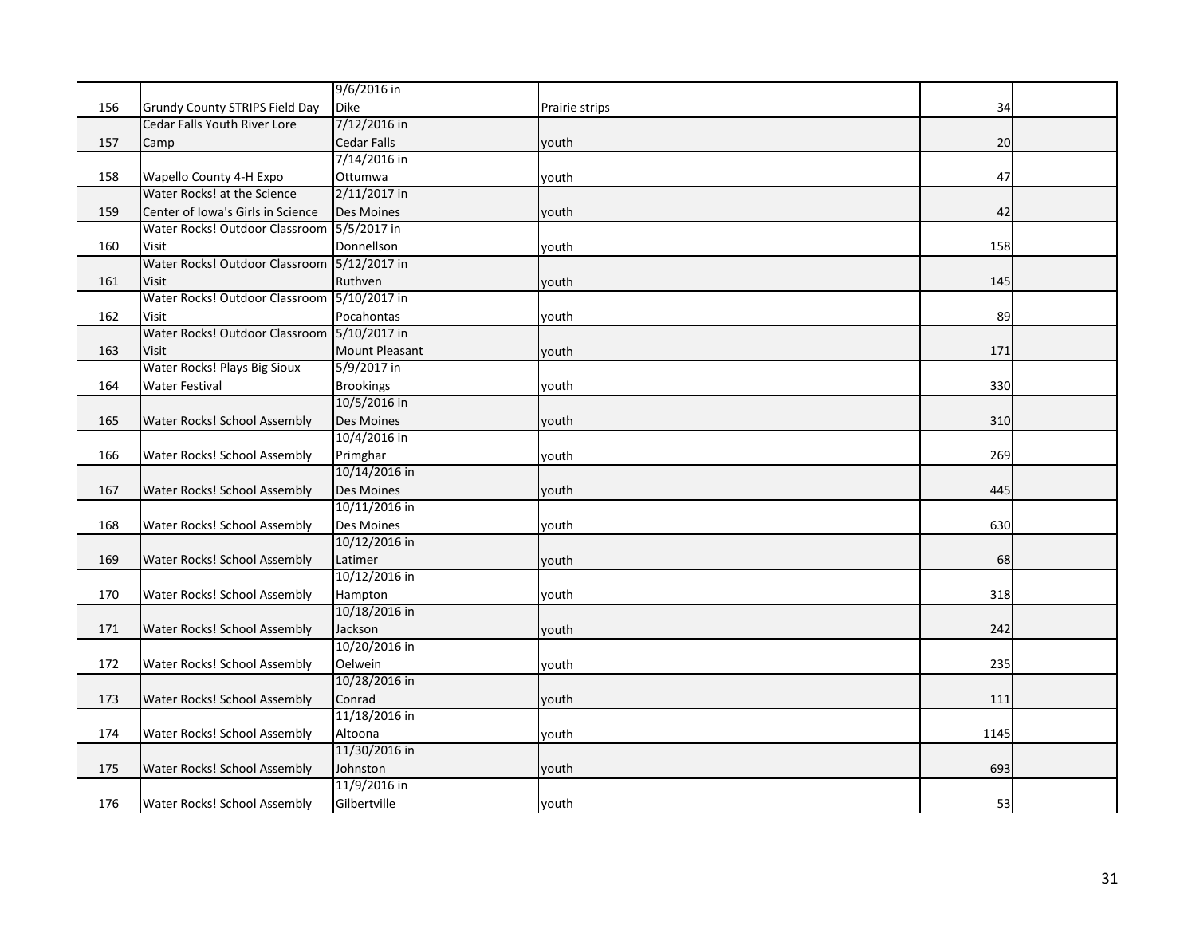| | | | | | | |
|---|---|---|---|---|---|---|
| 156 | Grundy County STRIPS Field Day | 9/6/2016 in Dike | | Prairie strips | 34 | |
| 157 | Cedar Falls Youth River Lore Camp | 7/12/2016 in Cedar Falls | | youth | 20 | |
| 158 | Wapello County 4-H Expo | 7/14/2016 in Ottumwa | | youth | 47 | |
| 159 | Water Rocks! at the Science Center of Iowa's Girls in Science | 2/11/2017 in Des Moines | | youth | 42 | |
| 160 | Water Rocks! Outdoor Classroom Visit | 5/5/2017 in Donnellson | | youth | 158 | |
| 161 | Water Rocks! Outdoor Classroom Visit | 5/12/2017 in Ruthven | | youth | 145 | |
| 162 | Water Rocks! Outdoor Classroom Visit | 5/10/2017 in Pocahontas | | youth | 89 | |
| 163 | Water Rocks! Outdoor Classroom Visit | 5/10/2017 in Mount Pleasant | | youth | 171 | |
| 164 | Water Rocks! Plays Big Sioux Water Festival | 5/9/2017 in Brookings | | youth | 330 | |
| 165 | Water Rocks! School Assembly | 10/5/2016 in Des Moines | | youth | 310 | |
| 166 | Water Rocks! School Assembly | 10/4/2016 in Primghar | | youth | 269 | |
| 167 | Water Rocks! School Assembly | 10/14/2016 in Des Moines | | youth | 445 | |
| 168 | Water Rocks! School Assembly | 10/11/2016 in Des Moines | | youth | 630 | |
| 169 | Water Rocks! School Assembly | 10/12/2016 in Latimer | | youth | 68 | |
| 170 | Water Rocks! School Assembly | 10/12/2016 in Hampton | | youth | 318 | |
| 171 | Water Rocks! School Assembly | 10/18/2016 in Jackson | | youth | 242 | |
| 172 | Water Rocks! School Assembly | 10/20/2016 in Oelwein | | youth | 235 | |
| 173 | Water Rocks! School Assembly | 10/28/2016 in Conrad | | youth | 111 | |
| 174 | Water Rocks! School Assembly | 11/18/2016 in Altoona | | youth | 1145 | |
| 175 | Water Rocks! School Assembly | 11/30/2016 in Johnston | | youth | 693 | |
| 176 | Water Rocks! School Assembly | 11/9/2016 in Gilbertville | | youth | 53 | |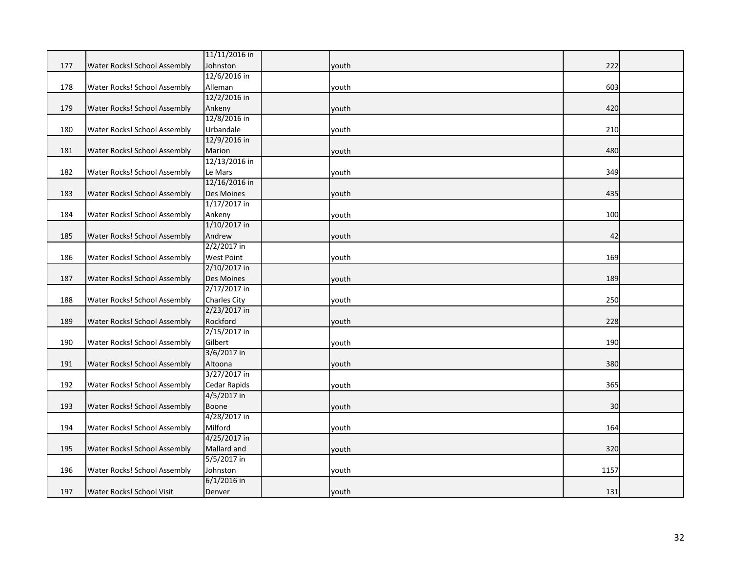| | | | | | | |
|---|---|---|---|---|---|---|
| 177 | Water Rocks! School Assembly | 11/11/2016 in Johnston | | youth | 222 | |
| 178 | Water Rocks! School Assembly | 12/6/2016 in Alleman | | youth | 603 | |
| 179 | Water Rocks! School Assembly | 12/2/2016 in Ankeny | | youth | 420 | |
| 180 | Water Rocks! School Assembly | 12/8/2016 in Urbandale | | youth | 210 | |
| 181 | Water Rocks! School Assembly | 12/9/2016 in Marion | | youth | 480 | |
| 182 | Water Rocks! School Assembly | 12/13/2016 in Le Mars | | youth | 349 | |
| 183 | Water Rocks! School Assembly | 12/16/2016 in Des Moines | | youth | 435 | |
| 184 | Water Rocks! School Assembly | 1/17/2017 in Ankeny | | youth | 100 | |
| 185 | Water Rocks! School Assembly | 1/10/2017 in Andrew | | youth | 42 | |
| 186 | Water Rocks! School Assembly | 2/2/2017 in West Point | | youth | 169 | |
| 187 | Water Rocks! School Assembly | 2/10/2017 in Des Moines | | youth | 189 | |
| 188 | Water Rocks! School Assembly | 2/17/2017 in Charles City | | youth | 250 | |
| 189 | Water Rocks! School Assembly | 2/23/2017 in Rockford | | youth | 228 | |
| 190 | Water Rocks! School Assembly | 2/15/2017 in Gilbert | | youth | 190 | |
| 191 | Water Rocks! School Assembly | 3/6/2017 in Altoona | | youth | 380 | |
| 192 | Water Rocks! School Assembly | 3/27/2017 in Cedar Rapids | | youth | 365 | |
| 193 | Water Rocks! School Assembly | 4/5/2017 in Boone | | youth | 30 | |
| 194 | Water Rocks! School Assembly | 4/28/2017 in Milford | | youth | 164 | |
| 195 | Water Rocks! School Assembly | 4/25/2017 in Mallard and | | youth | 320 | |
| 196 | Water Rocks! School Assembly | 5/5/2017 in Johnston | | youth | 1157 | |
| 197 | Water Rocks! School Visit | 6/1/2016 in Denver | | youth | 131 | |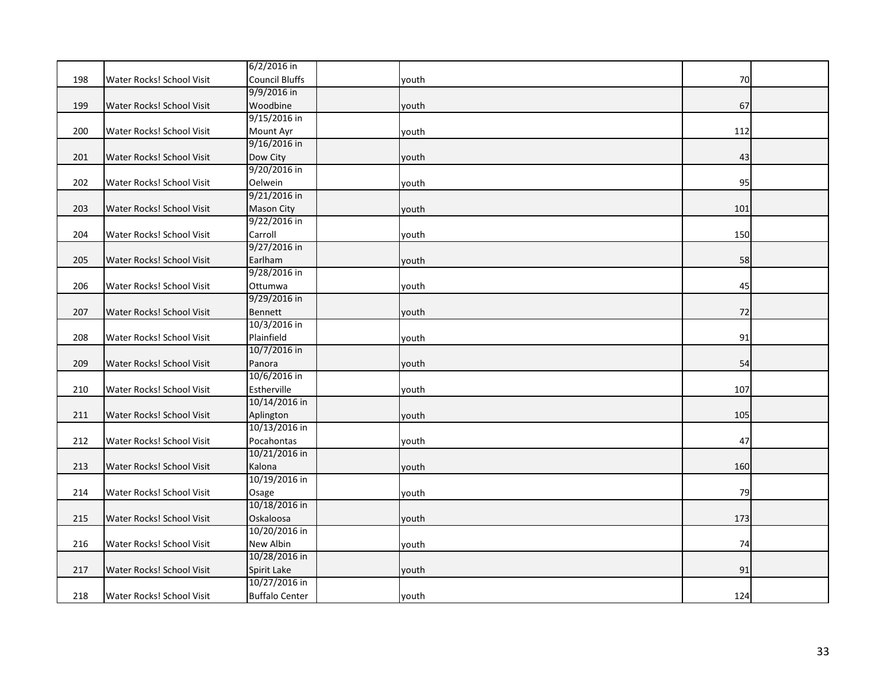| | | | | | | |
|---|---|---|---|---|---|---|
| 198 | Water Rocks! School Visit | 6/2/2016 in Council Bluffs | | youth | 70 | |
| 199 | Water Rocks! School Visit | 9/9/2016 in Woodbine | | youth | 67 | |
| 200 | Water Rocks! School Visit | 9/15/2016 in Mount Ayr | | youth | 112 | |
| 201 | Water Rocks! School Visit | 9/16/2016 in Dow City | | youth | 43 | |
| 202 | Water Rocks! School Visit | 9/20/2016 in Oelwein | | youth | 95 | |
| 203 | Water Rocks! School Visit | 9/21/2016 in Mason City | | youth | 101 | |
| 204 | Water Rocks! School Visit | 9/22/2016 in Carroll | | youth | 150 | |
| 205 | Water Rocks! School Visit | 9/27/2016 in Earlham | | youth | 58 | |
| 206 | Water Rocks! School Visit | 9/28/2016 in Ottumwa | | youth | 45 | |
| 207 | Water Rocks! School Visit | 9/29/2016 in Bennett | | youth | 72 | |
| 208 | Water Rocks! School Visit | 10/3/2016 in Plainfield | | youth | 91 | |
| 209 | Water Rocks! School Visit | 10/7/2016 in Panora | | youth | 54 | |
| 210 | Water Rocks! School Visit | 10/6/2016 in Estherville | | youth | 107 | |
| 211 | Water Rocks! School Visit | 10/14/2016 in Aplington | | youth | 105 | |
| 212 | Water Rocks! School Visit | 10/13/2016 in Pocahontas | | youth | 47 | |
| 213 | Water Rocks! School Visit | 10/21/2016 in Kalona | | youth | 160 | |
| 214 | Water Rocks! School Visit | 10/19/2016 in Osage | | youth | 79 | |
| 215 | Water Rocks! School Visit | 10/18/2016 in Oskaloosa | | youth | 173 | |
| 216 | Water Rocks! School Visit | 10/20/2016 in New Albin | | youth | 74 | |
| 217 | Water Rocks! School Visit | 10/28/2016 in Spirit Lake | | youth | 91 | |
| 218 | Water Rocks! School Visit | 10/27/2016 in Buffalo Center | | youth | 124 | |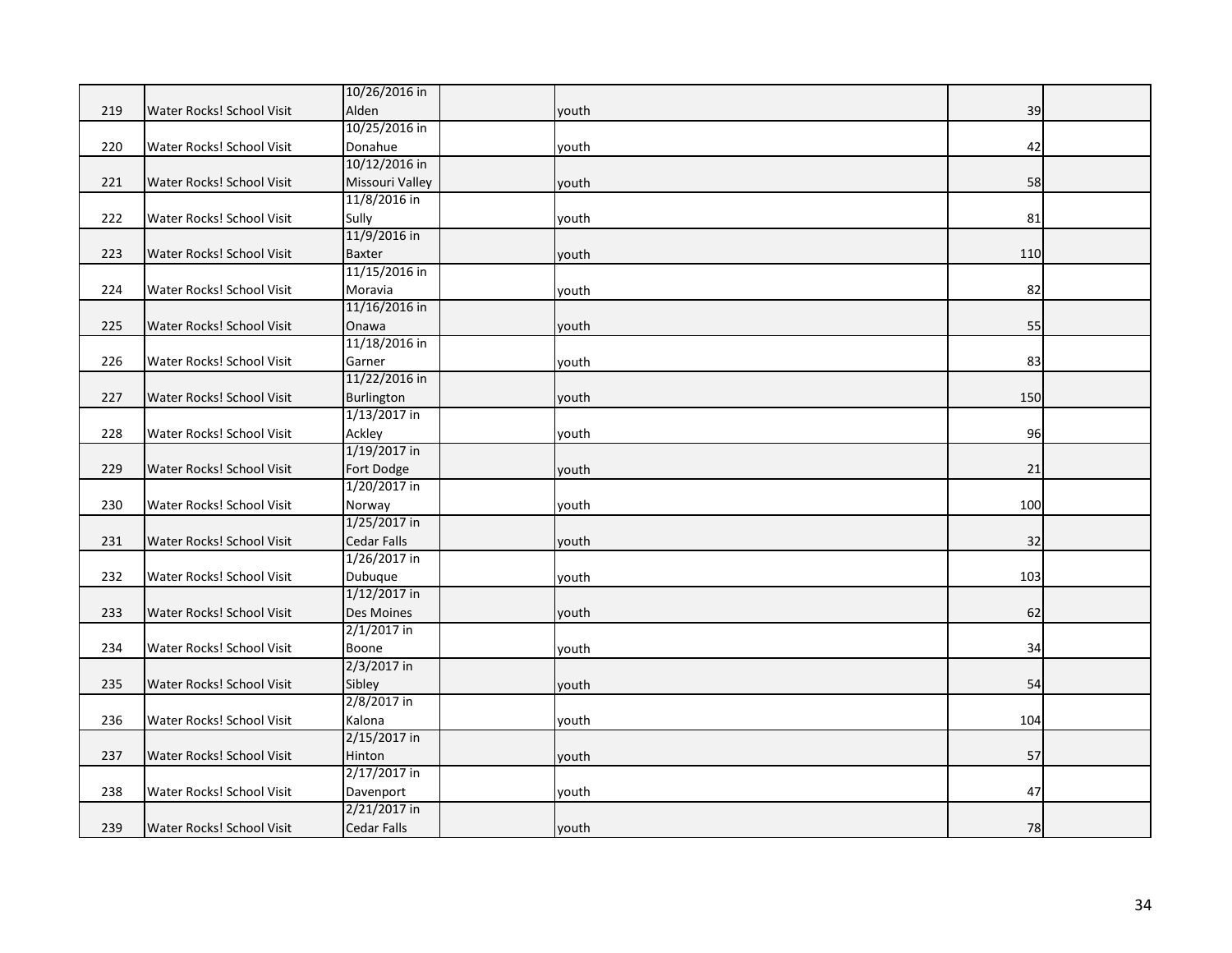| | | | | | | |
|---|---|---|---|---|---|---|
| 219 | Water Rocks! School Visit | 10/26/2016 in Alden | | youth | 39 | |
| 220 | Water Rocks! School Visit | 10/25/2016 in Donahue | | youth | 42 | |
| 221 | Water Rocks! School Visit | 10/12/2016 in Missouri Valley | | youth | 58 | |
| 222 | Water Rocks! School Visit | 11/8/2016 in Sully | | youth | 81 | |
| 223 | Water Rocks! School Visit | 11/9/2016 in Baxter | | youth | 110 | |
| 224 | Water Rocks! School Visit | 11/15/2016 in Moravia | | youth | 82 | |
| 225 | Water Rocks! School Visit | 11/16/2016 in Onawa | | youth | 55 | |
| 226 | Water Rocks! School Visit | 11/18/2016 in Garner | | youth | 83 | |
| 227 | Water Rocks! School Visit | 11/22/2016 in Burlington | | youth | 150 | |
| 228 | Water Rocks! School Visit | 1/13/2017 in Ackley | | youth | 96 | |
| 229 | Water Rocks! School Visit | 1/19/2017 in Fort Dodge | | youth | 21 | |
| 230 | Water Rocks! School Visit | 1/20/2017 in Norway | | youth | 100 | |
| 231 | Water Rocks! School Visit | 1/25/2017 in Cedar Falls | | youth | 32 | |
| 232 | Water Rocks! School Visit | 1/26/2017 in Dubuque | | youth | 103 | |
| 233 | Water Rocks! School Visit | 1/12/2017 in Des Moines | | youth | 62 | |
| 234 | Water Rocks! School Visit | 2/1/2017 in Boone | | youth | 34 | |
| 235 | Water Rocks! School Visit | 2/3/2017 in Sibley | | youth | 54 | |
| 236 | Water Rocks! School Visit | 2/8/2017 in Kalona | | youth | 104 | |
| 237 | Water Rocks! School Visit | 2/15/2017 in Hinton | | youth | 57 | |
| 238 | Water Rocks! School Visit | 2/17/2017 in Davenport | | youth | 47 | |
| 239 | Water Rocks! School Visit | 2/21/2017 in Cedar Falls | | youth | 78 | |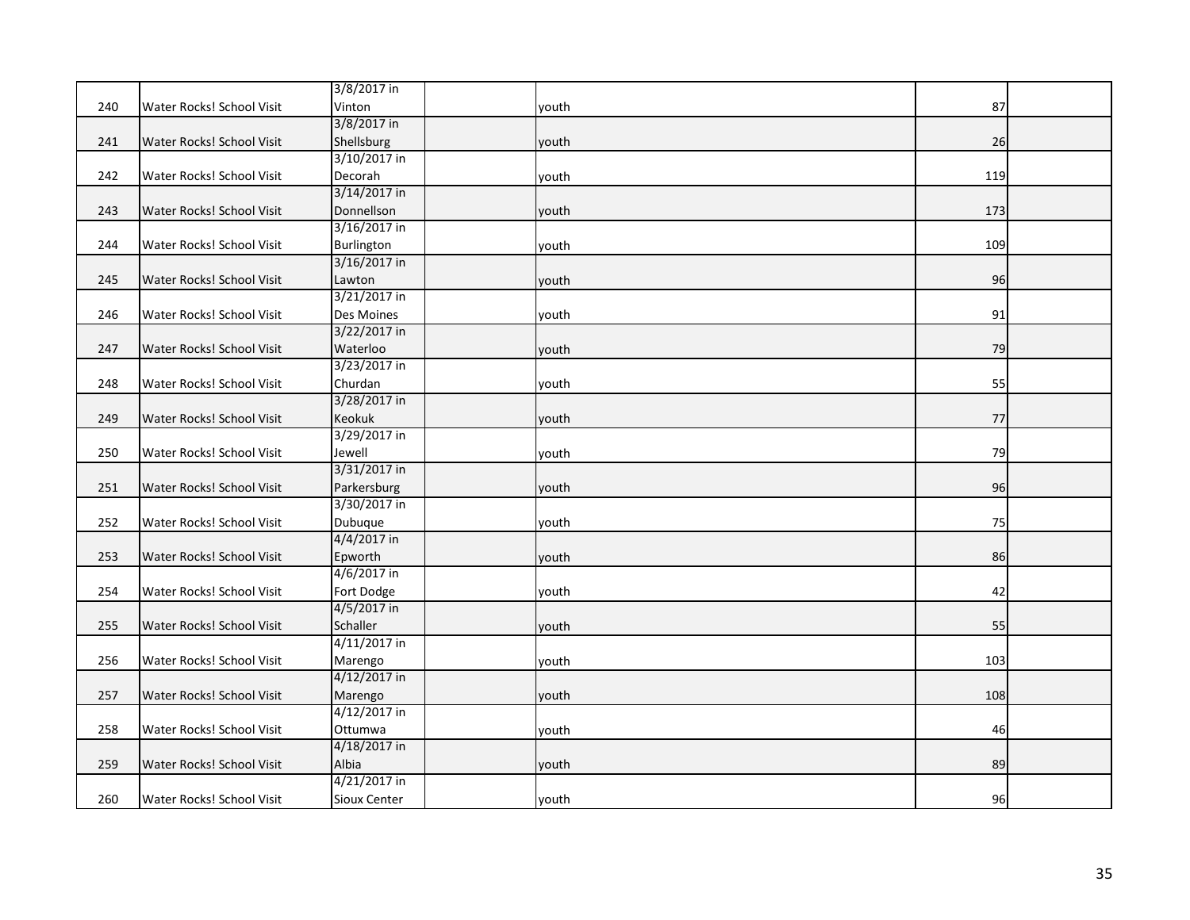| | | | | | | |
|---|---|---|---|---|---|---|
| 240 | Water Rocks! School Visit | 3/8/2017 in Vinton | | youth | 87 | |
| 241 | Water Rocks! School Visit | 3/8/2017 in Shellsburg | | youth | 26 | |
| 242 | Water Rocks! School Visit | 3/10/2017 in Decorah | | youth | 119 | |
| 243 | Water Rocks! School Visit | 3/14/2017 in Donnellson | | youth | 173 | |
| 244 | Water Rocks! School Visit | 3/16/2017 in Burlington | | youth | 109 | |
| 245 | Water Rocks! School Visit | 3/16/2017 in Lawton | | youth | 96 | |
| 246 | Water Rocks! School Visit | 3/21/2017 in Des Moines | | youth | 91 | |
| 247 | Water Rocks! School Visit | 3/22/2017 in Waterloo | | youth | 79 | |
| 248 | Water Rocks! School Visit | 3/23/2017 in Churdan | | youth | 55 | |
| 249 | Water Rocks! School Visit | 3/28/2017 in Keokuk | | youth | 77 | |
| 250 | Water Rocks! School Visit | 3/29/2017 in Jewell | | youth | 79 | |
| 251 | Water Rocks! School Visit | 3/31/2017 in Parkersburg | | youth | 96 | |
| 252 | Water Rocks! School Visit | 3/30/2017 in Dubuque | | youth | 75 | |
| 253 | Water Rocks! School Visit | 4/4/2017 in Epworth | | youth | 86 | |
| 254 | Water Rocks! School Visit | 4/6/2017 in Fort Dodge | | youth | 42 | |
| 255 | Water Rocks! School Visit | 4/5/2017 in Schaller | | youth | 55 | |
| 256 | Water Rocks! School Visit | 4/11/2017 in Marengo | | youth | 103 | |
| 257 | Water Rocks! School Visit | 4/12/2017 in Marengo | | youth | 108 | |
| 258 | Water Rocks! School Visit | 4/12/2017 in Ottumwa | | youth | 46 | |
| 259 | Water Rocks! School Visit | 4/18/2017 in Albia | | youth | 89 | |
| 260 | Water Rocks! School Visit | 4/21/2017 in Sioux Center | | youth | 96 | |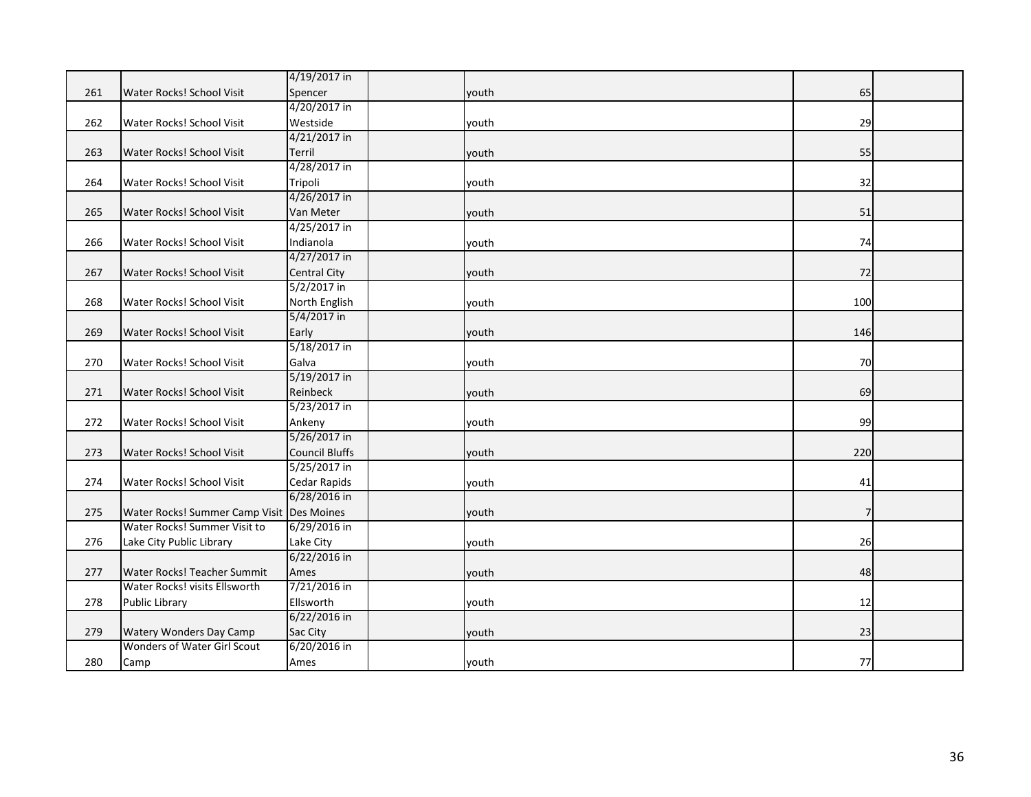| | | | | | | |
|---|---|---|---|---|---|---|
| 261 | Water Rocks! School Visit | 4/19/2017 in Spencer | | youth | 65 | |
| 262 | Water Rocks! School Visit | 4/20/2017 in Westside | | youth | 29 | |
| 263 | Water Rocks! School Visit | 4/21/2017 in Terril | | youth | 55 | |
| 264 | Water Rocks! School Visit | 4/28/2017 in Tripoli | | youth | 32 | |
| 265 | Water Rocks! School Visit | 4/26/2017 in Van Meter | | youth | 51 | |
| 266 | Water Rocks! School Visit | 4/25/2017 in Indianola | | youth | 74 | |
| 267 | Water Rocks! School Visit | 4/27/2017 in Central City | | youth | 72 | |
| 268 | Water Rocks! School Visit | 5/2/2017 in North English | | youth | 100 | |
| 269 | Water Rocks! School Visit | 5/4/2017 in Early | | youth | 146 | |
| 270 | Water Rocks! School Visit | 5/18/2017 in Galva | | youth | 70 | |
| 271 | Water Rocks! School Visit | 5/19/2017 in Reinbeck | | youth | 69 | |
| 272 | Water Rocks! School Visit | 5/23/2017 in Ankeny | | youth | 99 | |
| 273 | Water Rocks! School Visit | 5/26/2017 in Council Bluffs | | youth | 220 | |
| 274 | Water Rocks! School Visit | 5/25/2017 in Cedar Rapids | | youth | 41 | |
| 275 | Water Rocks! Summer Camp Visit | 6/28/2016 in Des Moines | | youth | 7 | |
| 276 | Water Rocks! Summer Visit to Lake City Public Library | 6/29/2016 in Lake City | | youth | 26 | |
| 277 | Water Rocks! Teacher Summit | 6/22/2016 in Ames | | youth | 48 | |
| 278 | Water Rocks! visits Ellsworth Public Library | 7/21/2016 in Ellsworth | | youth | 12 | |
| 279 | Watery Wonders Day Camp | 6/22/2016 in Sac City | | youth | 23 | |
| 280 | Wonders of Water Girl Scout Camp | 6/20/2016 in Ames | | youth | 77 | |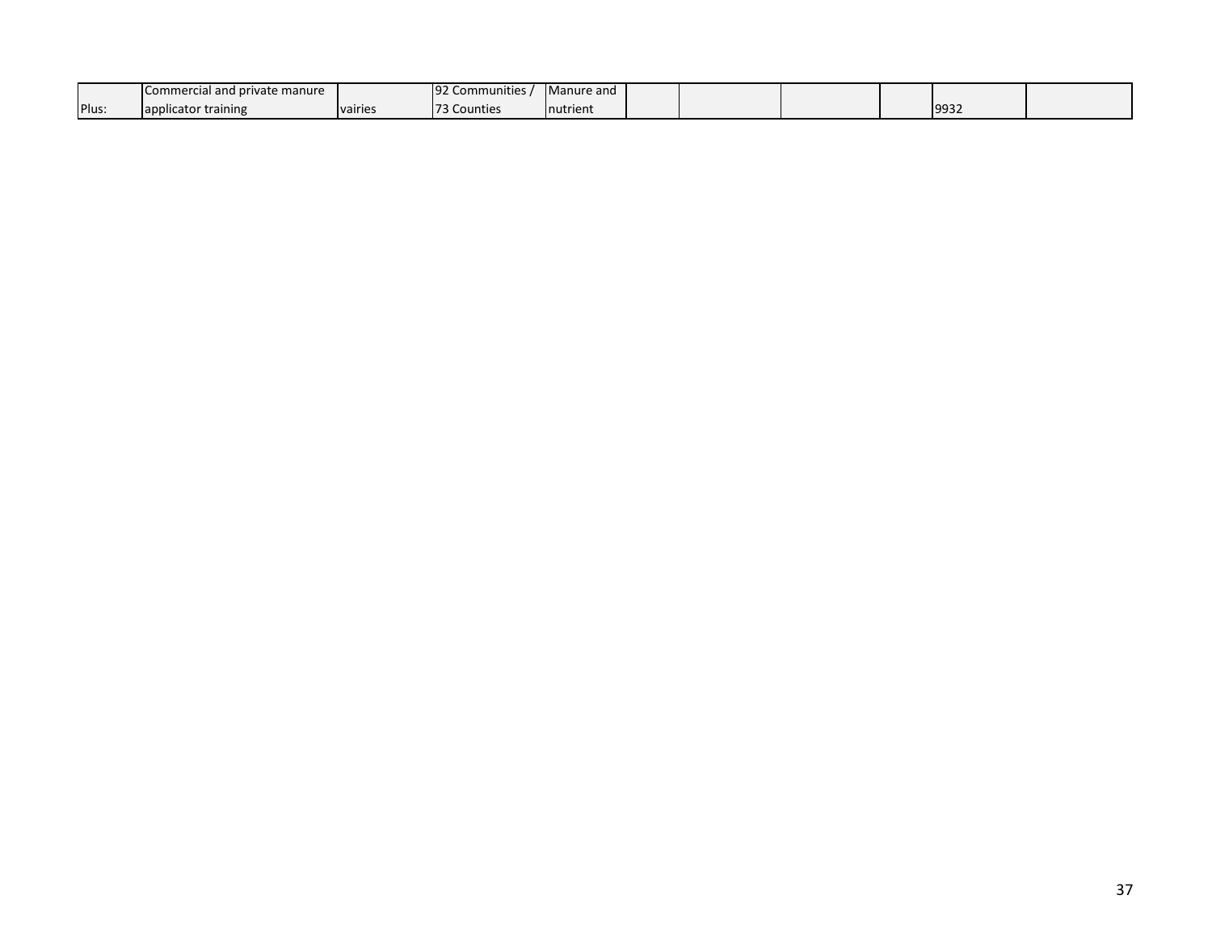| | | | | | | | | | | |
|---|---|---|---|---|---|---|---|---|---|---|
| Plus: | Commercial and private manure applicator training | vairies | 92 Communities / 73 Counties | Manure and nutrient | | | | | 9932 | |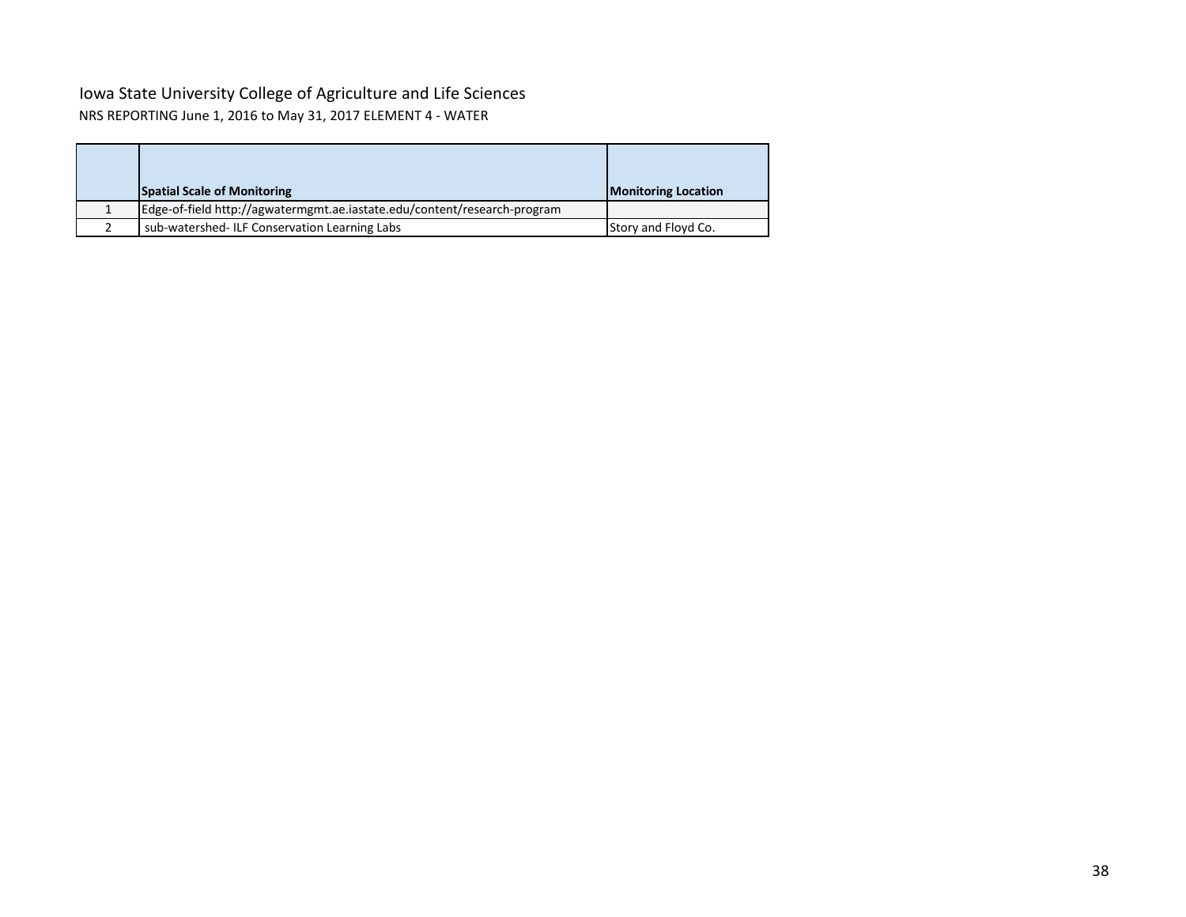Iowa State University College of Agriculture and Life Sciences

NRS REPORTING June 1, 2016 to May 31, 2017 ELEMENT 4 - WATER

| | **Spatial Scale of Monitoring** | **Monitoring Location** |
|---|---|---|
| 1 | Edge-of-field http://agwatermgmt.ae.iastate.edu/content/research-program | |
| 2 | sub-watershed- ILF Conservation Learning Labs | Story and Floyd Co. |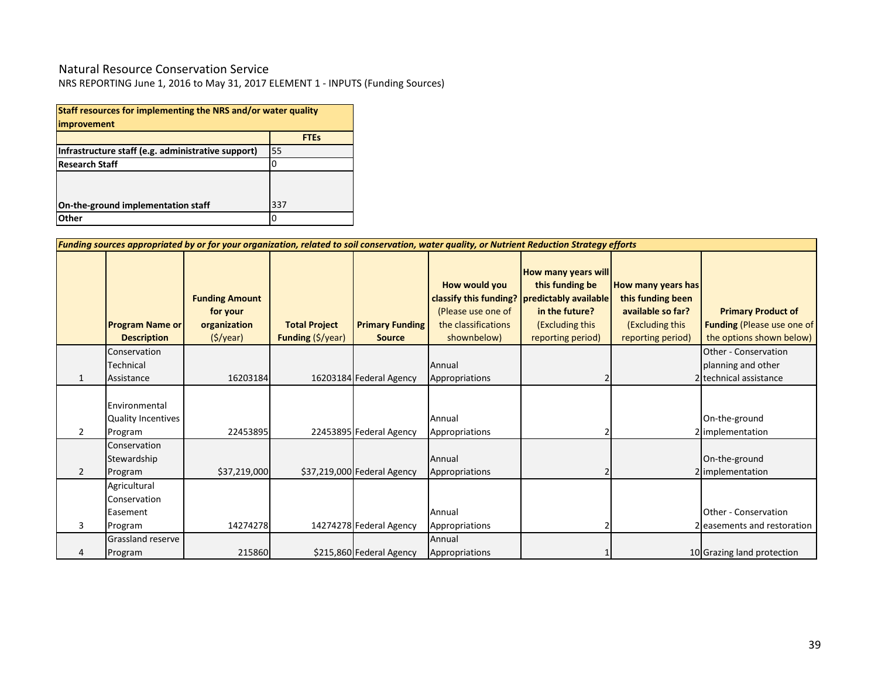Natural Resource Conservation Service

NRS REPORTING June 1, 2016 to May 31, 2017 ELEMENT 1 - INPUTS (Funding Sources)

| **Staff resources for implementing the NRS and/or water quality improvement** | |
|---|---|
| | **FTEs** |
| **Infrastructure staff (e.g. administrative support)** | 55 |
| **Research Staff** | 0 |
| **On-the-ground implementation staff** | 337 |
| **Other** | 0 |

***Funding sources appropriated by or for your organization, related to soil conservation, water quality, or Nutrient Reduction Strategy efforts***

| | **Program Name or Description** | **Funding Amount for your organization** ($/year) | **Total Project Funding** ($/year) | **Primary Funding Source** | **How would you classify this funding?** (Please use one of the classifications shownbelow) | **How many years will this funding be predictably available in the future?** (Excluding this reporting period) | **How many years has this funding been available so far?** (Excluding this reporting period) | **Primary Product of Funding** (Please use one of the options shown below) |
|---|---|---|---|---|---|---|---|---|
| 1 | Conservation Technical Assistance | 16203184 | 16203184 | Federal Agency | Annual Appropriations | 2 | 2 | Other - Conservation planning and other technical assistance |
| 2 | Environmental Quality Incentives Program | 22453895 | 22453895 | Federal Agency | Annual Appropriations | 2 | 2 | On-the-ground implementation |
| 2 | Conservation Stewardship Program | $37,219,000 | $37,219,000 | Federal Agency | Annual Appropriations | 2 | 2 | On-the-ground implementation |
| 3 | Agricultural Conservation Easement Program | 14274278 | 14274278 | Federal Agency | Annual Appropriations | 2 | 2 | Other - Conservation easements and restoration |
| 4 | Grassland reserve Program | 215860 | $215,860 | Federal Agency | Annual Appropriations | 1 | 10 | Grazing land protection |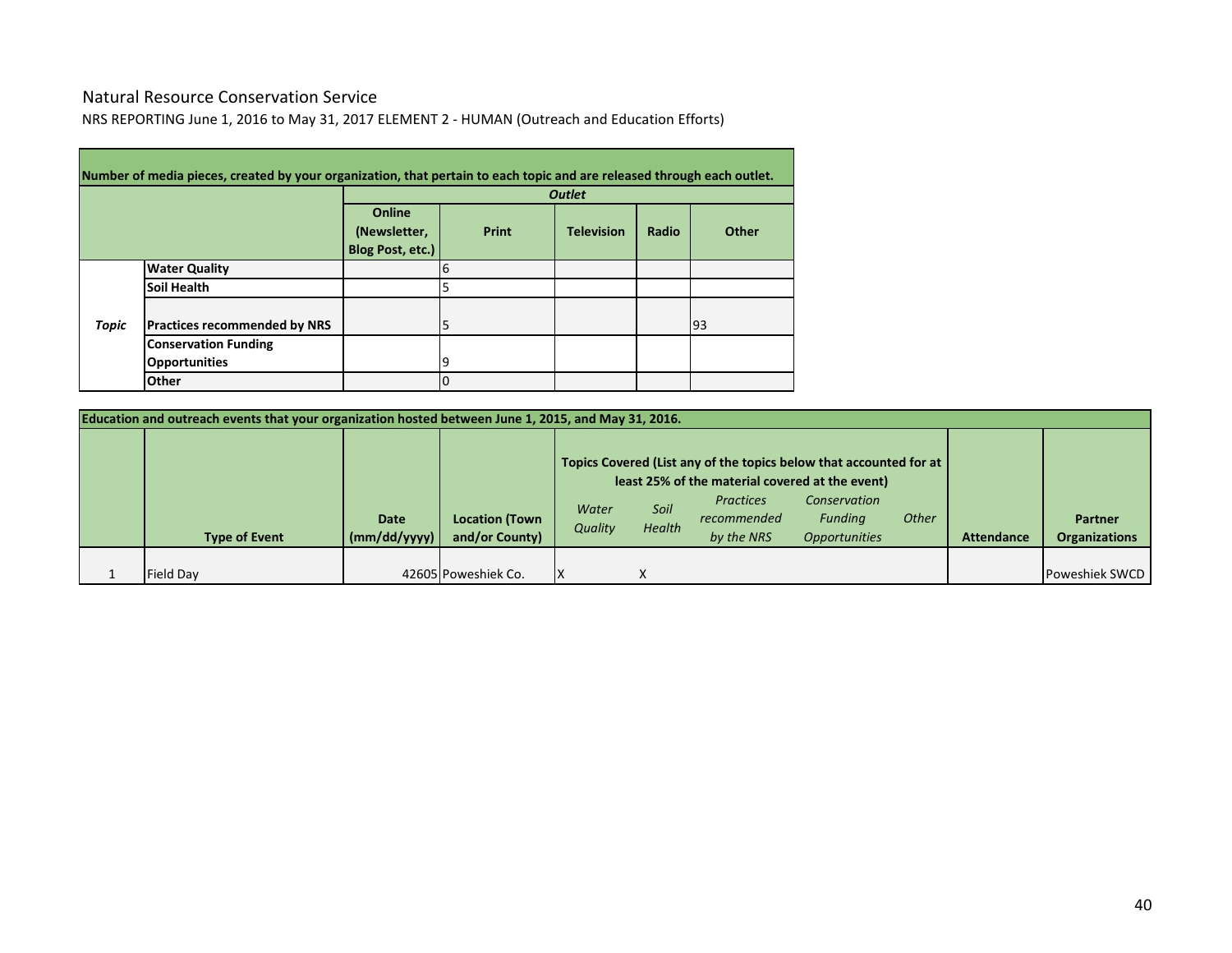Natural Resource Conservation Service

NRS REPORTING June 1, 2016 to May 31, 2017 ELEMENT 2 - HUMAN (Outreach and Education Efforts)

| Number of media pieces, created by your organization, that pertain to each topic and are released through each outlet. | | | | | | |
|---|---|---|---|---|---|---|
| | | ***Outlet*** | | | | |
| | | **Online (Newsletter, Blog Post, etc.)** | **Print** | **Television** | **Radio** | **Other** |
| ***Topic*** | **Water Quality** | | 6 | | | |
| | **Soil Health** | | 5 | | | |
| | **Practices recommended by NRS** | | 5 | | | 93 |
| | **Conservation Funding Opportunities** | | 9 | | | |
| | **Other** | | 0 | | | |

| Education and outreach events that your organization hosted between June 1, 2015, and May 31, 2016. | | | | | | | | | | |
|---|---|---|---|---|---|---|---|---|---|---|
| | | | | **Topics Covered (List any of the topics below that accounted for at least 25% of the material covered at the event)** | | | | | | |
| | **Type of Event** | **Date (mm/dd/yyyy)** | **Location (Town and/or County)** | *Water Quality* | *Soil Health* | *Practices recommended by the NRS* | *Conservation Funding Opportunities* | *Other* | **Attendance** | **Partner Organizations** |
| 1 | Field Day | 42605 | Poweshiek Co. | X | X | | | | | Poweshiek SWCD |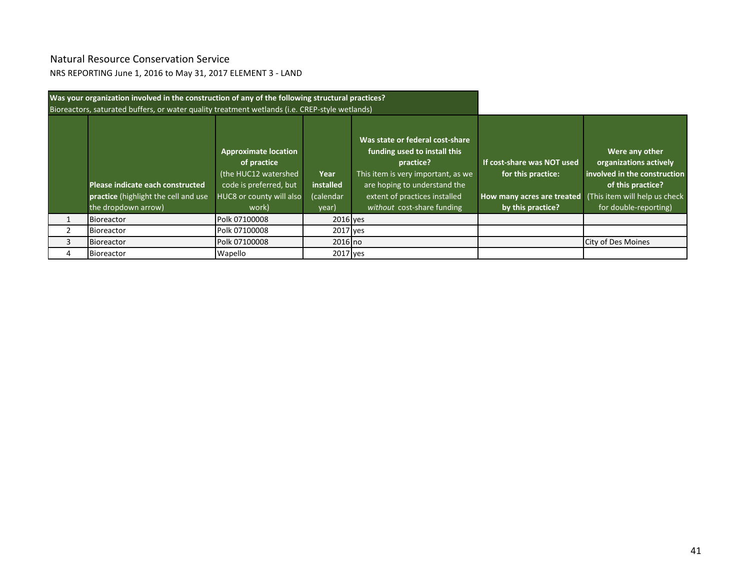Natural Resource Conservation Service

NRS REPORTING June 1, 2016 to May 31, 2017 ELEMENT 3 - LAND

| **Was your organization involved in the construction of any of the following structural practices?** Bioreactors, saturated buffers, or water quality treatment wetlands (i.e. CREP-style wetlands) | | | | | | |
|---|---|---|---|---|---|---|
| | **Please indicate each constructed practice** (highlight the cell and use the dropdown arrow) | **Approximate location of practice** (the HUC12 watershed code is preferred, but HUC8 or county will also work) | **Year installed** (calendar year) | **Was state or federal cost-share funding used to install this practice?** This item is very important, as we are hoping to understand the extent of practices installed *without* cost-share funding | **If cost-share was NOT used for this practice: How many acres are treated by this practice?** | **Were any other organizations actively involved in the construction of this practice?** (This item will help us check for double-reporting) |
| 1 | Bioreactor | Polk 07100008 | 2016 | yes | | |
| 2 | Bioreactor | Polk 07100008 | 2017 | yes | | |
| 3 | Bioreactor | Polk 07100008 | 2016 | no | | City of Des Moines |
| 4 | Bioreactor | Wapello | 2017 | yes | | |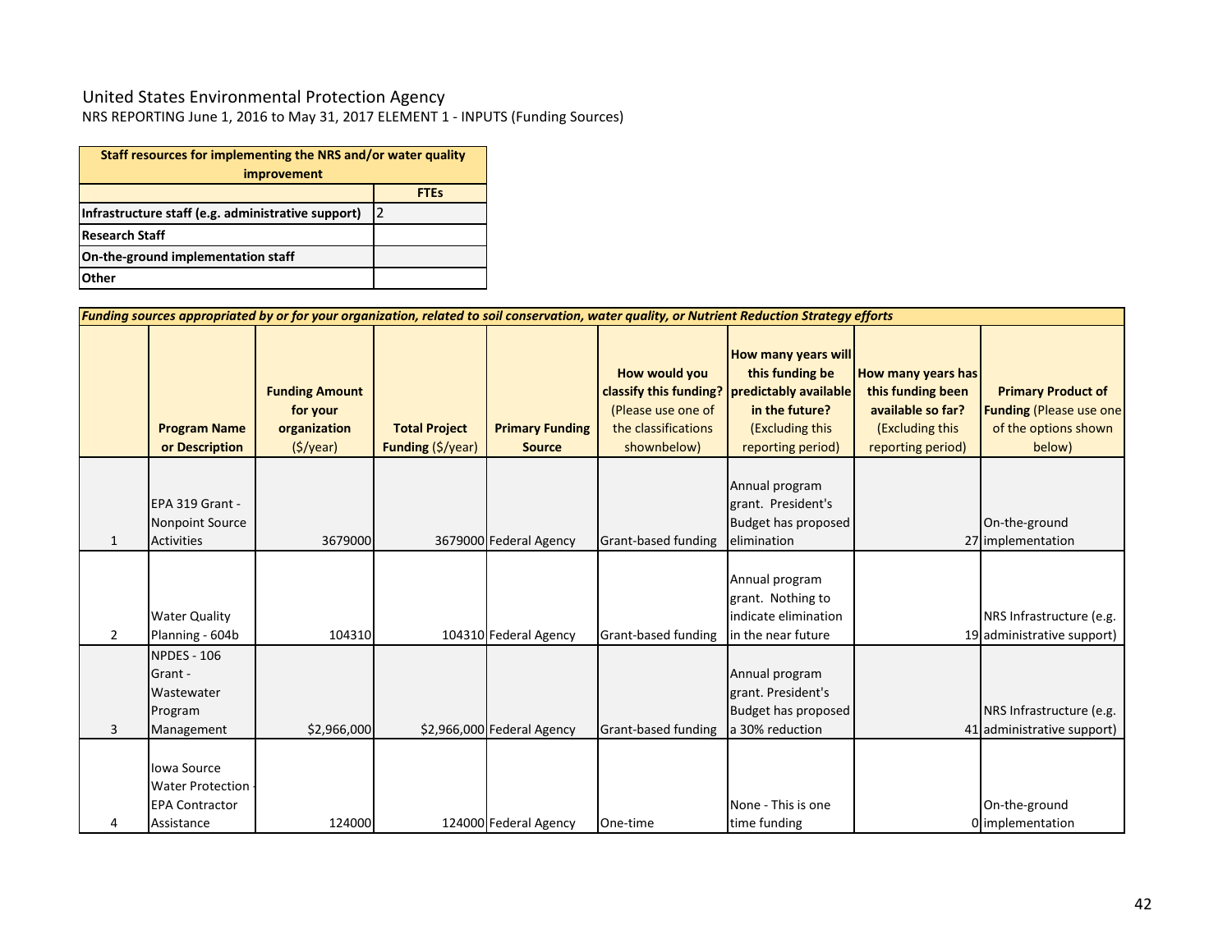United States Environmental Protection Agency

NRS REPORTING June 1, 2016 to May 31, 2017 ELEMENT 1 - INPUTS (Funding Sources)

| Staff resources for implementing the NRS and/or water quality improvement | |
|---|---|
| | **FTEs** |
| **Infrastructure staff (e.g. administrative support)** | 2 |
| **Research Staff** | |
| **On-the-ground implementation staff** | |
| **Other** | |

***Funding sources appropriated by or for your organization, related to soil conservation, water quality, or Nutrient Reduction Strategy efforts***

| | **Program Name or Description** | **Funding Amount for your organization** ($/year) | **Total Project Funding** ($/year) | **Primary Funding Source** | **How would you classify this funding?** (Please use one of the classifications shownbelow) | **How many years will this funding be predictably available in the future?** (Excluding this reporting period) | **How many years has this funding been available so far?** (Excluding this reporting period) | **Primary Product of Funding** (Please use one of the options shown below) |
|---|---|---|---|---|---|---|---|---|
| 1 | EPA 319 Grant - Nonpoint Source Activities | 3679000 | 3679000 | Federal Agency | Grant-based funding | Annual program grant. President's Budget has proposed elimination | 27 | On-the-ground implementation |
| 2 | Water Quality Planning - 604b | 104310 | 104310 | Federal Agency | Grant-based funding | Annual program grant. Nothing to indicate elimination in the near future | 19 | NRS Infrastructure (e.g. administrative support) |
| 3 | NPDES - 106 Grant - Wastewater Program Management | $2,966,000 | $2,966,000 | Federal Agency | Grant-based funding | Annual program grant. President's Budget has proposed a 30% reduction | 41 | NRS Infrastructure (e.g. administrative support) |
| 4 | Iowa Source Water Protection - EPA Contractor Assistance | 124000 | 124000 | Federal Agency | One-time | None - This is one time funding | 0 | On-the-ground implementation |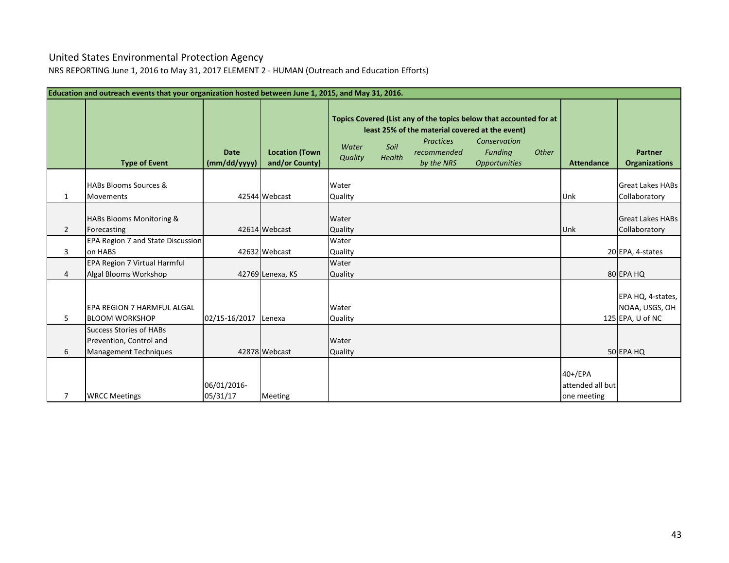# United States Environmental Protection Agency

NRS REPORTING June 1, 2016 to May 31, 2017 ELEMENT 2 - HUMAN (Outreach and Education Efforts)

| Education and outreach events that your organization hosted between June 1, 2015, and May 31, 2016. | | | | | | | | | | | |
|---|---|---|---|---|---|---|---|---|---|---|---|
| | | | | Topics Covered (List any of the topics below that accounted for at least 25% of the material covered at the event) | | | | | | | |
| | **Type of Event** | **Date (mm/dd/yyyy)** | **Location (Town and/or County)** | *Water Quality* | *Soil Health* | *Practices recommended by the NRS* | *Conservation Funding Opportunities* | *Other* | **Attendance** | **Partner Organizations** |
| 1 | HABs Blooms Sources & Movements | 42544 | Webcast | Water Quality | | | | | Unk | Great Lakes HABs Collaboratory |
| 2 | HABs Blooms Monitoring & Forecasting | 42614 | Webcast | Water Quality | | | | | Unk | Great Lakes HABs Collaboratory |
| 3 | EPA Region 7 and State Discussion on HABS | 42632 | Webcast | Water Quality | | | | | 20 | EPA, 4-states |
| 4 | EPA Region 7 Virtual Harmful Algal Blooms Workshop | 42769 | Lenexa, KS | Water Quality | | | | | 80 | EPA HQ |
| 5 | EPA REGION 7 HARMFUL ALGAL BLOOM WORKSHOP | 02/15-16/2017 | Lenexa | Water Quality | | | | | 125 | EPA HQ, 4-states, NOAA, USGS, OH EPA, U of NC |
| 6 | Success Stories of HABs Prevention, Control and Management Techniques | 42878 | Webcast | Water Quality | | | | | 50 | EPA HQ |
| 7 | WRCC Meetings | 06/01/2016-05/31/17 | Meeting | | | | | | 40+/EPA attended all but one meeting | |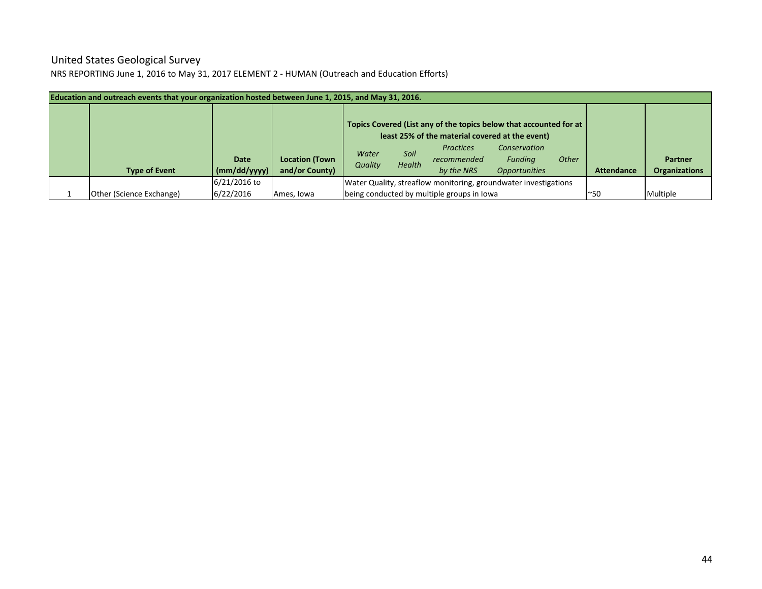United States Geological Survey

NRS REPORTING June 1, 2016 to May 31, 2017 ELEMENT 2 - HUMAN (Outreach and Education Efforts)

| Education and outreach events that your organization hosted between June 1, 2015, and May 31, 2016. | | | | | | | | | | |
|---|---|---|---|---|---|---|---|---|---|---|
| | | | | Topics Covered (List any of the topics below that accounted for at least 25% of the material covered at the event) | | | | | | |
| | Type of Event | Date (mm/dd/yyyy) | Location (Town and/or County) | *Water Quality* | *Soil Health* | *Practices recommended by the NRS* | *Conservation Funding Opportunities* | *Other* | Attendance | Partner Organizations |
| 1 | Other (Science Exchange) | 6/21/2016 to 6/22/2016 | Ames, Iowa | Water Quality, streaflow monitoring, groundwater investigations being conducted by multiple groups in Iowa | | | | | ~50 | Multiple |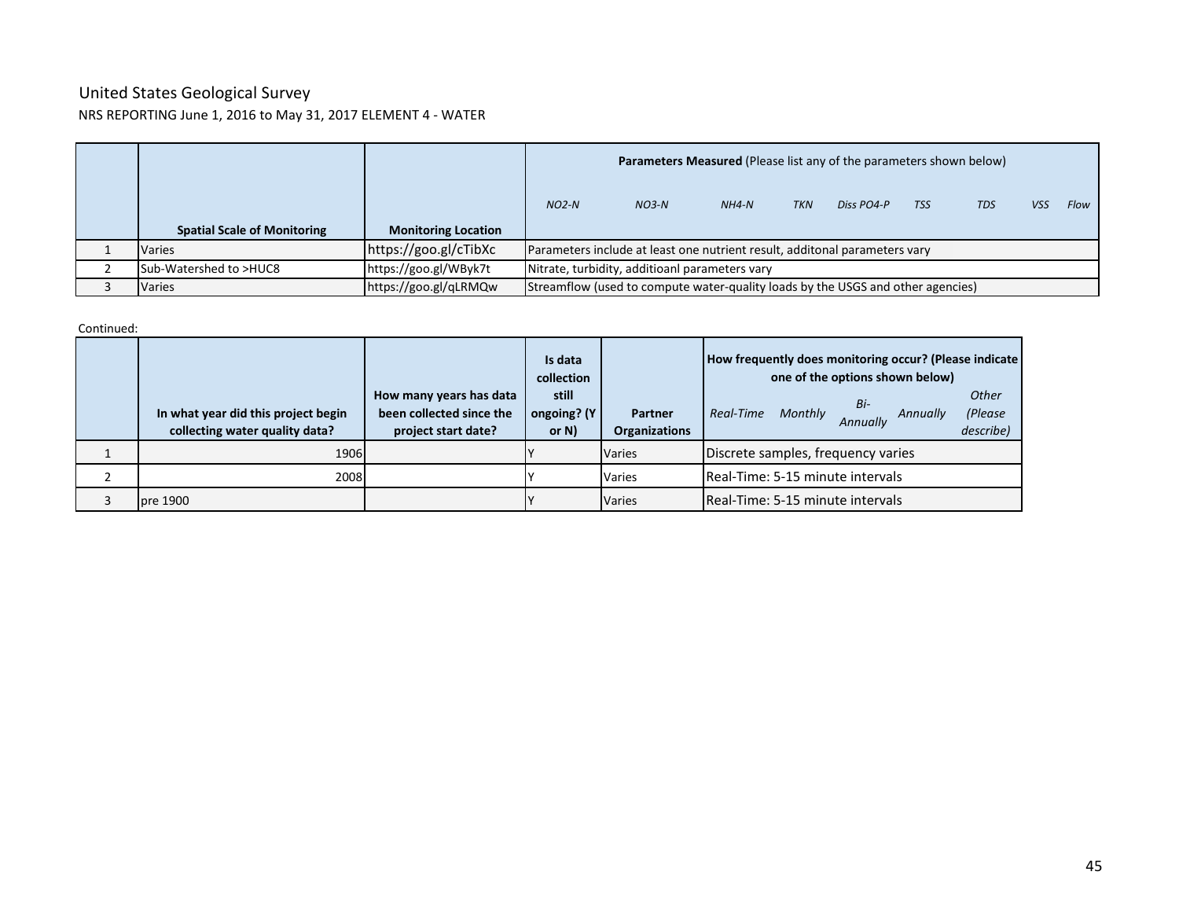United States Geological Survey

NRS REPORTING June 1, 2016 to May 31, 2017 ELEMENT 4 - WATER

| | Spatial Scale of Monitoring | Monitoring Location | **Parameters Measured** (Please list any of the parameters shown below) | | | | | | | | |
|---|---|---|---|---|---|---|---|---|---|---|---|
| | | | *NO2-N* | *NO3-N* | *NH4-N* | *TKN* | *Diss PO4-P* | *TSS* | *TDS* | *VSS* | *Flow* |
| 1 | Varies | https://goo.gl/cTibXc | Parameters include at least one nutrient result, additonal parameters vary | | | | | | | | |
| 2 | Sub-Watershed to >HUC8 | https://goo.gl/WByk7t | Nitrate, turbidity, additioanl parameters vary | | | | | | | | |
| 3 | Varies | https://goo.gl/qLRMQw | Streamflow (used to compute water-quality loads by the USGS and other agencies) | | | | | | | | |

Continued:

| | In what year did this project begin collecting water quality data? | How many years has data been collected since the project start date? | Is data collection still ongoing? (Y or N) | Partner Organizations | How frequently does monitoring occur? (Please indicate one of the options shown below) | | | | |
|---|---|---|---|---|---|---|---|---|---|
| | | | | | *Real-Time* | *Monthly* | *Bi-Annually* | *Annually* | *Other (Please describe)* |
| 1 | 1906 | | Y | Varies | Discrete samples, frequency varies | | | | |
| 2 | 2008 | | Y | Varies | Real-Time: 5-15 minute intervals | | | | |
| 3 | pre 1900 | | Y | Varies | Real-Time: 5-15 minute intervals | | | | |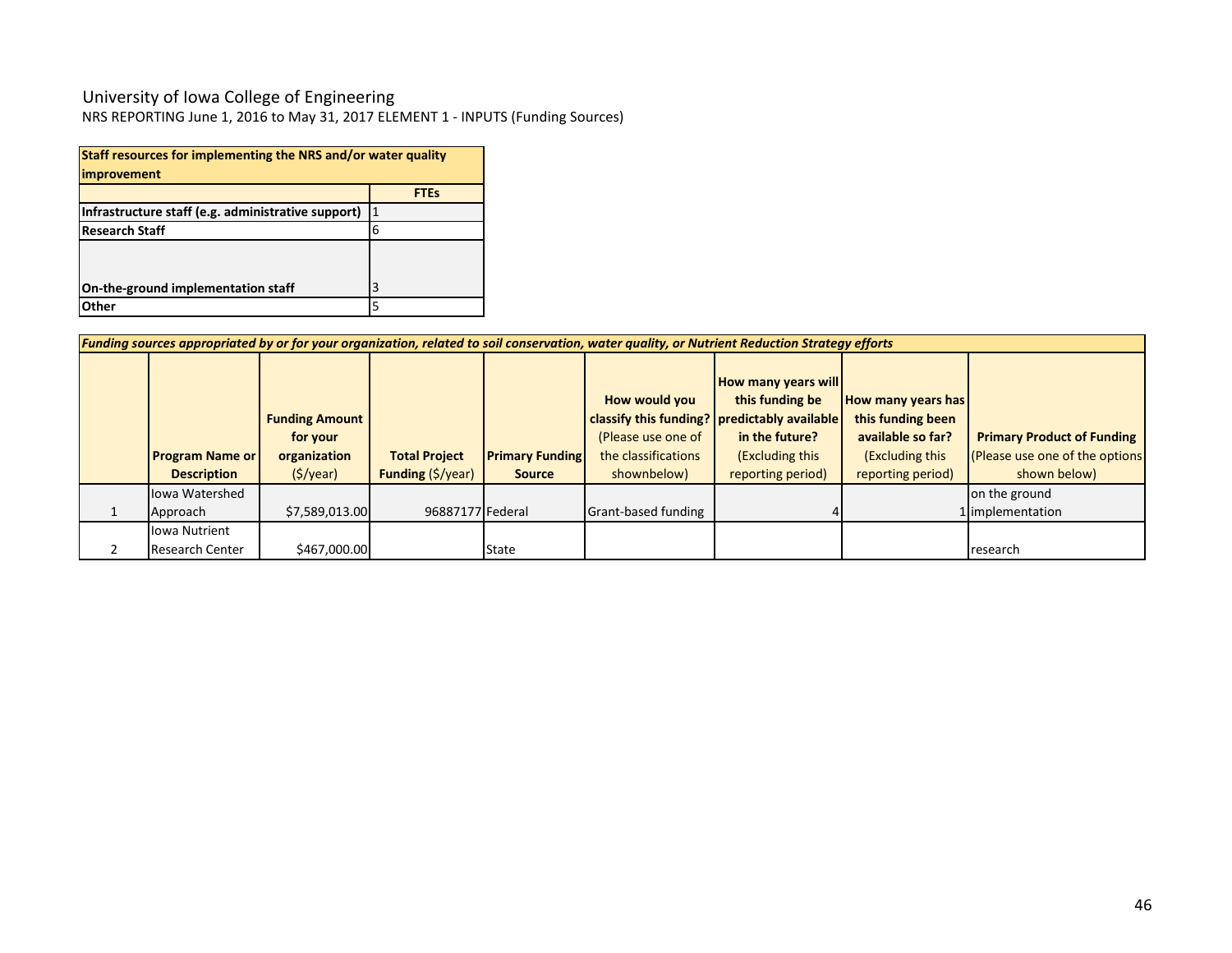University of Iowa College of Engineering

NRS REPORTING June 1, 2016 to May 31, 2017 ELEMENT 1 - INPUTS (Funding Sources)

| Staff resources for implementing the NRS and/or water quality improvement | |
|---|---|
| | **FTEs** |
| **Infrastructure staff (e.g. administrative support)** | 1 |
| **Research Staff** | 6 |
| **On-the-ground implementation staff** | 3 |
| **Other** | 5 |

***Funding sources appropriated by or for your organization, related to soil conservation, water quality, or Nutrient Reduction Strategy efforts***

| | **Program Name or Description** | **Funding Amount for your organization** ($/year) | **Total Project Funding** ($/year) | **Primary Funding Source** | **How would you classify this funding?** (Please use one of the classifications shownbelow) | **How many years will this funding be predictably available in the future?** (Excluding this reporting period) | **How many years has this funding been available so far?** (Excluding this reporting period) | **Primary Product of Funding** (Please use one of the options shown below) |
|---|---|---|---|---|---|---|---|---|
| 1 | Iowa Watershed Approach | $7,589,013.00 | 96887177 | Federal | Grant-based funding | 4 | 1 | on the ground implementation |
| 2 | Iowa Nutrient Research Center | $467,000.00 | | State | | | | research |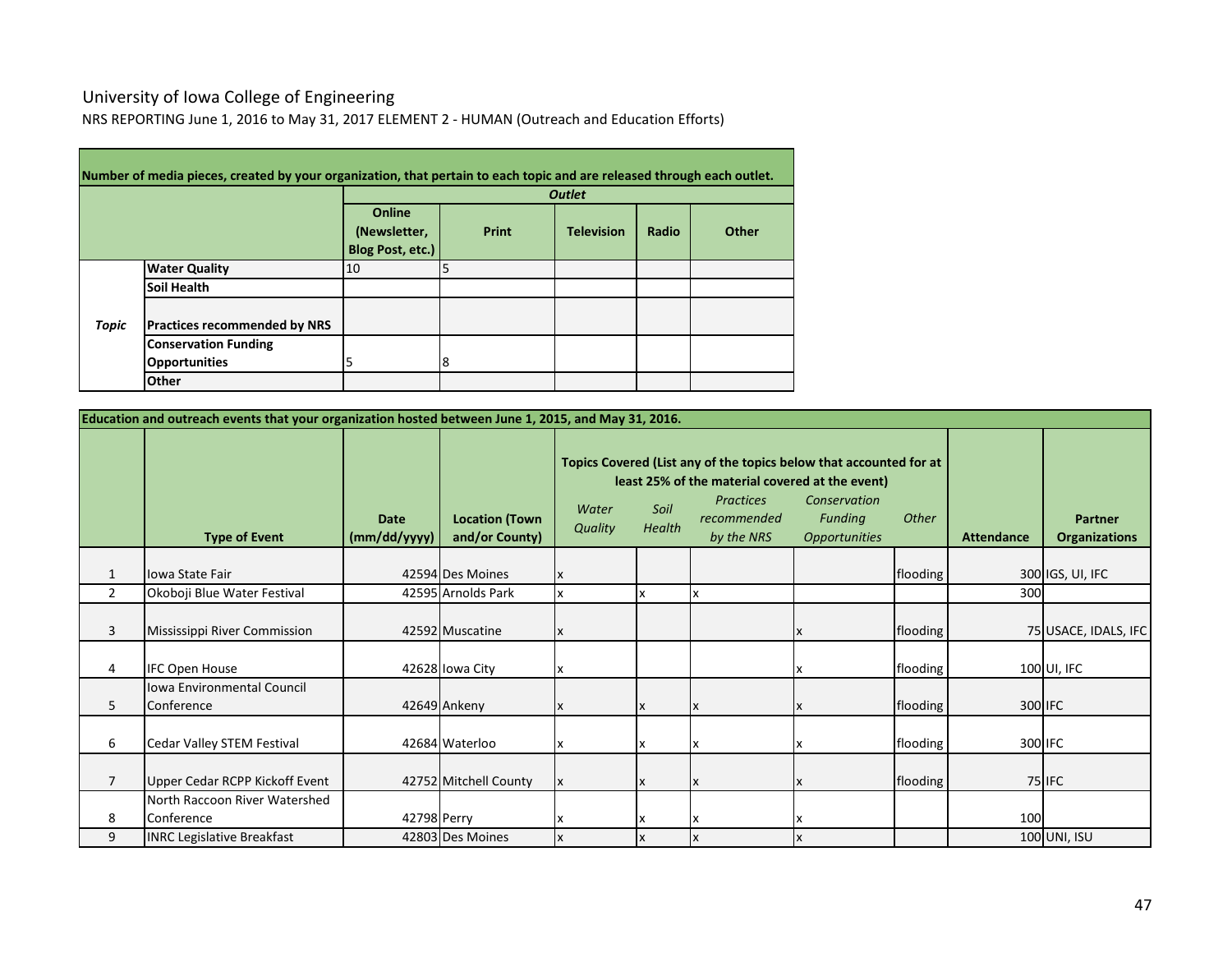University of Iowa College of Engineering

NRS REPORTING June 1, 2016 to May 31, 2017 ELEMENT 2 - HUMAN (Outreach and Education Efforts)

| Number of media pieces, created by your organization, that pertain to each topic and are released through each outlet. | | | | | | |
|---|---|---|---|---|---|---|
| | | *Outlet* | | | | |
| | | Online (Newsletter, Blog Post, etc.) | Print | Television | Radio | Other |
| *Topic* | Water Quality | 10 | 5 | | | |
| | Soil Health | | | | | |
| | Practices recommended by NRS | | | | | |
| | Conservation Funding Opportunities | 5 | 8 | | | |
| | Other | | | | | |

| Education and outreach events that your organization hosted between June 1, 2015, and May 31, 2016. | | | | | | | | | | |
|---|---|---|---|---|---|---|---|---|---|---|
| | | | | Topics Covered (List any of the topics below that accounted for at least 25% of the material covered at the event) | | | | | | |
| | Type of Event | Date (mm/dd/yyyy) | Location (Town and/or County) | *Water Quality* | *Soil Health* | *Practices recommended by the NRS* | *Conservation Funding Opportunities* | *Other* | Attendance | Partner Organizations |
| 1 | Iowa State Fair | 42594 | Des Moines | x | | | | flooding | 300 | IGS, UI, IFC |
| 2 | Okoboji Blue Water Festival | 42595 | Arnolds Park | x | x | x | | | 300 | |
| 3 | Mississippi River Commission | 42592 | Muscatine | x | | | x | flooding | 75 | USACE, IDALS, IFC |
| 4 | IFC Open House | 42628 | Iowa City | x | | | x | flooding | 100 | UI, IFC |
| 5 | Iowa Environmental Council Conference | 42649 | Ankeny | x | x | x | x | flooding | 300 | IFC |
| 6 | Cedar Valley STEM Festival | 42684 | Waterloo | x | x | x | x | flooding | 300 | IFC |
| 7 | Upper Cedar RCPP Kickoff Event | 42752 | Mitchell County | x | x | x | x | flooding | 75 | IFC |
| 8 | North Raccoon River Watershed Conference | 42798 | Perry | x | x | x | x | | 100 | |
| 9 | INRC Legislative Breakfast | 42803 | Des Moines | x | x | x | x | | 100 | UNI, ISU |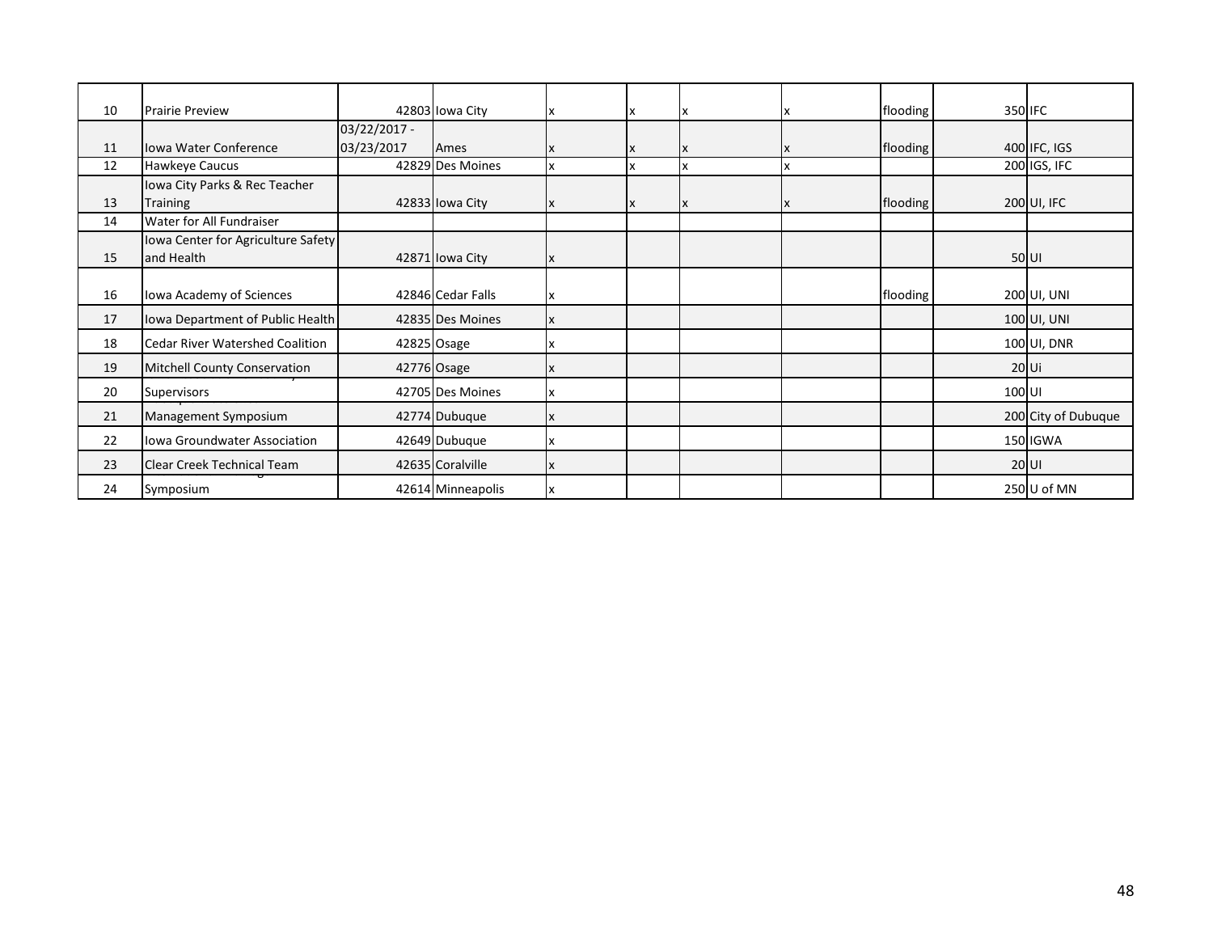| 10 | Prairie Preview | 42803 | Iowa City | x | x | x | x | flooding | 350 | IFC |
|---|---|---|---|---|---|---|---|---|---|---|
| 11 | Iowa Water Conference | 03/22/2017 - 03/23/2017 | Ames | x | x | x | x | flooding | 400 | IFC, IGS |
| 12 | Hawkeye Caucus | 42829 | Des Moines | x | x | x | x | | 200 | IGS, IFC |
| 13 | Iowa City Parks & Rec Teacher Training | 42833 | Iowa City | x | x | x | x | flooding | 200 | UI, IFC |
| 14 | Water for All Fundraiser | | | | | | | | | |
| 15 | Iowa Center for Agriculture Safety and Health | 42871 | Iowa City | x | | | | | 50 | UI |
| 16 | Iowa Academy of Sciences | 42846 | Cedar Falls | x | | | | flooding | 200 | UI, UNI |
| 17 | Iowa Department of Public Health | 42835 | Des Moines | x | | | | | 100 | UI, UNI |
| 18 | Cedar River Watershed Coalition | 42825 | Osage | x | | | | | 100 | UI, DNR |
| 19 | Mitchell County Conservation | 42776 | Osage | x | | | | | 20 | Ui |
| 20 | Supervisors | 42705 | Des Moines | x | | | | | 100 | UI |
| 21 | Management Symposium | 42774 | Dubuque | x | | | | | 200 | City of Dubuque |
| 22 | Iowa Groundwater Association | 42649 | Dubuque | x | | | | | 150 | IGWA |
| 23 | Clear Creek Technical Team | 42635 | Coralville | x | | | | | 20 | UI |
| 24 | Symposium | 42614 | Minneapolis | x | | | | | 250 | U of MN |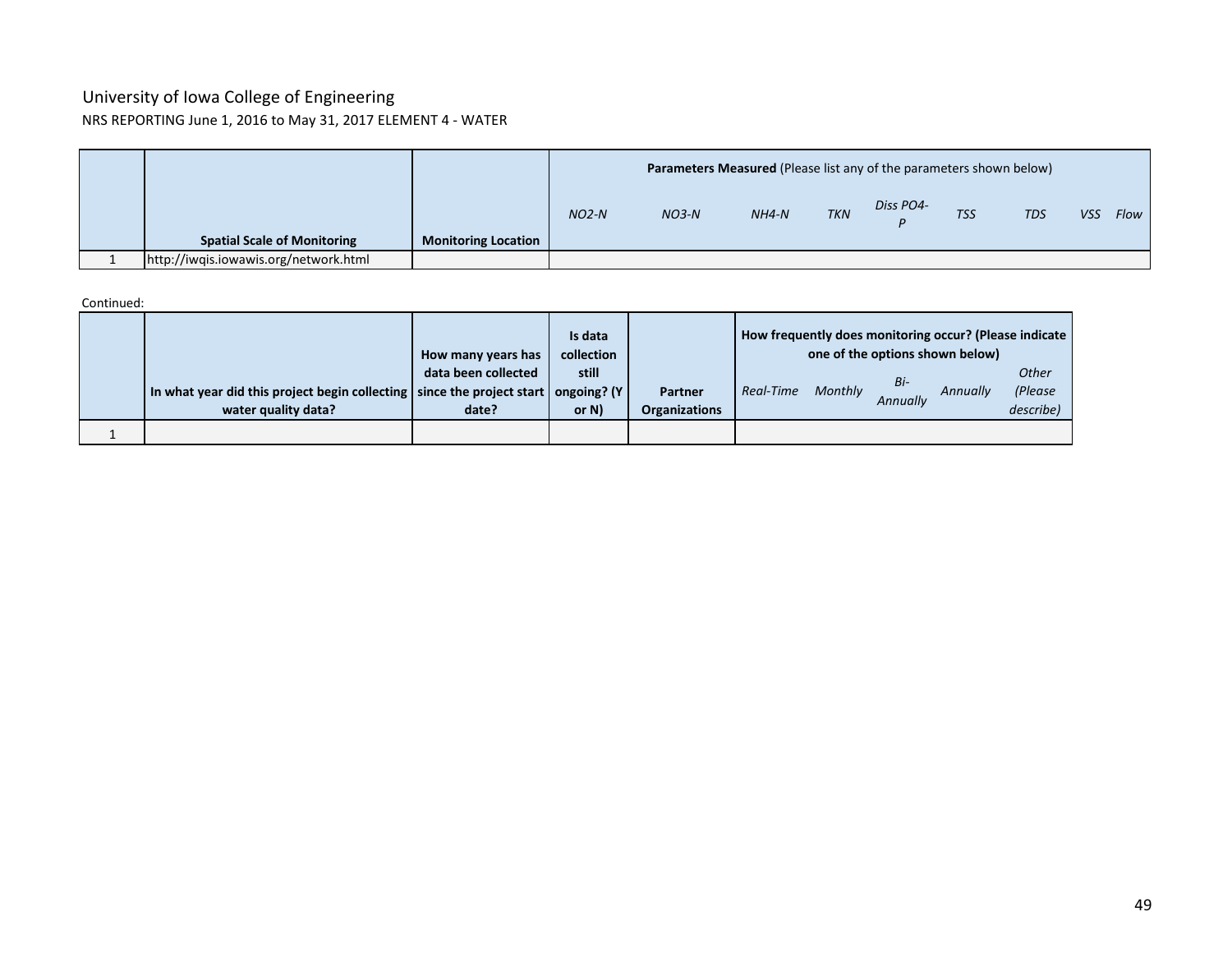University of Iowa College of Engineering

NRS REPORTING June 1, 2016 to May 31, 2017 ELEMENT 4 - WATER

| | | | **Parameters Measured** (Please list any of the parameters shown below) | | | | | | | | |
|---|---|---|---|---|---|---|---|---|---|---|---|
| | **Spatial Scale of Monitoring** | **Monitoring Location** | *NO2-N* | *NO3-N* | *NH4-N* | *TKN* | *Diss PO4-P* | *TSS* | *TDS* | *VSS* | *Flow* |
| 1 | http://iwqis.iowawis.org/network.html | | | | | | | | | | |

Continued:

| | | | | | **How frequently does monitoring occur? (Please indicate one of the options shown below)** | | | | |
|---|---|---|---|---|---|---|---|---|---|
| | **In what year did this project begin collecting water quality data?** | **How many years has data been collected since the project start date?** | **Is data collection still ongoing? (Y or N)** | **Partner Organizations** | *Real-Time* | *Monthly* | *Bi-Annually* | *Annually* | *Other (Please describe)* |
| 1 | | | | | | | | | |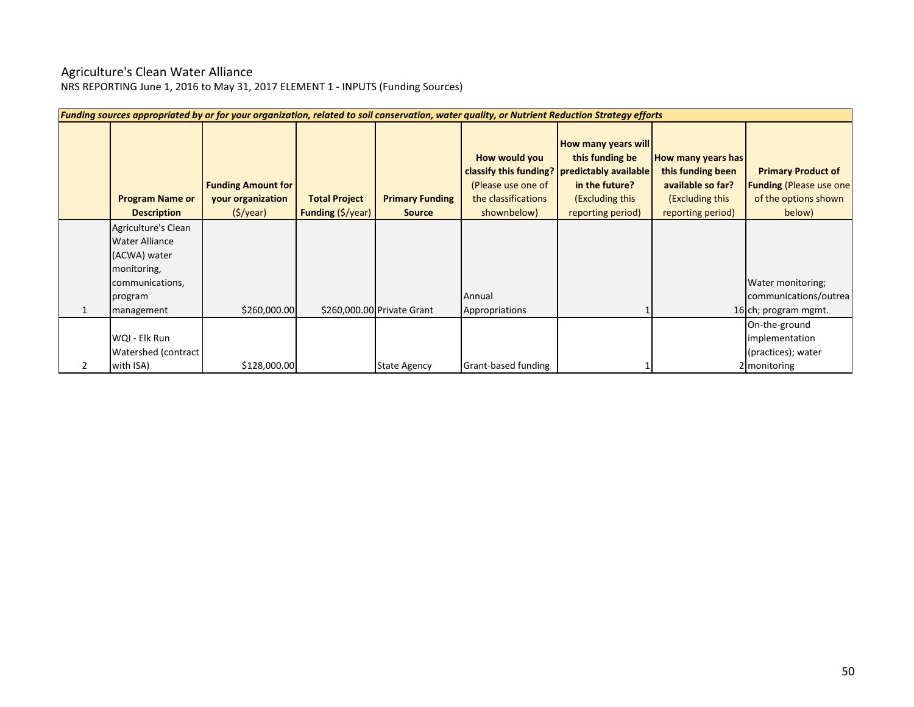Agriculture's Clean Water Alliance

NRS REPORTING June 1, 2016 to May 31, 2017 ELEMENT 1 - INPUTS (Funding Sources)

| ***Funding sources appropriated by or for your organization, related to soil conservation, water quality, or Nutrient Reduction Strategy efforts*** | | | | | | | | |
|---|---|---|---|---|---|---|---|---|
| | **Program Name or Description** | **Funding Amount for your organization** ($/year) | **Total Project Funding** ($/year) | **Primary Funding Source** | **How would you classify this funding?** (Please use one of the classifications shownbelow) | **How many years will this funding be predictably available in the future?** (Excluding this reporting period) | **How many years has this funding been available so far?** (Excluding this reporting period) | **Primary Product of Funding** (Please use one of the options shown below) |
| 1 | Agriculture's Clean Water Alliance (ACWA) water monitoring, communications, program management | $260,000.00 | $260,000.00 | Private Grant | Annual Appropriations | 1 | 16 | Water monitoring; communications/outreach; program mgmt. |
| 2 | WQI - Elk Run Watershed (contract with ISA) | $128,000.00 | | State Agency | Grant-based funding | 1 | 2 | On-the-ground implementation (practices); water monitoring |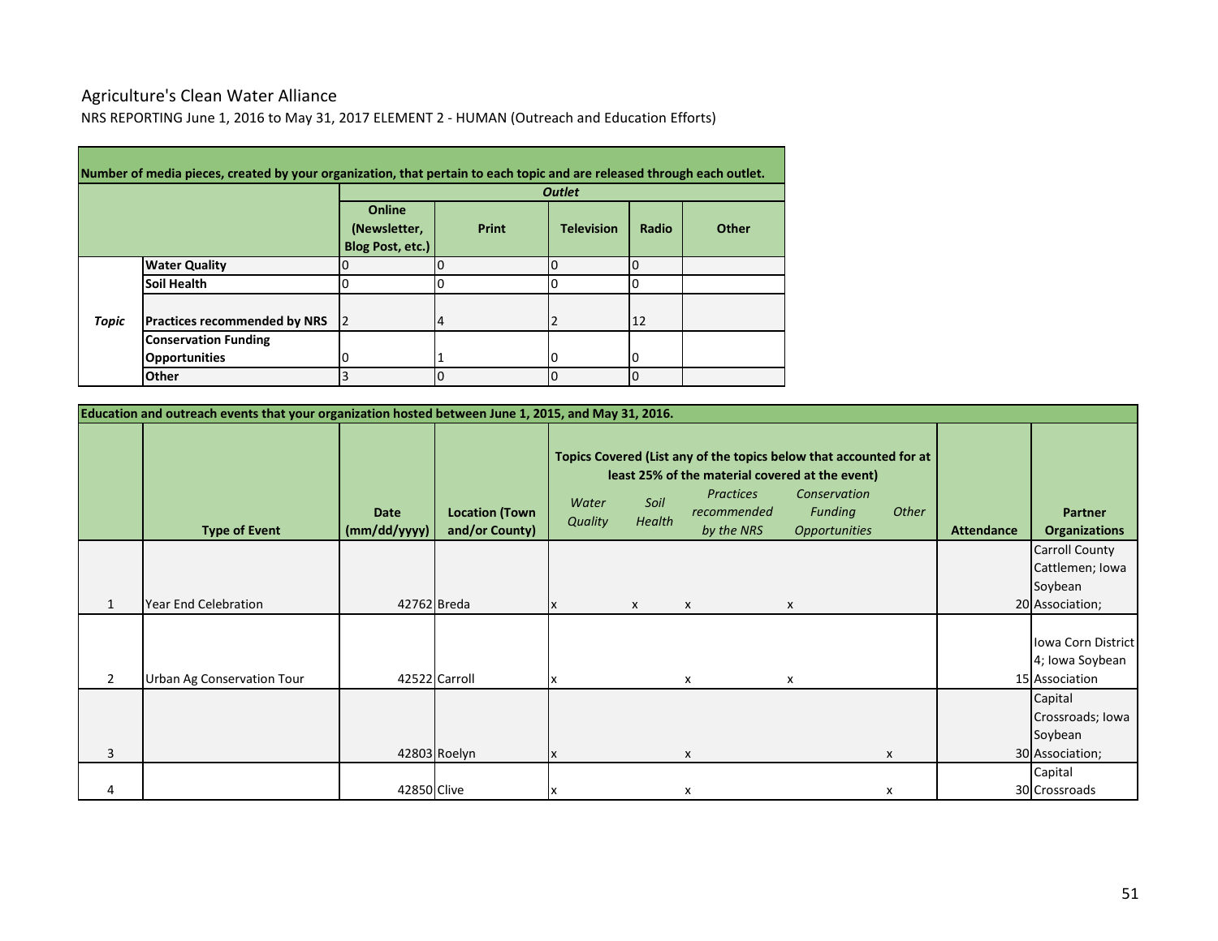# Agriculture's Clean Water Alliance

NRS REPORTING June 1, 2016 to May 31, 2017 ELEMENT 2 - HUMAN (Outreach and Education Efforts)

**Number of media pieces, created by your organization, that pertain to each topic and are released through each outlet.**

| | | *Outlet* | | | | |
|---|---|---|---|---|---|---|
| | | **Online (Newsletter, Blog Post, etc.)** | **Print** | **Television** | **Radio** | **Other** |
| ***Topic*** | **Water Quality** | 0 | 0 | 0 | 0 | |
| | **Soil Health** | 0 | 0 | 0 | 0 | |
| | **Practices recommended by NRS** | 2 | 4 | 2 | 12 | |
| | **Conservation Funding Opportunities** | 0 | 1 | 0 | 0 | |
| | **Other** | 3 | 0 | 0 | 0 | |

**Education and outreach events that your organization hosted between June 1, 2015, and May 31, 2016.**

| | **Type of Event** | **Date (mm/dd/yyyy)** | **Location (Town and/or County)** | **Topics Covered (List any of the topics below that accounted for at least 25% of the material covered at the event)** | | | | | **Attendance** | **Partner Organizations** |
|---|---|---|---|---|---|---|---|---|---|---|
| | | | | *Water Quality* | *Soil Health* | *Practices recommended by the NRS* | *Conservation Funding Opportunities* | *Other* | | |
| 1 | Year End Celebration | 42762 | Breda | x | x | x | x | | 20 | Carroll County Cattlemen; Iowa Soybean Association; |
| 2 | Urban Ag Conservation Tour | 42522 | Carroll | x | | x | x | | 15 | Iowa Corn District 4; Iowa Soybean Association |
| 3 | | 42803 | Roelyn | x | | x | | x | 30 | Capital Crossroads; Iowa Soybean Association; |
| 4 | | 42850 | Clive | x | | x | | x | 30 | Capital Crossroads |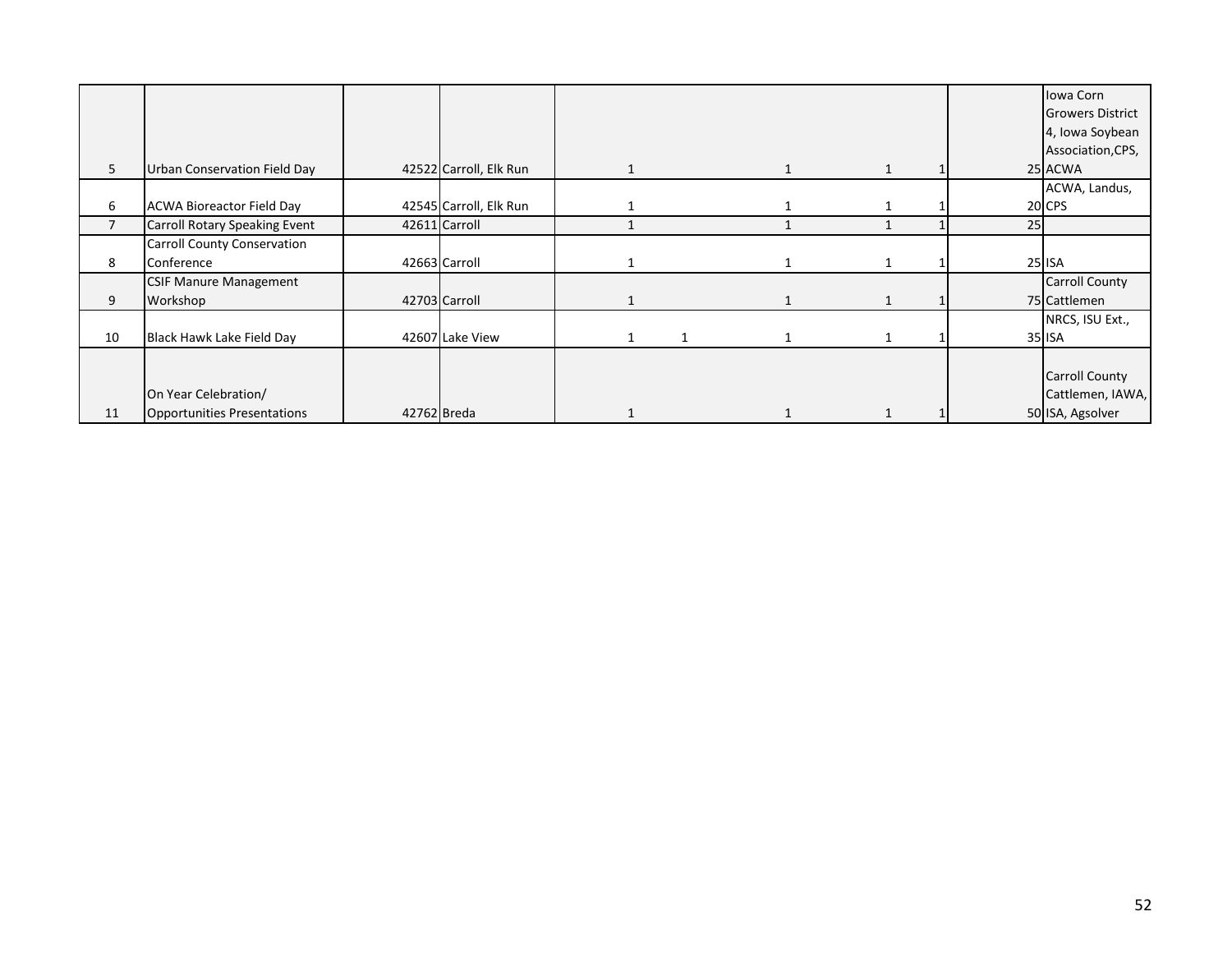| | | | | | | | | | | |
|---|---|---|---|---|---|---|---|---|---|---|
| 5 | Urban Conservation Field Day | 42522 | Carroll, Elk Run | 1 | | 1 | 1 | 1 | 25 | Iowa Corn Growers District 4, Iowa Soybean Association,CPS, ACWA |
| 6 | ACWA Bioreactor Field Day | 42545 | Carroll, Elk Run | 1 | | 1 | 1 | 1 | 20 | ACWA, Landus, CPS |
| 7 | Carroll Rotary Speaking Event | 42611 | Carroll | 1 | | 1 | 1 | 1 | 25 | |
| 8 | Carroll County Conservation Conference | 42663 | Carroll | 1 | | 1 | 1 | 1 | 25 | ISA |
| 9 | CSIF Manure Management Workshop | 42703 | Carroll | 1 | | 1 | 1 | 1 | 75 | Carroll County Cattlemen |
| 10 | Black Hawk Lake Field Day | 42607 | Lake View | 1 | 1 | 1 | 1 | 1 | 35 | NRCS, ISU Ext., ISA |
| 11 | On Year Celebration/ Opportunities Presentations | 42762 | Breda | 1 | | 1 | 1 | 1 | 50 | Carroll County Cattlemen, IAWA, ISA, Agsolver |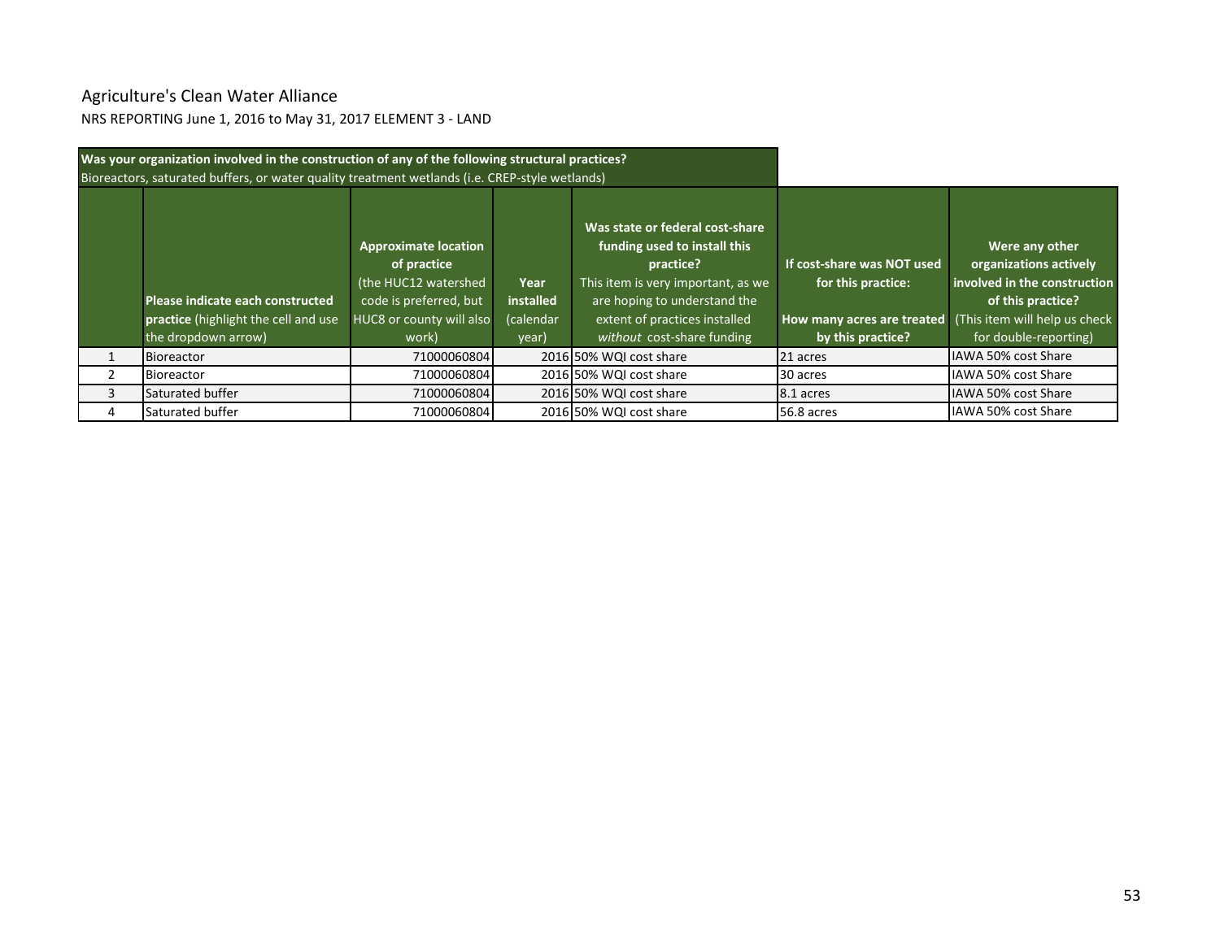Agriculture's Clean Water Alliance

NRS REPORTING June 1, 2016 to May 31, 2017 ELEMENT 3 - LAND

| **Was your organization involved in the construction of any of the following structural practices?** Bioreactors, saturated buffers, or water quality treatment wetlands (i.e. CREP-style wetlands) | | | | | | |
|---|---|---|---|---|---|---|
| | **Please indicate each constructed practice** (highlight the cell and use the dropdown arrow) | **Approximate location of practice** (the HUC12 watershed code is preferred, but HUC8 or county will also work) | **Year installed** (calendar year) | **Was state or federal cost-share funding used to install this practice?** This item is very important, as we are hoping to understand the extent of practices installed *without* cost-share funding | **If cost-share was NOT used for this practice:** **How many acres are treated by this practice?** | **Were any other organizations actively involved in the construction of this practice?** (This item will help us check for double-reporting) |
| 1 | Bioreactor | 71000060804 | 2016 | 50% WQI cost share | 21 acres | IAWA 50% cost Share |
| 2 | Bioreactor | 71000060804 | 2016 | 50% WQI cost share | 30 acres | IAWA 50% cost Share |
| 3 | Saturated buffer | 71000060804 | 2016 | 50% WQI cost share | 8.1 acres | IAWA 50% cost Share |
| 4 | Saturated buffer | 71000060804 | 2016 | 50% WQI cost share | 56.8 acres | IAWA 50% cost Share |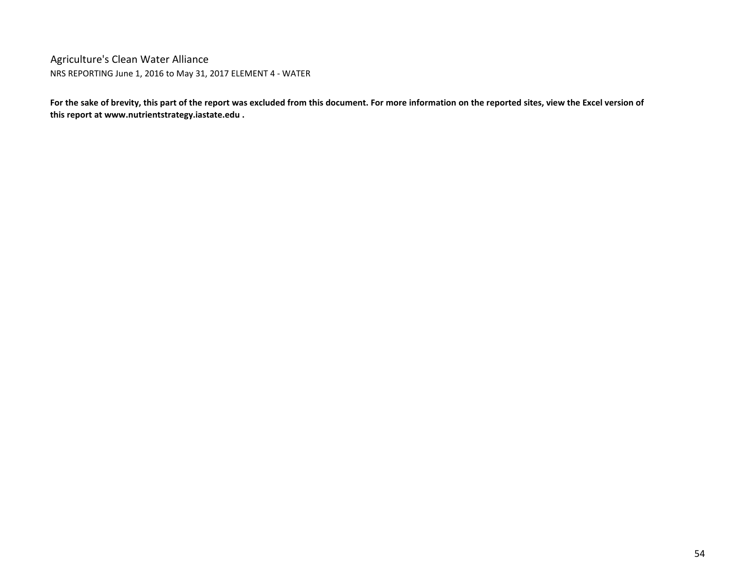Agriculture's Clean Water Alliance

NRS REPORTING June 1, 2016 to May 31, 2017 ELEMENT 4 - WATER

**For the sake of brevity, this part of the report was excluded from this document. For more information on the reported sites, view the Excel version of this report at www.nutrientstrategy.iastate.edu .**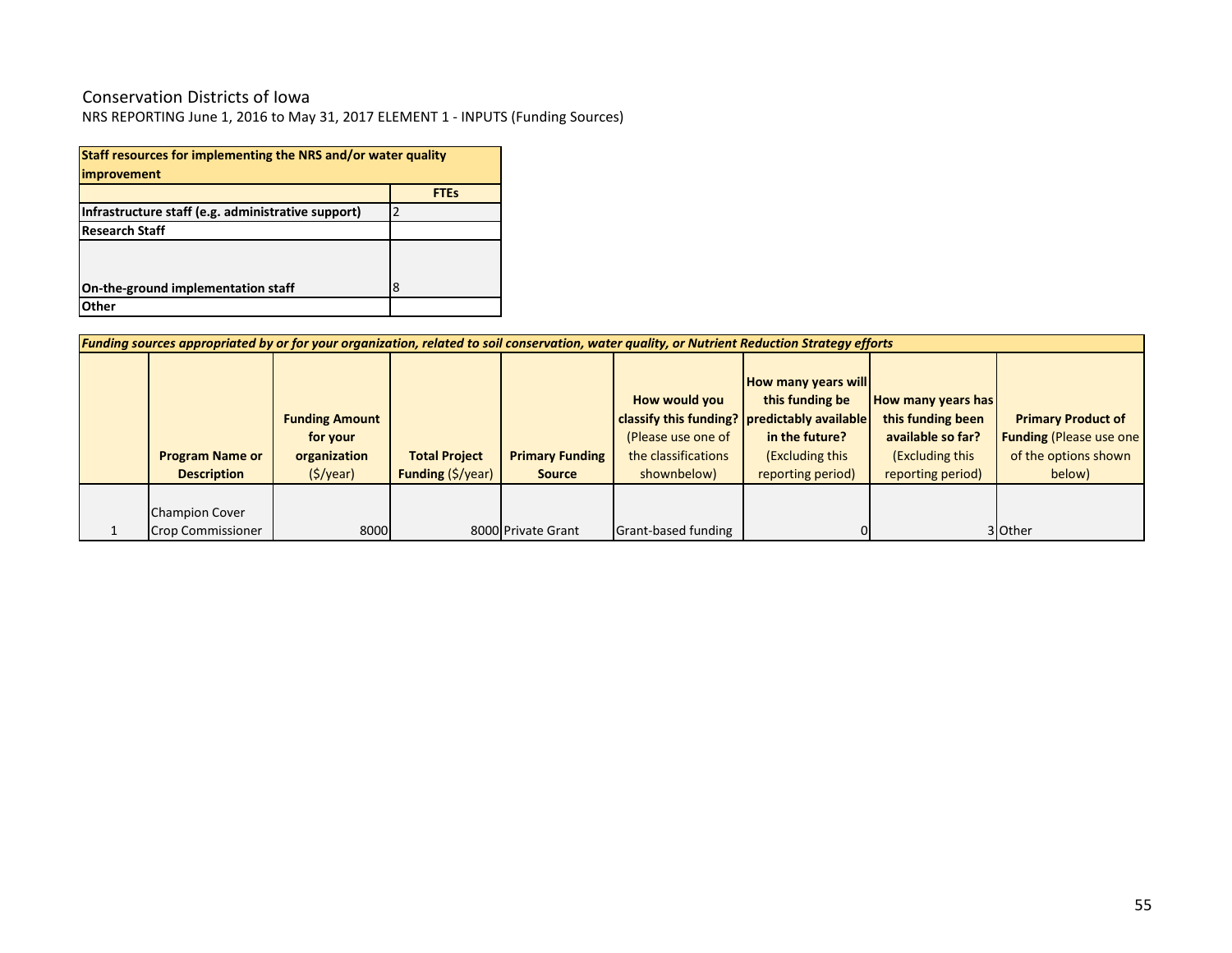Conservation Districts of Iowa

NRS REPORTING June 1, 2016 to May 31, 2017 ELEMENT 1 - INPUTS (Funding Sources)

| **Staff resources for implementing the NRS and/or water quality improvement** | |
|---|---|
| | **FTEs** |
| **Infrastructure staff (e.g. administrative support)** | 2 |
| **Research Staff** | |
| **On-the-ground implementation staff** | 8 |
| **Other** | |

***Funding sources appropriated by or for your organization, related to soil conservation, water quality, or Nutrient Reduction Strategy efforts***

| | **Program Name or Description** | **Funding Amount for your organization** ($/year) | **Total Project Funding** ($/year) | **Primary Funding Source** | **How would you classify this funding?** (Please use one of the classifications shownbelow) | **How many years will this funding be predictably available in the future?** (Excluding this reporting period) | **How many years has this funding been available so far?** (Excluding this reporting period) | **Primary Product of Funding** (Please use one of the options shown below) |
|---|---|---|---|---|---|---|---|---|
| 1 | Champion Cover Crop Commissioner | 8000 | 8000 | Private Grant | Grant-based funding | 0 | 3 | Other |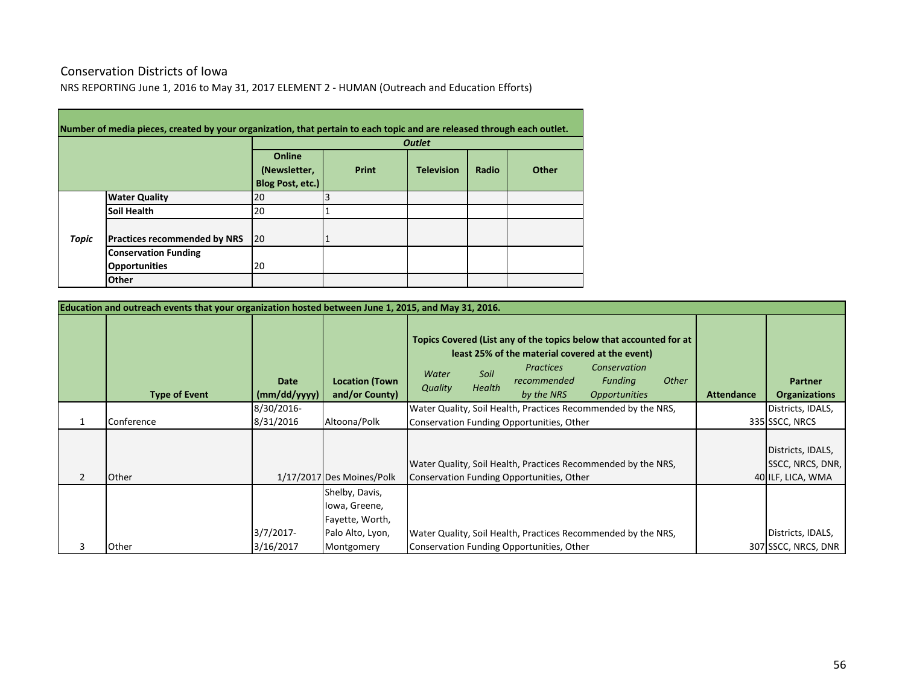# Conservation Districts of Iowa

NRS REPORTING June 1, 2016 to May 31, 2017 ELEMENT 2 - HUMAN (Outreach and Education Efforts)

| Number of media pieces, created by your organization, that pertain to each topic and are released through each outlet. | | | | | | |
|---|---|---|---|---|---|---|
| | | ***Outlet*** | | | | |
| | | **Online (Newsletter, Blog Post, etc.)** | **Print** | **Television** | **Radio** | **Other** |
| ***Topic*** | **Water Quality** | 20 | 3 | | | |
| | **Soil Health** | 20 | 1 | | | |
| | **Practices recommended by NRS** | 20 | 1 | | | |
| | **Conservation Funding Opportunities** | 20 | | | | |
| | **Other** | | | | | |

| Education and outreach events that your organization hosted between June 1, 2015, and May 31, 2016. | | | | | | |
|---|---|---|---|---|---|---|
| | **Type of Event** | **Date (mm/dd/yyyy)** | **Location (Town and/or County)** | **Topics Covered (List any of the topics below that accounted for at least 25% of the material covered at the event)** *Water Quality, Soil Health, Practices recommended by the NRS, Conservation Funding Opportunities, Other* | **Attendance** | **Partner Organizations** |
| 1 | Conference | 8/30/2016-8/31/2016 | Altoona/Polk | Water Quality, Soil Health, Practices Recommended by the NRS, Conservation Funding Opportunities, Other | 335 | Districts, IDALS, SSCC, NRCS |
| 2 | Other | 1/17/2017 | Des Moines/Polk | Water Quality, Soil Health, Practices Recommended by the NRS, Conservation Funding Opportunities, Other | 40 | Districts, IDALS, SSCC, NRCS, DNR, ILF, LICA, WMA |
| 3 | Other | 3/7/2017-3/16/2017 | Shelby, Davis, Iowa, Greene, Fayette, Worth, Palo Alto, Lyon, Montgomery | Water Quality, Soil Health, Practices Recommended by the NRS, Conservation Funding Opportunities, Other | 307 | Districts, IDALS, SSCC, NRCS, DNR |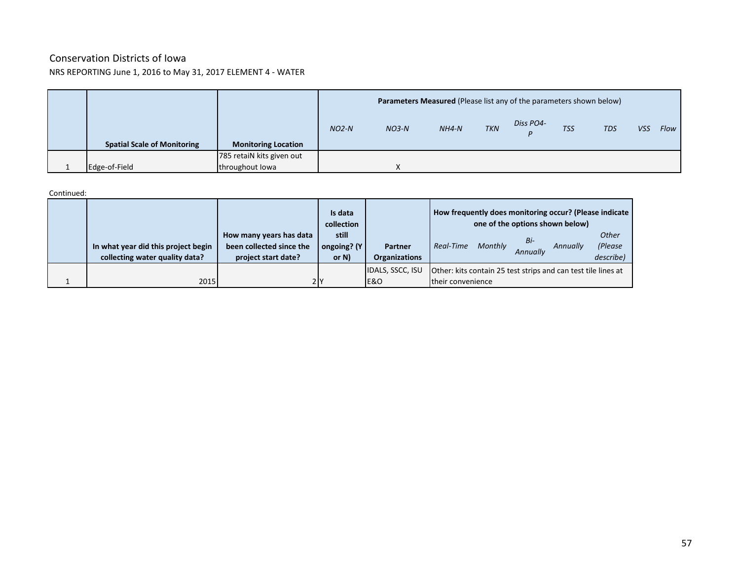Conservation Districts of Iowa

NRS REPORTING June 1, 2016 to May 31, 2017 ELEMENT 4 - WATER

| | | | **Parameters Measured** (Please list any of the parameters shown below) | | | | | | | | |
|---|---|---|---|---|---|---|---|---|---|---|---|
| | **Spatial Scale of Monitoring** | **Monitoring Location** | *NO2-N* | *NO3-N* | *NH4-N* | *TKN* | *Diss PO4-P* | *TSS* | *TDS* | *VSS* | *Flow* |
| 1 | Edge-of-Field | 785 retaiN kits given out throughout Iowa | | X | | | | | | | |

Continued:

| | **In what year did this project begin collecting water quality data?** | **How many years has data been collected since the project start date?** | **Is data collection still ongoing? (Y or N)** | **Partner Organizations** | **How frequently does monitoring occur? (Please indicate one of the options shown below)** | | | | |
|---|---|---|---|---|---|---|---|---|---|
| | | | | | *Real-Time* | *Monthly* | *Bi-Annually* | *Annually* | *Other (Please describe)* |
| 1 | 2015 | 2 | Y | IDALS, SSCC, ISU E&O | Other: kits contain 25 test strips and can test tile lines at their convenience | | | | |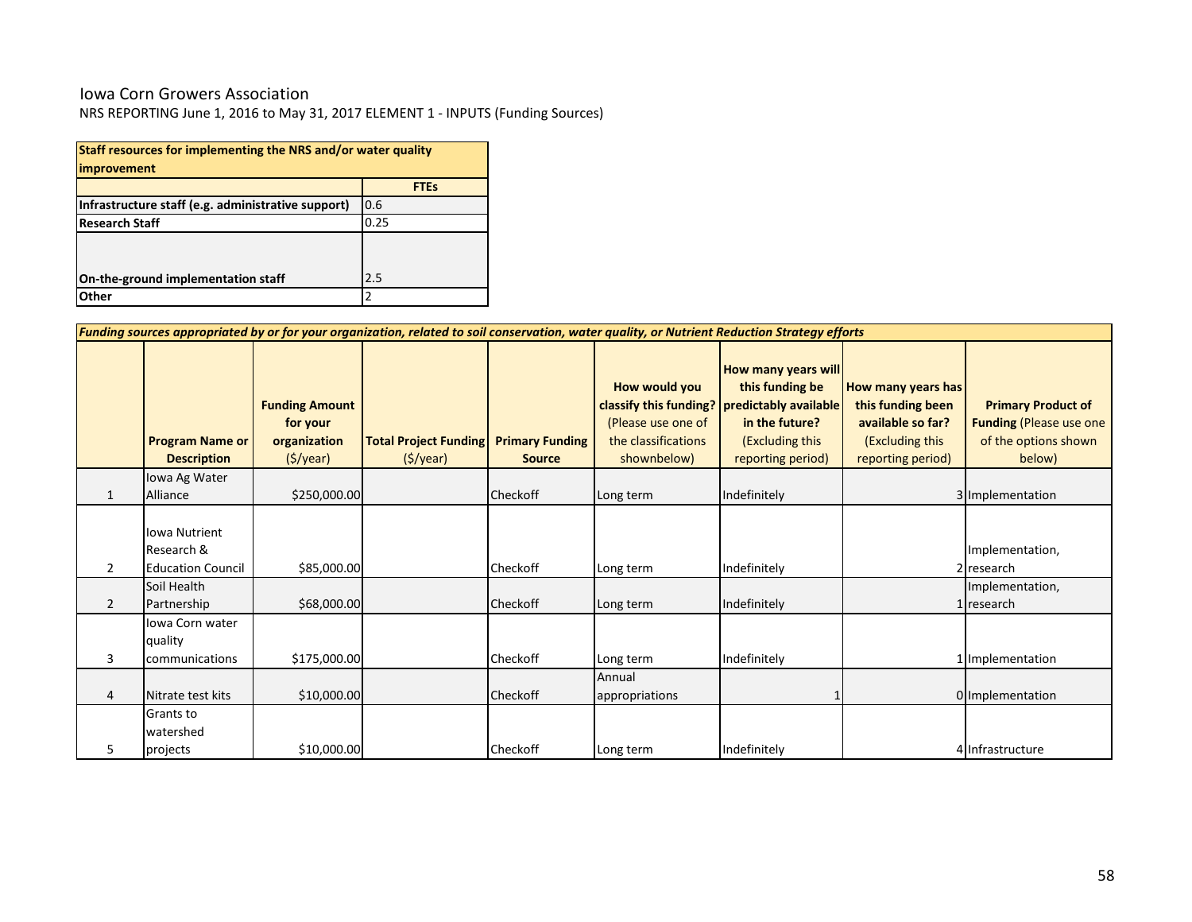Iowa Corn Growers Association

NRS REPORTING June 1, 2016 to May 31, 2017 ELEMENT 1 - INPUTS (Funding Sources)

| **Staff resources for implementing the NRS and/or water quality improvement** | |
|---|---|
| | **FTEs** |
| **Infrastructure staff (e.g. administrative support)** | 0.6 |
| **Research Staff** | 0.25 |
| **On-the-ground implementation staff** | 2.5 |
| **Other** | 2 |

***Funding sources appropriated by or for your organization, related to soil conservation, water quality, or Nutrient Reduction Strategy efforts***

| | **Program Name or Description** | **Funding Amount for your organization** ($/year) | **Total Project Funding** ($/year) | **Primary Funding Source** | **How would you classify this funding?** (Please use one of the classifications shownbelow) | **How many years will this funding be predictably available in the future?** (Excluding this reporting period) | **How many years has this funding been available so far?** (Excluding this reporting period) | **Primary Product of Funding** (Please use one of the options shown below) |
|---|---|---|---|---|---|---|---|---|
| 1 | Iowa Ag Water Alliance | $250,000.00 | | Checkoff | Long term | Indefinitely | 3 | Implementation |
| 2 | Iowa Nutrient Research & Education Council | $85,000.00 | | Checkoff | Long term | Indefinitely | 2 | Implementation, research |
| 2 | Soil Health Partnership | $68,000.00 | | Checkoff | Long term | Indefinitely | 1 | Implementation, research |
| 3 | Iowa Corn water quality communications | $175,000.00 | | Checkoff | Long term | Indefinitely | 1 | Implementation |
| 4 | Nitrate test kits | $10,000.00 | | Checkoff | Annual appropriations | 1 | 0 | Implementation |
| 5 | Grants to watershed projects | $10,000.00 | | Checkoff | Long term | Indefinitely | 4 | Infrastructure |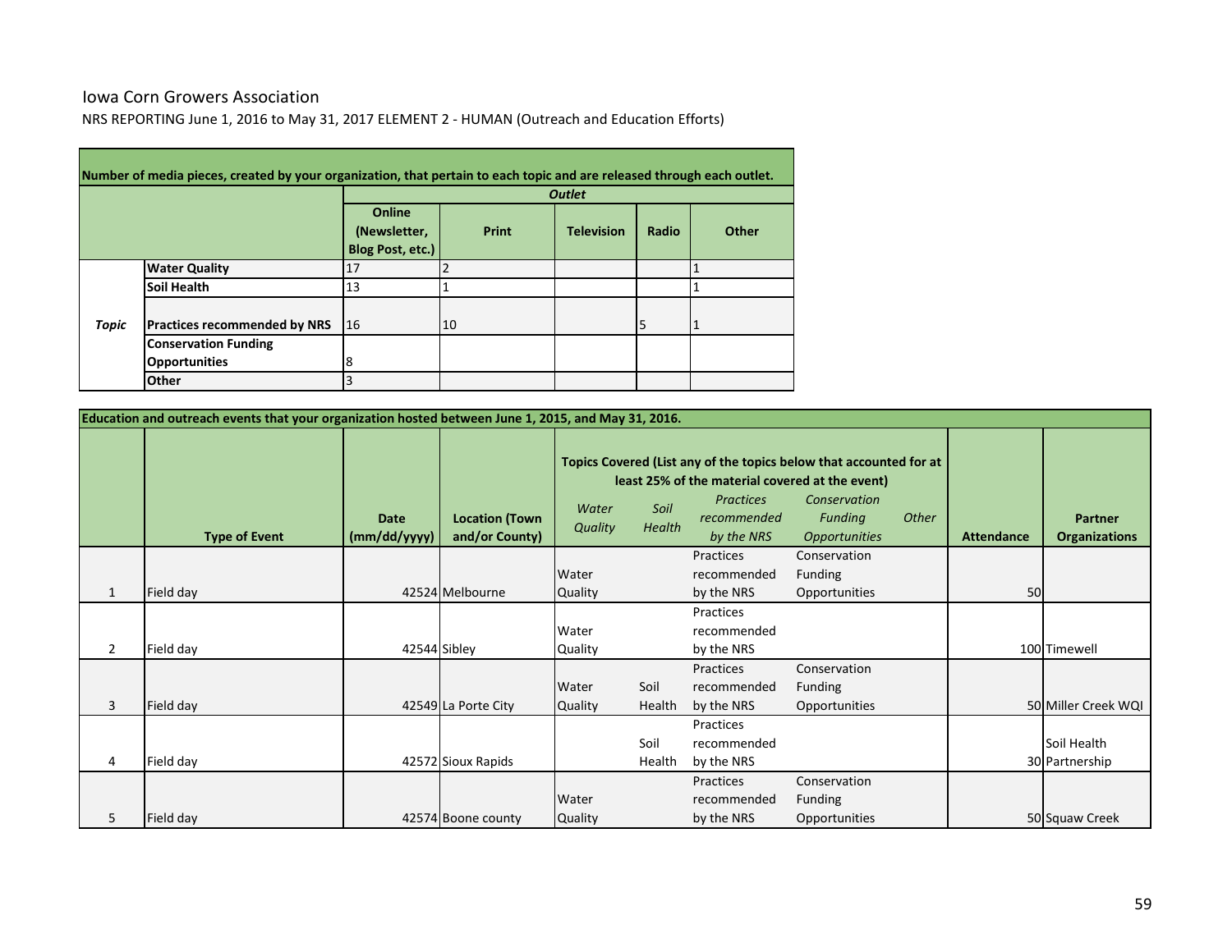Iowa Corn Growers Association

NRS REPORTING June 1, 2016 to May 31, 2017 ELEMENT 2 - HUMAN (Outreach and Education Efforts)

| Number of media pieces, created by your organization, that pertain to each topic and are released through each outlet. | | | | | | |
|---|---|---|---|---|---|---|
| | | *Outlet* | | | | |
| | | **Online (Newsletter, Blog Post, etc.)** | **Print** | **Television** | **Radio** | **Other** |
| ***Topic*** | **Water Quality** | 17 | 2 | | | 1 |
| | **Soil Health** | 13 | 1 | | | 1 |
| | **Practices recommended by NRS** | 16 | 10 | | 5 | 1 |
| | **Conservation Funding Opportunities** | 8 | | | | |
| | **Other** | 3 | | | | |

| Education and outreach events that your organization hosted between June 1, 2015, and May 31, 2016. | | | | | | | | | | |
|---|---|---|---|---|---|---|---|---|---|---|
| | | | | **Topics Covered (List any of the topics below that accounted for at least 25% of the material covered at the event)** | | | | | | |
| | **Type of Event** | **Date (mm/dd/yyyy)** | **Location (Town and/or County)** | *Water Quality* | *Soil Health* | *Practices recommended by the NRS* | *Conservation Funding Opportunities* | *Other* | **Attendance** | **Partner Organizations** |
| 1 | Field day | 42524 | Melbourne | Water Quality | | Practices recommended by the NRS | Conservation Funding Opportunities | | 50 | |
| 2 | Field day | 42544 | Sibley | Water Quality | | Practices recommended by the NRS | | | 100 | Timewell |
| 3 | Field day | 42549 | La Porte City | Water Quality | Soil Health | Practices recommended by the NRS | Conservation Funding Opportunities | | 50 | Miller Creek WQI |
| 4 | Field day | 42572 | Sioux Rapids | | Soil Health | Practices recommended by the NRS | | | 30 | Soil Health Partnership |
| 5 | Field day | 42574 | Boone county | Water Quality | | Practices recommended by the NRS | Conservation Funding Opportunities | | 50 | Squaw Creek |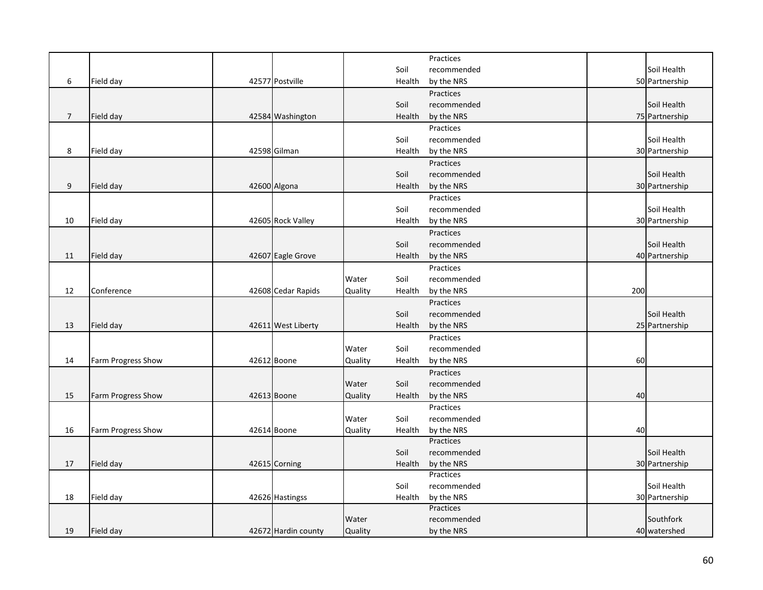| | | | | | | | | |
|---|---|---|---|---|---|---|---|---|
| 6 | Field day | 42577 | Postville | | Soil Health | Practices recommended by the NRS | 50 | Soil Health Partnership |
| 7 | Field day | 42584 | Washington | | Soil Health | Practices recommended by the NRS | 75 | Soil Health Partnership |
| 8 | Field day | 42598 | Gilman | | Soil Health | Practices recommended by the NRS | 30 | Soil Health Partnership |
| 9 | Field day | 42600 | Algona | | Soil Health | Practices recommended by the NRS | 30 | Soil Health Partnership |
| 10 | Field day | 42605 | Rock Valley | | Soil Health | Practices recommended by the NRS | 30 | Soil Health Partnership |
| 11 | Field day | 42607 | Eagle Grove | | Soil Health | Practices recommended by the NRS | 40 | Soil Health Partnership |
| 12 | Conference | 42608 | Cedar Rapids | Water Quality | Soil Health | Practices recommended by the NRS | 200 | |
| 13 | Field day | 42611 | West Liberty | | Soil Health | Practices recommended by the NRS | 25 | Soil Health Partnership |
| 14 | Farm Progress Show | 42612 | Boone | Water Quality | Soil Health | Practices recommended by the NRS | 60 | |
| 15 | Farm Progress Show | 42613 | Boone | Water Quality | Soil Health | Practices recommended by the NRS | 40 | |
| 16 | Farm Progress Show | 42614 | Boone | Water Quality | Soil Health | Practices recommended by the NRS | 40 | |
| 17 | Field day | 42615 | Corning | | Soil Health | Practices recommended by the NRS | 30 | Soil Health Partnership |
| 18 | Field day | 42626 | Hastingss | | Soil Health | Practices recommended by the NRS | 30 | Soil Health Partnership |
| 19 | Field day | 42672 | Hardin county | Water Quality | | Practices recommended by the NRS | 40 | Southfork watershed |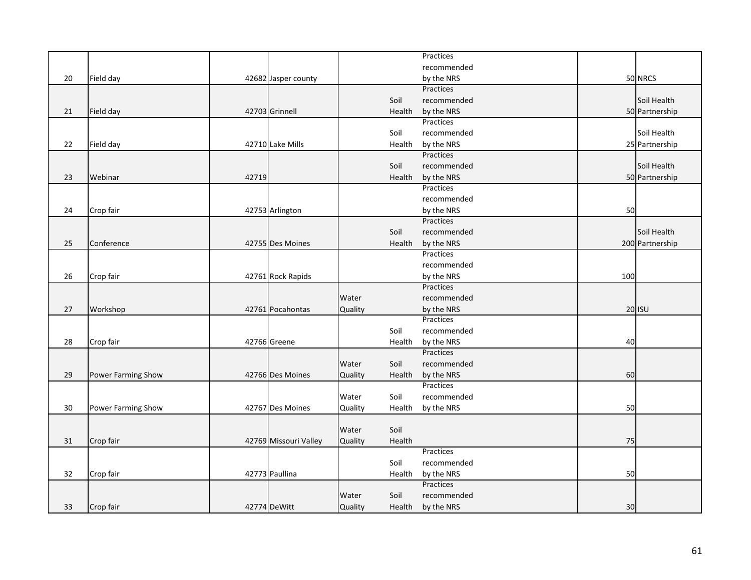| | | | | | | | | |
|---|---|---|---|---|---|---|---|---|
| 20 | Field day | 42682 | Jasper county | | | Practices recommended by the NRS | 50 | NRCS |
| 21 | Field day | 42703 | Grinnell | | Soil Health | Practices recommended by the NRS | 50 | Soil Health Partnership |
| 22 | Field day | 42710 | Lake Mills | | Soil Health | Practices recommended by the NRS | 25 | Soil Health Partnership |
| 23 | Webinar | 42719 | | | Soil Health | Practices recommended by the NRS | 50 | Soil Health Partnership |
| 24 | Crop fair | 42753 | Arlington | | | Practices recommended by the NRS | 50 | |
| 25 | Conference | 42755 | Des Moines | | Soil Health | Practices recommended by the NRS | 200 | Soil Health Partnership |
| 26 | Crop fair | 42761 | Rock Rapids | | | Practices recommended by the NRS | 100 | |
| 27 | Workshop | 42761 | Pocahontas | Water Quality | | Practices recommended by the NRS | 20 | ISU |
| 28 | Crop fair | 42766 | Greene | | Soil Health | Practices recommended by the NRS | 40 | |
| 29 | Power Farming Show | 42766 | Des Moines | Water Quality | Soil Health | Practices recommended by the NRS | 60 | |
| 30 | Power Farming Show | 42767 | Des Moines | Water Quality | Soil Health | Practices recommended by the NRS | 50 | |
| 31 | Crop fair | 42769 | Missouri Valley | Water Quality | Soil Health | | 75 | |
| 32 | Crop fair | 42773 | Paullina | | Soil Health | Practices recommended by the NRS | 50 | |
| 33 | Crop fair | 42774 | DeWitt | Water Quality | Soil Health | Practices recommended by the NRS | 30 | |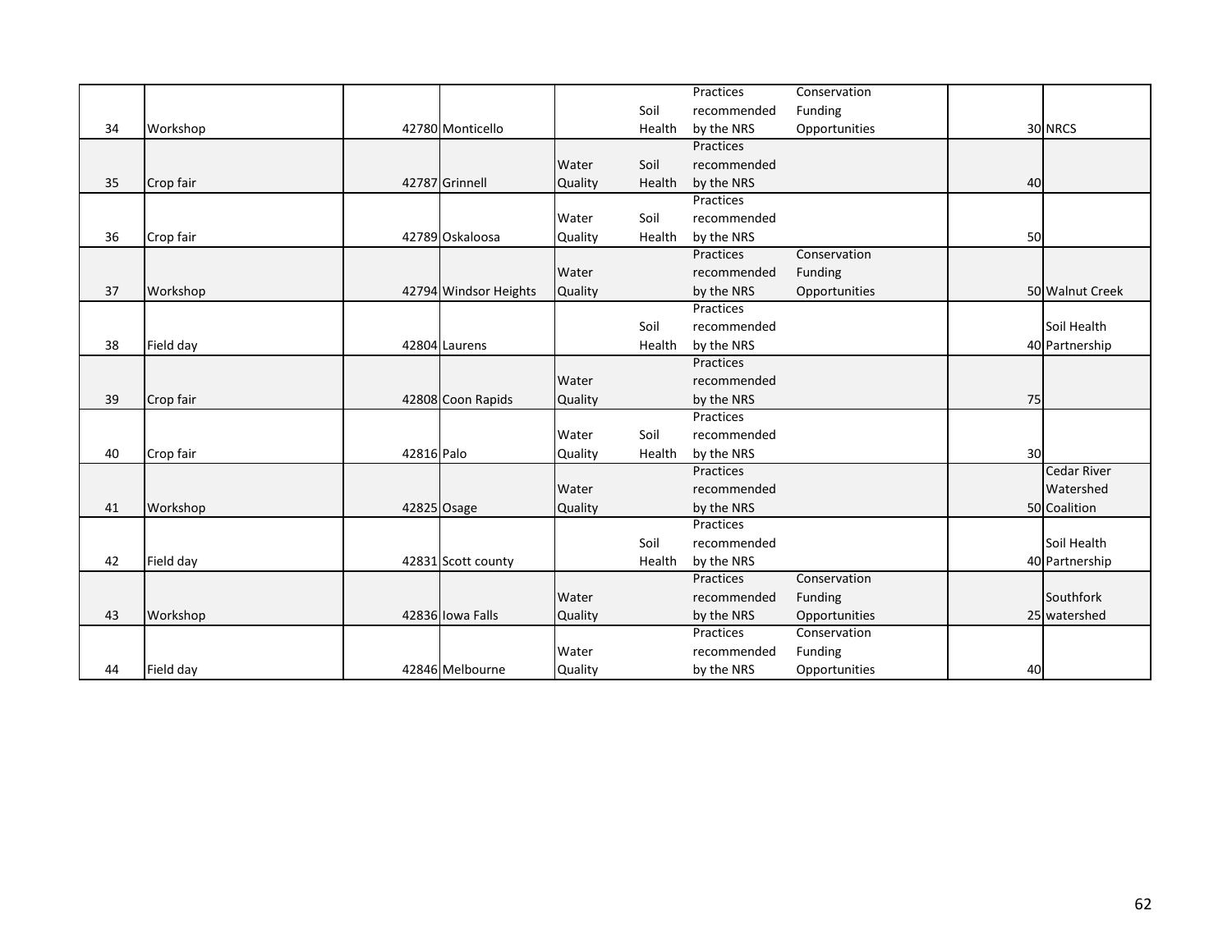| 34 | Workshop | 42780 | Monticello | | Soil Health | Practices recommended by the NRS | Conservation Funding Opportunities | 30 | NRCS |
|---|---|---|---|---|---|---|---|---|---|
| 35 | Crop fair | 42787 | Grinnell | Water Quality | Soil Health | Practices recommended by the NRS | | 40 | |
| 36 | Crop fair | 42789 | Oskaloosa | Water Quality | Soil Health | Practices recommended by the NRS | | 50 | |
| 37 | Workshop | 42794 | Windsor Heights | Water Quality | | Practices recommended by the NRS | Conservation Funding Opportunities | 50 | Walnut Creek |
| 38 | Field day | 42804 | Laurens | | Soil Health | Practices recommended by the NRS | | 40 | Soil Health Partnership |
| 39 | Crop fair | 42808 | Coon Rapids | Water Quality | | Practices recommended by the NRS | | 75 | |
| 40 | Crop fair | 42816 | Palo | Water Quality | Soil Health | Practices recommended by the NRS | | 30 | |
| 41 | Workshop | 42825 | Osage | Water Quality | | Practices recommended by the NRS | | 50 | Cedar River Watershed Coalition |
| 42 | Field day | 42831 | Scott county | | Soil Health | Practices recommended by the NRS | | 40 | Soil Health Partnership |
| 43 | Workshop | 42836 | Iowa Falls | Water Quality | | Practices recommended by the NRS | Conservation Funding Opportunities | 25 | Southfork watershed |
| 44 | Field day | 42846 | Melbourne | Water Quality | | Practices recommended by the NRS | Conservation Funding Opportunities | 40 | |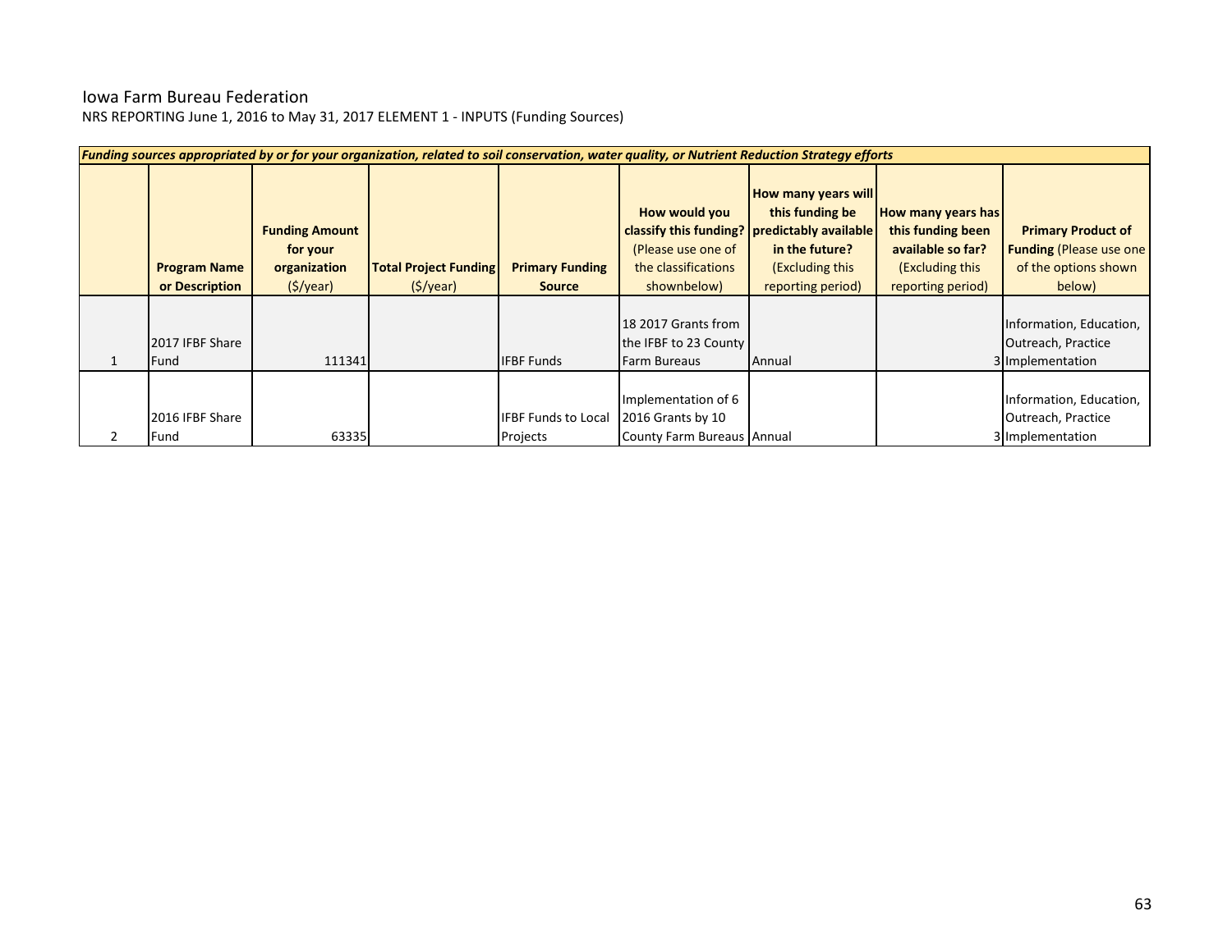Iowa Farm Bureau Federation

NRS REPORTING June 1, 2016 to May 31, 2017 ELEMENT 1 - INPUTS (Funding Sources)

| ***Funding sources appropriated by or for your organization, related to soil conservation, water quality, or Nutrient Reduction Strategy efforts*** | | | | | | | | |
|---|---|---|---|---|---|---|---|---|
| | **Program Name or Description** | **Funding Amount for your organization** ($/year) | **Total Project Funding** ($/year) | **Primary Funding Source** | **How would you classify this funding?** (Please use one of the classifications shownbelow) | **How many years will this funding be predictably available in the future?** (Excluding this reporting period) | **How many years has this funding been available so far?** (Excluding this reporting period) | **Primary Product of Funding** (Please use one of the options shown below) |
| 1 | 2017 IFBF Share Fund | 111341 | | IFBF Funds | 18 2017 Grants from the IFBF to 23 County Farm Bureaus | Annual | 3 | Information, Education, Outreach, Practice Implementation |
| 2 | 2016 IFBF Share Fund | 63335 | | IFBF Funds to Local Projects | Implementation of 6 2016 Grants by 10 County Farm Bureaus | Annual | 3 | Information, Education, Outreach, Practice Implementation |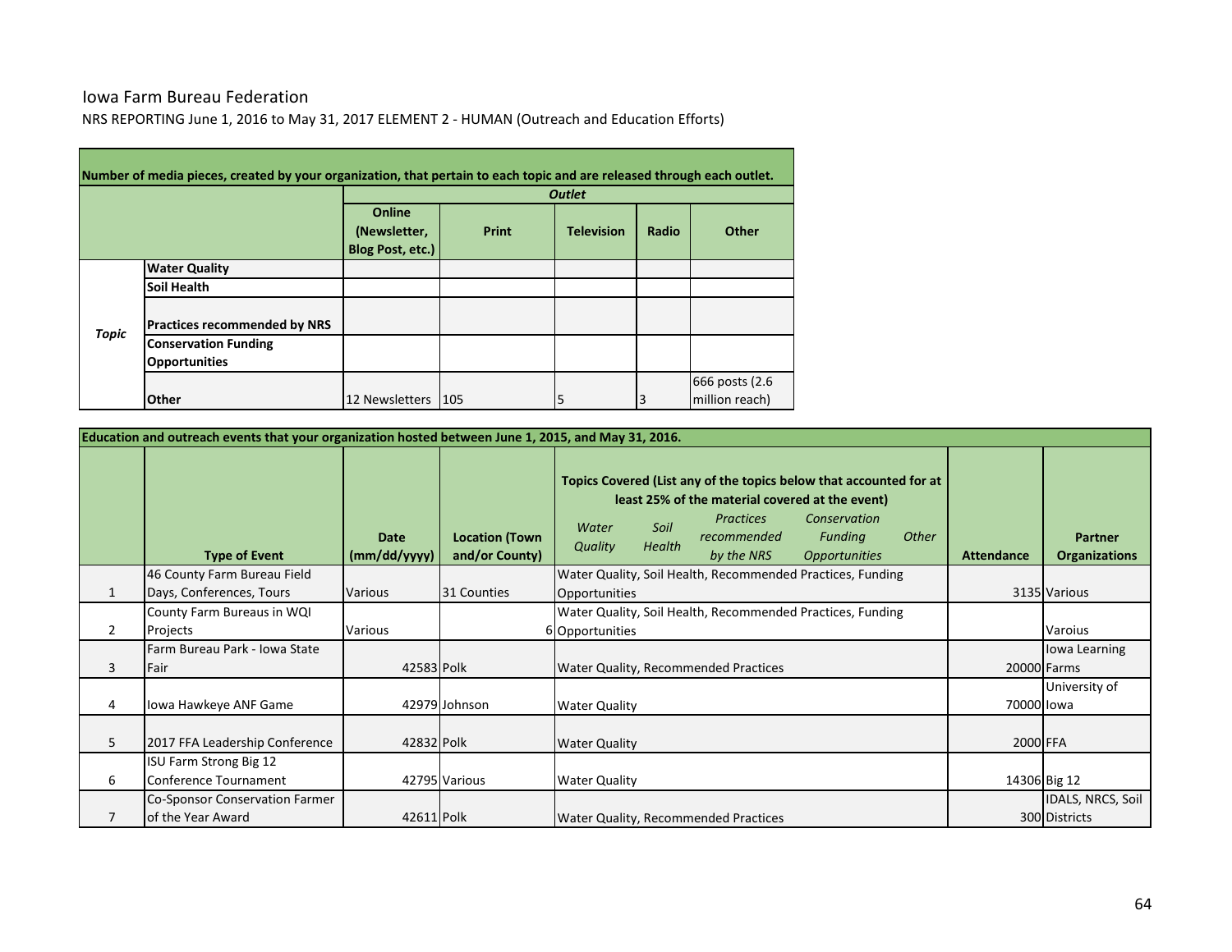Iowa Farm Bureau Federation

NRS REPORTING June 1, 2016 to May 31, 2017 ELEMENT 2 - HUMAN (Outreach and Education Efforts)

| Number of media pieces, created by your organization, that pertain to each topic and are released through each outlet. | | | | | | |
|---|---|---|---|---|---|---|
| | | ***Outlet*** | | | | |
| | | **Online (Newsletter, Blog Post, etc.)** | **Print** | **Television** | **Radio** | **Other** |
| ***Topic*** | **Water Quality** | | | | | |
| | **Soil Health** | | | | | |
| | **Practices recommended by NRS** | | | | | |
| | **Conservation Funding Opportunities** | | | | | |
| | **Other** | 12 Newsletters | 105 | 5 | 3 | 666 posts (2.6 million reach) |

| Education and outreach events that your organization hosted between June 1, 2015, and May 31, 2016. | | | | | | |
|---|---|---|---|---|---|---|
| | **Type of Event** | **Date (mm/dd/yyyy)** | **Location (Town and/or County)** | **Topics Covered (List any of the topics below that accounted for at least 25% of the material covered at the event)** *Water Quality, Soil Health, Practices recommended by the NRS, Conservation Funding Opportunities, Other* | **Attendance** | **Partner Organizations** |
| 1 | 46 County Farm Bureau Field Days, Conferences, Tours | Various | 31 Counties | Water Quality, Soil Health, Recommended Practices, Funding Opportunities | 3135 | Various |
| 2 | County Farm Bureaus in WQI Projects | Various | 6 | Water Quality, Soil Health, Recommended Practices, Funding Opportunities | | Varoius |
| 3 | Farm Bureau Park - Iowa State Fair | 42583 | Polk | Water Quality, Recommended Practices | 20000 | Iowa Learning Farms |
| 4 | Iowa Hawkeye ANF Game | 42979 | Johnson | Water Quality | 70000 | University of Iowa |
| 5 | 2017 FFA Leadership Conference | 42832 | Polk | Water Quality | 2000 | FFA |
| 6 | ISU Farm Strong Big 12 Conference Tournament | 42795 | Various | Water Quality | 14306 | Big 12 |
| 7 | Co-Sponsor Conservation Farmer of the Year Award | 42611 | Polk | Water Quality, Recommended Practices | 300 | IDALS, NRCS, Soil Districts |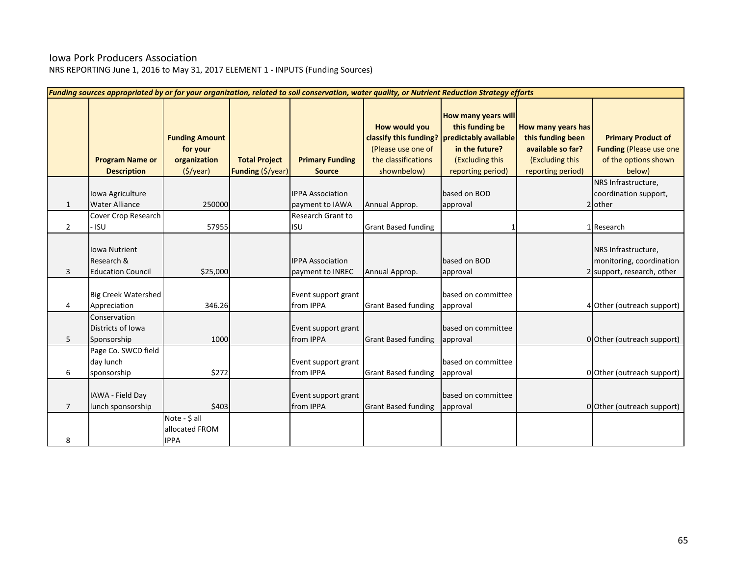Iowa Pork Producers Association

NRS REPORTING June 1, 2016 to May 31, 2017 ELEMENT 1 - INPUTS (Funding Sources)

| *Funding sources appropriated by or for your organization, related to soil conservation, water quality, or Nutrient Reduction Strategy efforts* | | | | | | | | |
|---|---|---|---|---|---|---|---|---|
| | **Program Name or Description** | **Funding Amount for your organization** ($/year) | **Total Project Funding** ($/year) | **Primary Funding Source** | **How would you classify this funding?** (Please use one of the classifications shownbelow) | **How many years will this funding be predictably available in the future?** (Excluding this reporting period) | **How many years has this funding been available so far?** (Excluding this reporting period) | **Primary Product of Funding** (Please use one of the options shown below) |
| 1 | Iowa Agriculture Water Alliance | 250000 | | IPPA Association payment to IAWA | Annual Approp. | based on BOD approval | 2 | NRS Infrastructure, coordination support, other |
| 2 | Cover Crop Research - ISU | 57955 | | Research Grant to ISU | Grant Based funding | 1 | 1 | Research |
| 3 | Iowa Nutrient Research & Education Council | $25,000 | | IPPA Association payment to INREC | Annual Approp. | based on BOD approval | 2 | NRS Infrastructure, monitoring, coordination support, research, other |
| 4 | Big Creek Watershed Appreciation | 346.26 | | Event support grant from IPPA | Grant Based funding | based on committee approval | 4 | Other (outreach support) |
| 5 | Conservation Districts of Iowa Sponsorship | 1000 | | Event support grant from IPPA | Grant Based funding | based on committee approval | 0 | Other (outreach support) |
| 6 | Page Co. SWCD field day lunch sponsorship | $272 | | Event support grant from IPPA | Grant Based funding | based on committee approval | 0 | Other (outreach support) |
| 7 | IAWA - Field Day lunch sponsorship | $403 | | Event support grant from IPPA | Grant Based funding | based on committee approval | 0 | Other (outreach support) |
| 8 | | Note - $ all allocated FROM IPPA | | | | | | |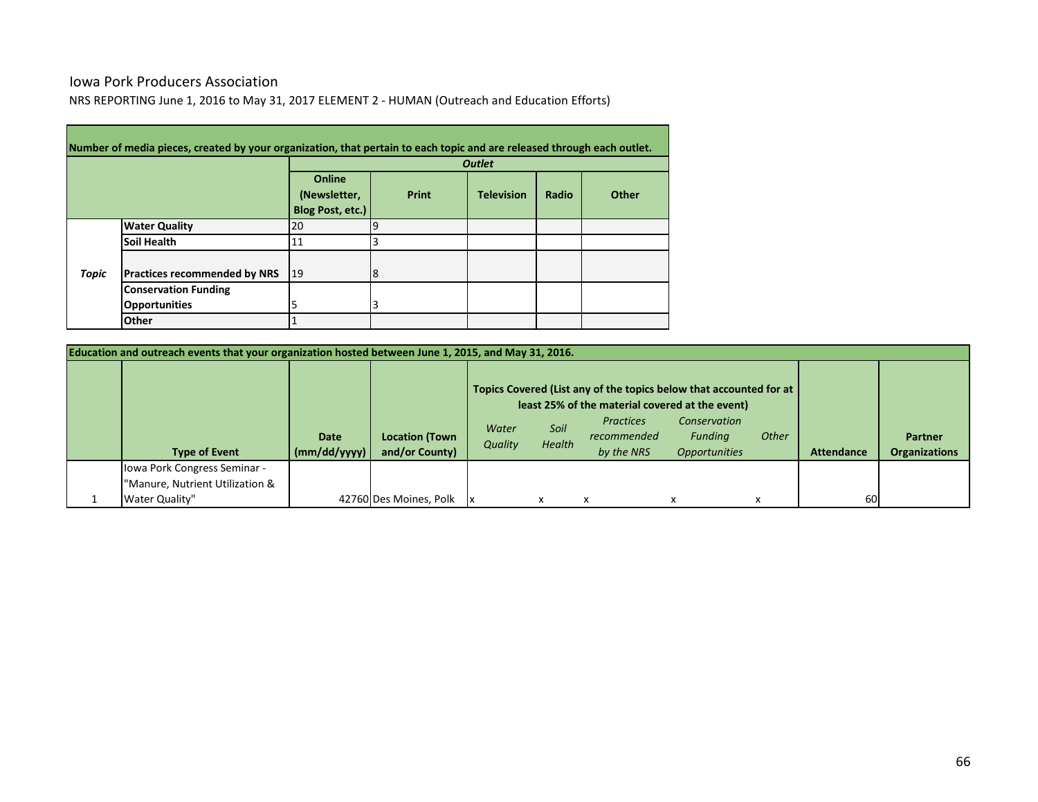Iowa Pork Producers Association

NRS REPORTING June 1, 2016 to May 31, 2017 ELEMENT 2 - HUMAN (Outreach and Education Efforts)

| Number of media pieces, created by your organization, that pertain to each topic and are released through each outlet. | | | | | | |
|---|---|---|---|---|---|---|
| | | ***Outlet*** | | | | |
| | | **Online (Newsletter, Blog Post, etc.)** | **Print** | **Television** | **Radio** | **Other** |
| ***Topic*** | **Water Quality** | 20 | 9 | | | |
| | **Soil Health** | 11 | 3 | | | |
| | **Practices recommended by NRS** | 19 | 8 | | | |
| | **Conservation Funding Opportunities** | 5 | 3 | | | |
| | **Other** | 1 | | | | |

| Education and outreach events that your organization hosted between June 1, 2015, and May 31, 2016. | | | | | | | | | | |
|---|---|---|---|---|---|---|---|---|---|---|
| | | | | **Topics Covered (List any of the topics below that accounted for at least 25% of the material covered at the event)** | | | | | | |
| | **Type of Event** | **Date (mm/dd/yyyy)** | **Location (Town and/or County)** | *Water Quality* | *Soil Health* | *Practices recommended by the NRS* | *Conservation Funding Opportunities* | *Other* | **Attendance** | **Partner Organizations** |
| 1 | Iowa Pork Congress Seminar - "Manure, Nutrient Utilization & Water Quality" | 42760 | Des Moines, Polk | x | x | x | x | x | 60 | |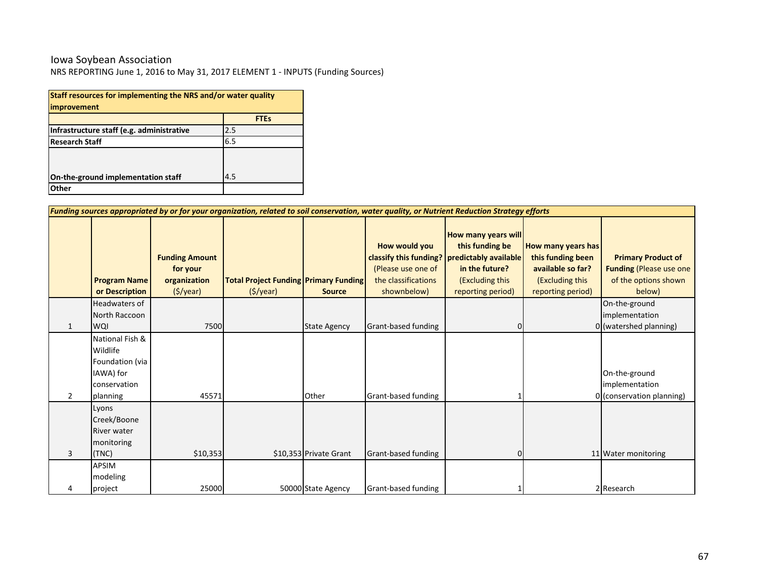Iowa Soybean Association

NRS REPORTING June 1, 2016 to May 31, 2017 ELEMENT 1 - INPUTS (Funding Sources)

| **Staff resources for implementing the NRS and/or water quality improvement** | |
|---|---|
| | **FTEs** |
| **Infrastructure staff (e.g. administrative** | 2.5 |
| **Research Staff** | 6.5 |
| **On-the-ground implementation staff** | 4.5 |
| **Other** | |

***Funding sources appropriated by or for your organization, related to soil conservation, water quality, or Nutrient Reduction Strategy efforts***

| | **Program Name or Description** | **Funding Amount for your organization** ($/year) | **Total Project Funding** ($/year) | **Primary Funding Source** | **How would you classify this funding?** (Please use one of the classifications shownbelow) | **How many years will this funding be predictably available in the future?** (Excluding this reporting period) | **How many years has this funding been available so far?** (Excluding this reporting period) | **Primary Product of Funding** (Please use one of the options shown below) |
|---|---|---|---|---|---|---|---|---|
| 1 | Headwaters of North Raccoon WQI | 7500 | | State Agency | Grant-based funding | 0 | 0 | On-the-ground implementation (watershed planning) |
| 2 | National Fish & Wildlife Foundation (via IAWA) for conservation planning | 45571 | | Other | Grant-based funding | 1 | 0 | On-the-ground implementation (conservation planning) |
| 3 | Lyons Creek/Boone River water monitoring (TNC) | $10,353 | $10,353 | Private Grant | Grant-based funding | 0 | 11 | Water monitoring |
| 4 | APSIM modeling project | 25000 | 50000 | State Agency | Grant-based funding | 1 | 2 | Research |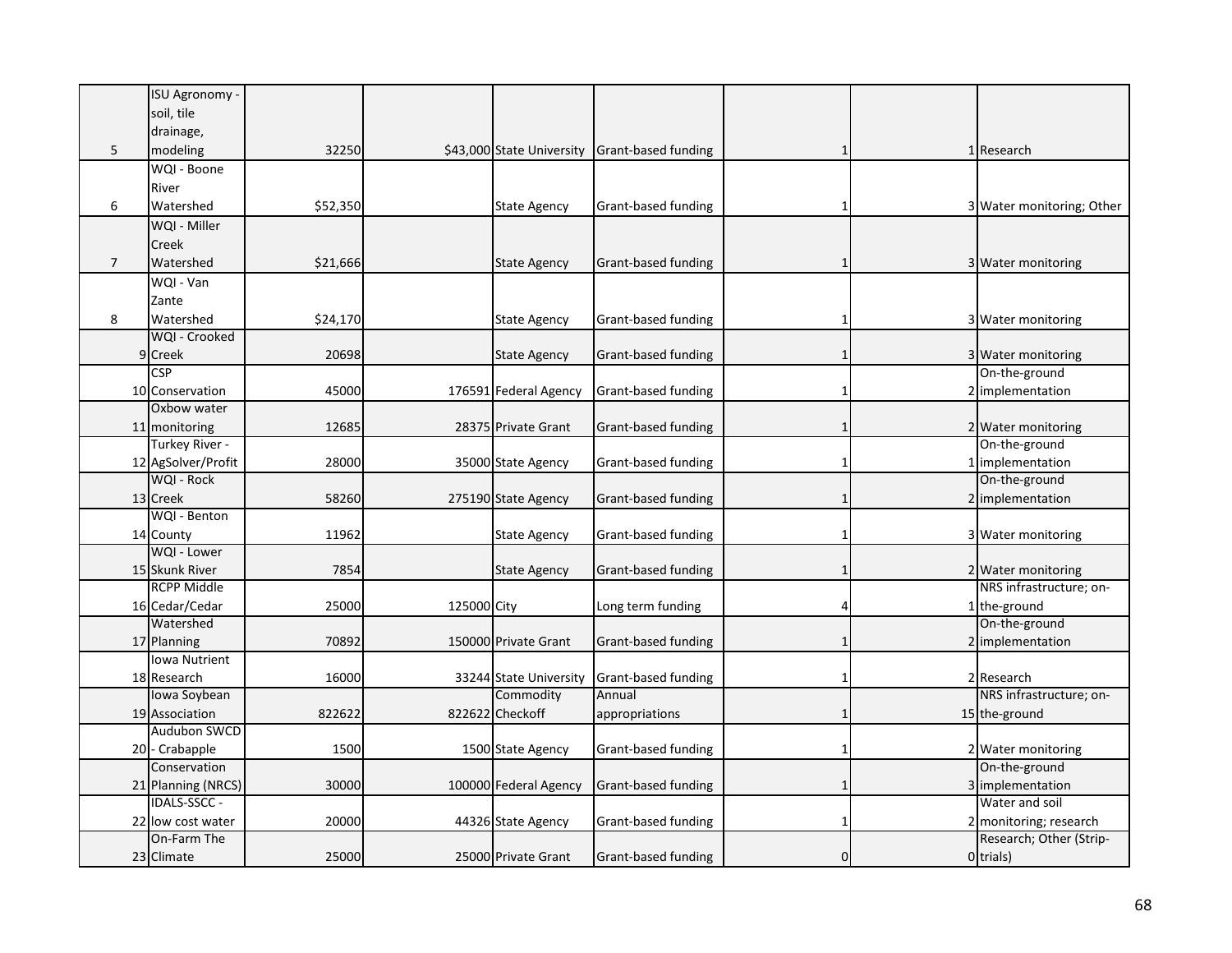| | | | | | | | | |
|---|---|---|---|---|---|---|---|---|
| 5 | ISU Agronomy - soil, tile drainage, modeling | 32250 | $43,000 | State University | Grant-based funding | 1 | 1 | Research |
| 6 | WQI - Boone River Watershed | $52,350 | | State Agency | Grant-based funding | 1 | 3 | Water monitoring; Other |
| 7 | WQI - Miller Creek Watershed | $21,666 | | State Agency | Grant-based funding | 1 | 3 | Water monitoring |
| 8 | WQI - Van Zante Watershed | $24,170 | | State Agency | Grant-based funding | 1 | 3 | Water monitoring |
| 9 | WQI - Crooked Creek | 20698 | | State Agency | Grant-based funding | 1 | 3 | Water monitoring |
| 10 | CSP Conservation | 45000 | 176591 | Federal Agency | Grant-based funding | 1 | 2 | On-the-ground implementation |
| 11 | Oxbow water monitoring | 12685 | 28375 | Private Grant | Grant-based funding | 1 | 2 | Water monitoring |
| 12 | Turkey River - AgSolver/Profit | 28000 | 35000 | State Agency | Grant-based funding | 1 | 1 | On-the-ground implementation |
| 13 | WQI - Rock Creek | 58260 | 275190 | State Agency | Grant-based funding | 1 | 2 | On-the-ground implementation |
| 14 | WQI - Benton County | 11962 | | State Agency | Grant-based funding | 1 | 3 | Water monitoring |
| 15 | WQI - Lower Skunk River | 7854 | | State Agency | Grant-based funding | 1 | 2 | Water monitoring |
| 16 | RCPP Middle Cedar/Cedar | 25000 | 125000 | City | Long term funding | 4 | 1 | NRS infrastructure; on-the-ground |
| 17 | Watershed Planning | 70892 | 150000 | Private Grant | Grant-based funding | 1 | 2 | On-the-ground implementation |
| 18 | Iowa Nutrient Research | 16000 | 33244 | State University | Grant-based funding | 1 | 2 | Research |
| 19 | Iowa Soybean Association | 822622 | 822622 | Commodity Checkoff | Annual appropriations | 1 | 15 | NRS infrastructure; on-the-ground |
| 20 | Audubon SWCD - Crabapple | 1500 | 1500 | State Agency | Grant-based funding | 1 | 2 | Water monitoring |
| 21 | Conservation Planning (NRCS) | 30000 | 100000 | Federal Agency | Grant-based funding | 1 | 3 | On-the-ground implementation |
| 22 | IDALS-SSCC - low cost water | 20000 | 44326 | State Agency | Grant-based funding | 1 | 2 | Water and soil monitoring; research |
| 23 | On-Farm The Climate | 25000 | 25000 | Private Grant | Grant-based funding | 0 | 0 | Research; Other (Strip-trials) |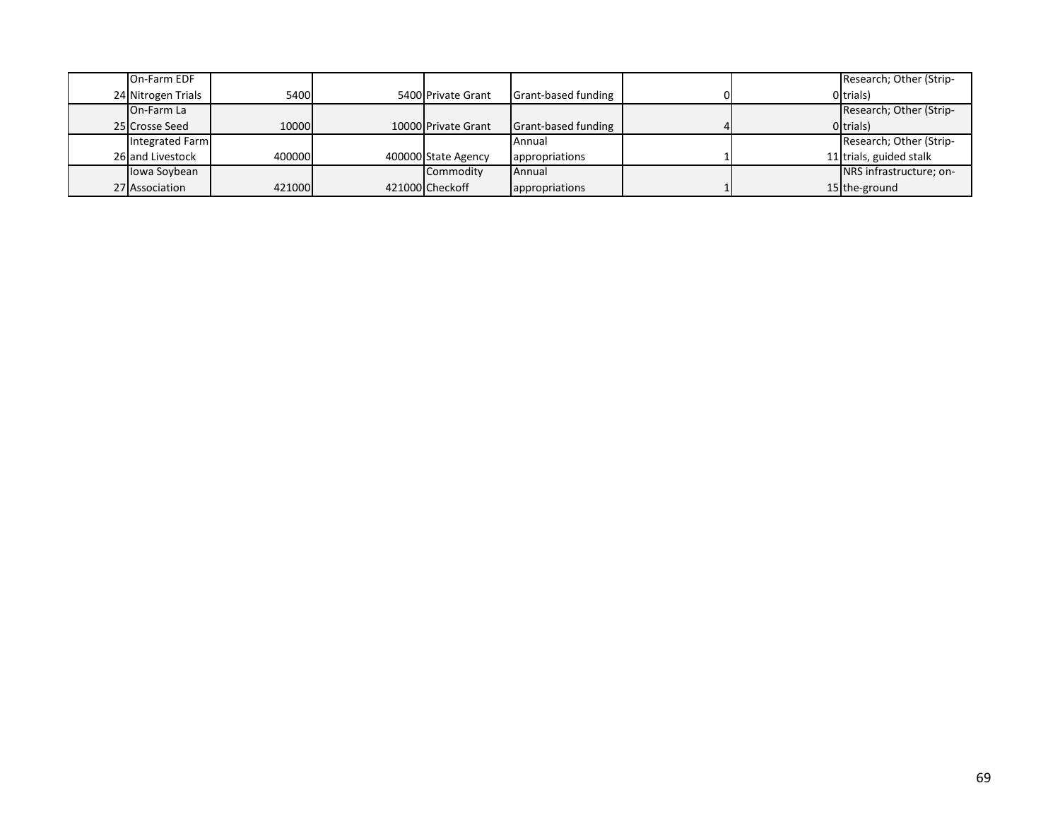| | | | | | | | | |
|---|---|---|---|---|---|---|---|---|
| 24 | On-Farm EDF Nitrogen Trials | 5400 | 5400 | Private Grant | Grant-based funding | 0 | 0 | Research; Other (Strip-trials) |
| 25 | On-Farm La Crosse Seed | 10000 | 10000 | Private Grant | Grant-based funding | 4 | 0 | Research; Other (Strip-trials) |
| 26 | Integrated Farm and Livestock | 400000 | 400000 | State Agency | Annual appropriations | 1 | 11 | Research; Other (Strip-trials, guided stalk |
| 27 | Iowa Soybean Association | 421000 | 421000 | Commodity Checkoff | Annual appropriations | 1 | 15 | NRS infrastructure; on-the-ground |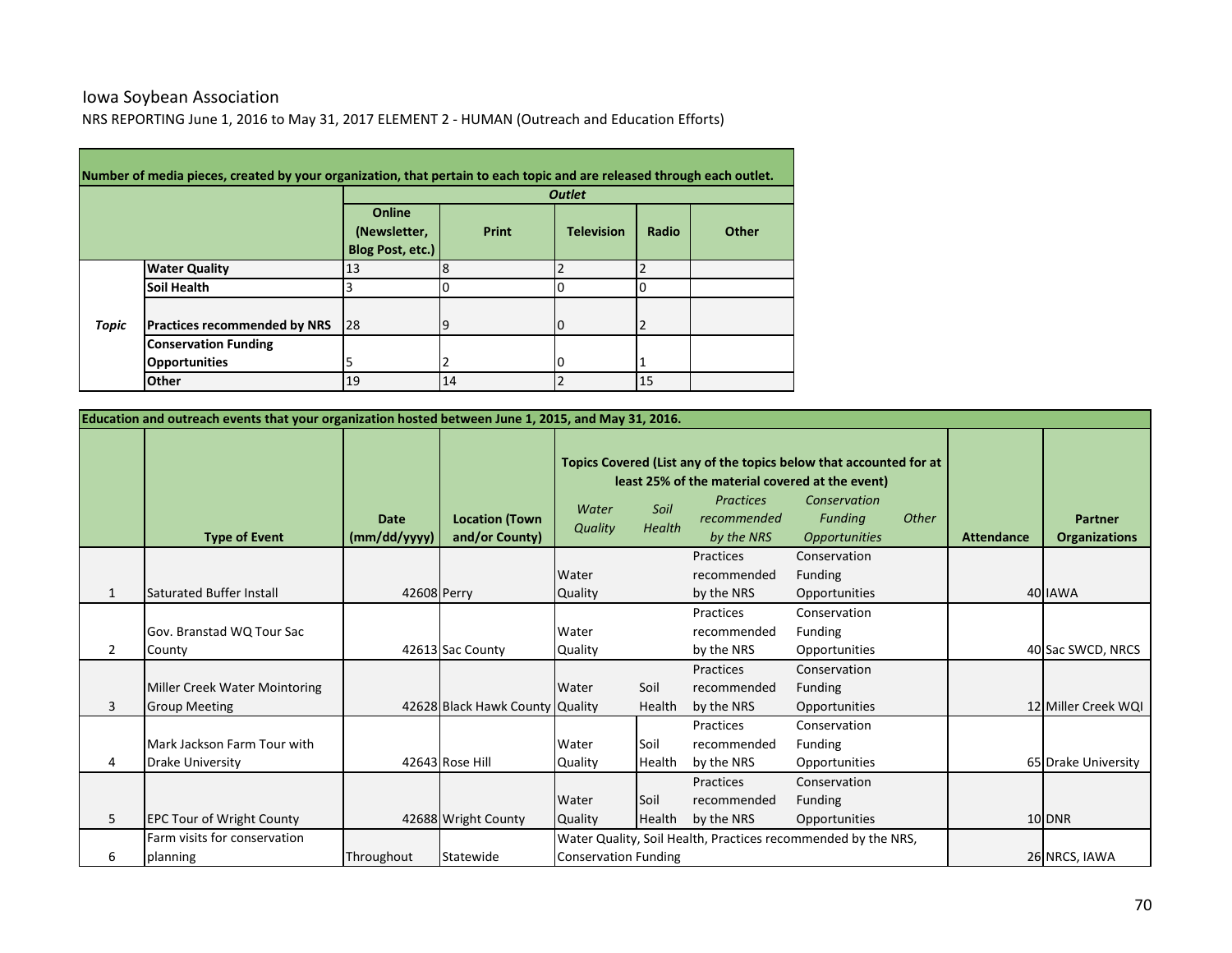Iowa Soybean Association

NRS REPORTING June 1, 2016 to May 31, 2017 ELEMENT 2 - HUMAN (Outreach and Education Efforts)

| Number of media pieces, created by your organization, that pertain to each topic and are released through each outlet. | | | | | | |
|---|---|---|---|---|---|---|
| | | ***Outlet*** | | | | |
| | | **Online (Newsletter, Blog Post, etc.)** | **Print** | **Television** | **Radio** | **Other** |
| ***Topic*** | **Water Quality** | 13 | 8 | 2 | 2 | |
| | **Soil Health** | 3 | 0 | 0 | 0 | |
| | **Practices recommended by NRS** | 28 | 9 | 0 | 2 | |
| | **Conservation Funding Opportunities** | 5 | 2 | 0 | 1 | |
| | **Other** | 19 | 14 | 2 | 15 | |

| Education and outreach events that your organization hosted between June 1, 2015, and May 31, 2016. | | | | | | | | | | | |
|---|---|---|---|---|---|---|---|---|---|---|---|
| | | | | **Topics Covered (List any of the topics below that accounted for at least 25% of the material covered at the event)** | | | | | | | |
| | **Type of Event** | **Date (mm/dd/yyyy)** | **Location (Town and/or County)** | *Water Quality* | *Soil Health* | *Practices recommended by the NRS* | *Conservation Funding Opportunities* | *Other* | **Attendance** | **Partner Organizations** |
| 1 | Saturated Buffer Install | 42608 | Perry | Water Quality | | Practices recommended by the NRS | Conservation Funding Opportunities | | 40 | IAWA |
| 2 | Gov. Branstad WQ Tour Sac County | 42613 | Sac County | Water Quality | | Practices recommended by the NRS | Conservation Funding Opportunities | | 40 | Sac SWCD, NRCS |
| 3 | Miller Creek Water Mointoring Group Meeting | 42628 | Black Hawk County | Water Quality | Soil Health | Practices recommended by the NRS | Conservation Funding Opportunities | | 12 | Miller Creek WQI |
| 4 | Mark Jackson Farm Tour with Drake University | 42643 | Rose Hill | Water Quality | Soil Health | Practices recommended by the NRS | Conservation Funding Opportunities | | 65 | Drake University |
| 5 | EPC Tour of Wright County | 42688 | Wright County | Water Quality | Soil Health | Practices recommended by the NRS | Conservation Funding Opportunities | | 10 | DNR |
| 6 | Farm visits for conservation planning | Throughout | Statewide | Water Quality, Soil Health, Practices recommended by the NRS, Conservation Funding | | | | | 26 | NRCS, IAWA |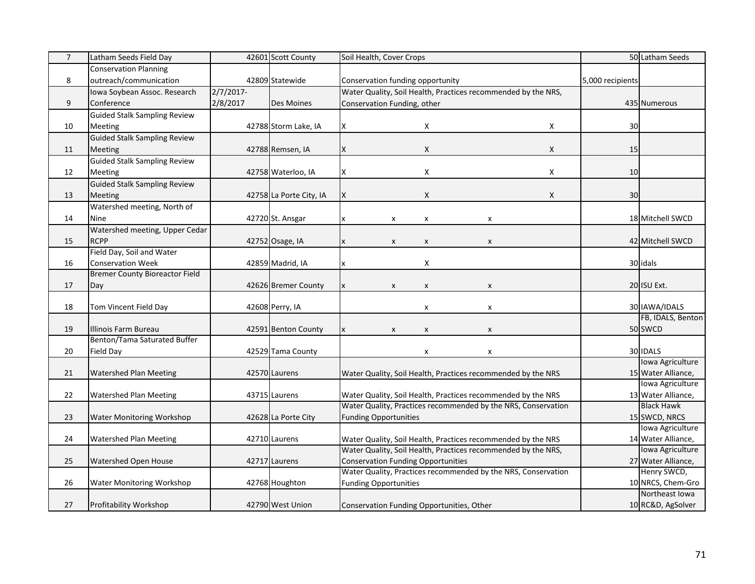| | | | | | | | | | | |
|---|---|---|---|---|---|---|---|---|---|---|
| 7 | Latham Seeds Field Day | 42601 | Scott County | Soil Health, Cover Crops | | | | | 50 | Latham Seeds |
| 8 | Conservation Planning outreach/communication | 42809 | Statewide | Conservation funding opportunity | | | | | 5,000 recipients | |
| 9 | Iowa Soybean Assoc. Research Conference | 2/7/2017-2/8/2017 | Des Moines | Water Quality, Soil Health, Practices recommended by the NRS, Conservation Funding, other | | | | | 435 | Numerous |
| 10 | Guided Stalk Sampling Review Meeting | 42788 | Storm Lake, IA | X | | X | | X | 30 | |
| 11 | Guided Stalk Sampling Review Meeting | 42788 | Remsen, IA | X | | X | | X | 15 | |
| 12 | Guided Stalk Sampling Review Meeting | 42758 | Waterloo, IA | X | | X | | X | 10 | |
| 13 | Guided Stalk Sampling Review Meeting | 42758 | La Porte City, IA | X | | X | | X | 30 | |
| 14 | Watershed meeting, North of Nine | 42720 | St. Ansgar | x | x | x | x | | 18 | Mitchell SWCD |
| 15 | Watershed meeting, Upper Cedar RCPP | 42752 | Osage, IA | x | x | x | x | | 42 | Mitchell SWCD |
| 16 | Field Day, Soil and Water Conservation Week | 42859 | Madrid, IA | x | | X | | | 30 | idals |
| 17 | Bremer County Bioreactor Field Day | 42626 | Bremer County | x | x | x | x | | 20 | ISU Ext. |
| 18 | Tom Vincent Field Day | 42608 | Perry, IA | | | x | x | | 30 | IAWA/IDALS |
| 19 | Illinois Farm Bureau | 42591 | Benton County | x | x | x | x | | 50 | FB, IDALS, Benton SWCD |
| 20 | Benton/Tama Saturated Buffer Field Day | 42529 | Tama County | | | x | x | | 30 | IDALS |
| 21 | Watershed Plan Meeting | 42570 | Laurens | Water Quality, Soil Health, Practices recommended by the NRS | | | | | 15 | Iowa Agriculture Water Alliance, |
| 22 | Watershed Plan Meeting | 43715 | Laurens | Water Quality, Soil Health, Practices recommended by the NRS | | | | | 13 | Iowa Agriculture Water Alliance, |
| 23 | Water Monitoring Workshop | 42628 | La Porte City | Water Quality, Practices recommended by the NRS, Conservation Funding Opportunities | | | | | 15 | Black Hawk SWCD, NRCS |
| 24 | Watershed Plan Meeting | 42710 | Laurens | Water Quality, Soil Health, Practices recommended by the NRS | | | | | 14 | Iowa Agriculture Water Alliance, |
| 25 | Watershed Open House | 42717 | Laurens | Water Quality, Soil Health, Practices recommended by the NRS, Conservation Funding Opportunities | | | | | 27 | Iowa Agriculture Water Alliance, |
| 26 | Water Monitoring Workshop | 42768 | Houghton | Water Quality, Practices recommended by the NRS, Conservation Funding Opportunities | | | | | 10 | Henry SWCD, NRCS, Chem-Gro |
| 27 | Profitability Workshop | 42790 | West Union | Conservation Funding Opportunities, Other | | | | | 10 | Northeast Iowa RC&D, AgSolver |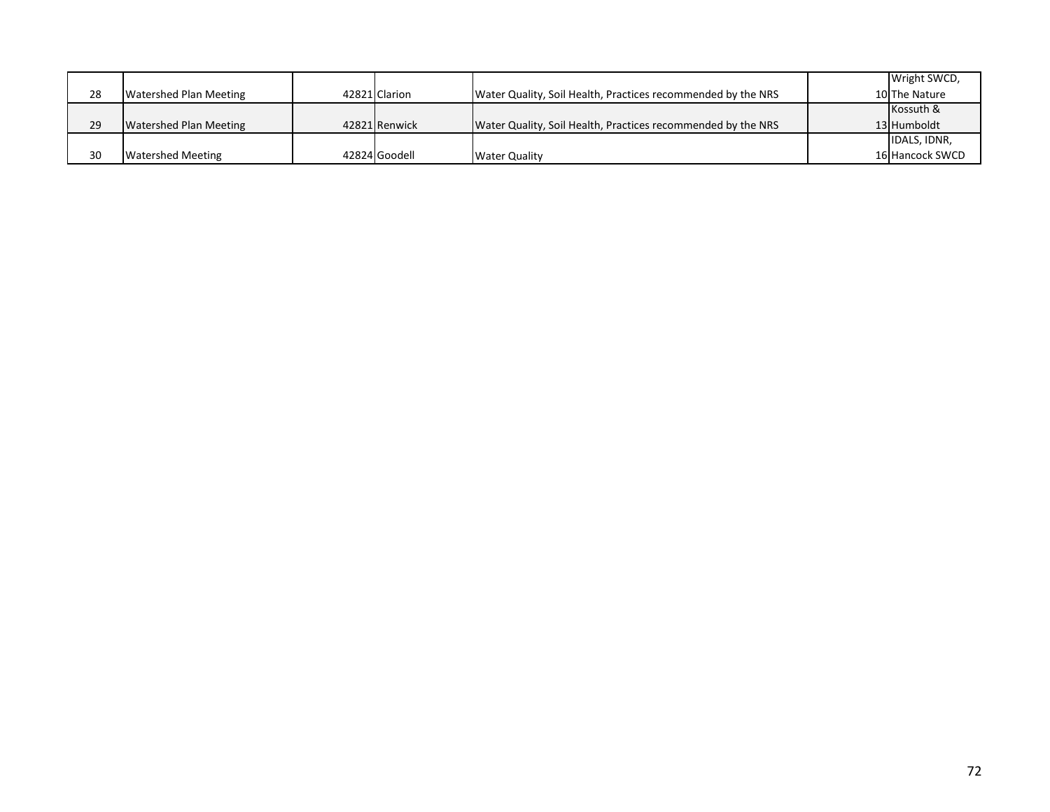| 28 | Watershed Plan Meeting | 42821 | Clarion | Water Quality, Soil Health, Practices recommended by the NRS | 10 | Wright SWCD, The Nature |
|---|---|---|---|---|---|---|
| 29 | Watershed Plan Meeting | 42821 | Renwick | Water Quality, Soil Health, Practices recommended by the NRS | 13 | Kossuth & Humboldt |
| 30 | Watershed Meeting | 42824 | Goodell | Water Quality | 16 | IDALS, IDNR, Hancock SWCD |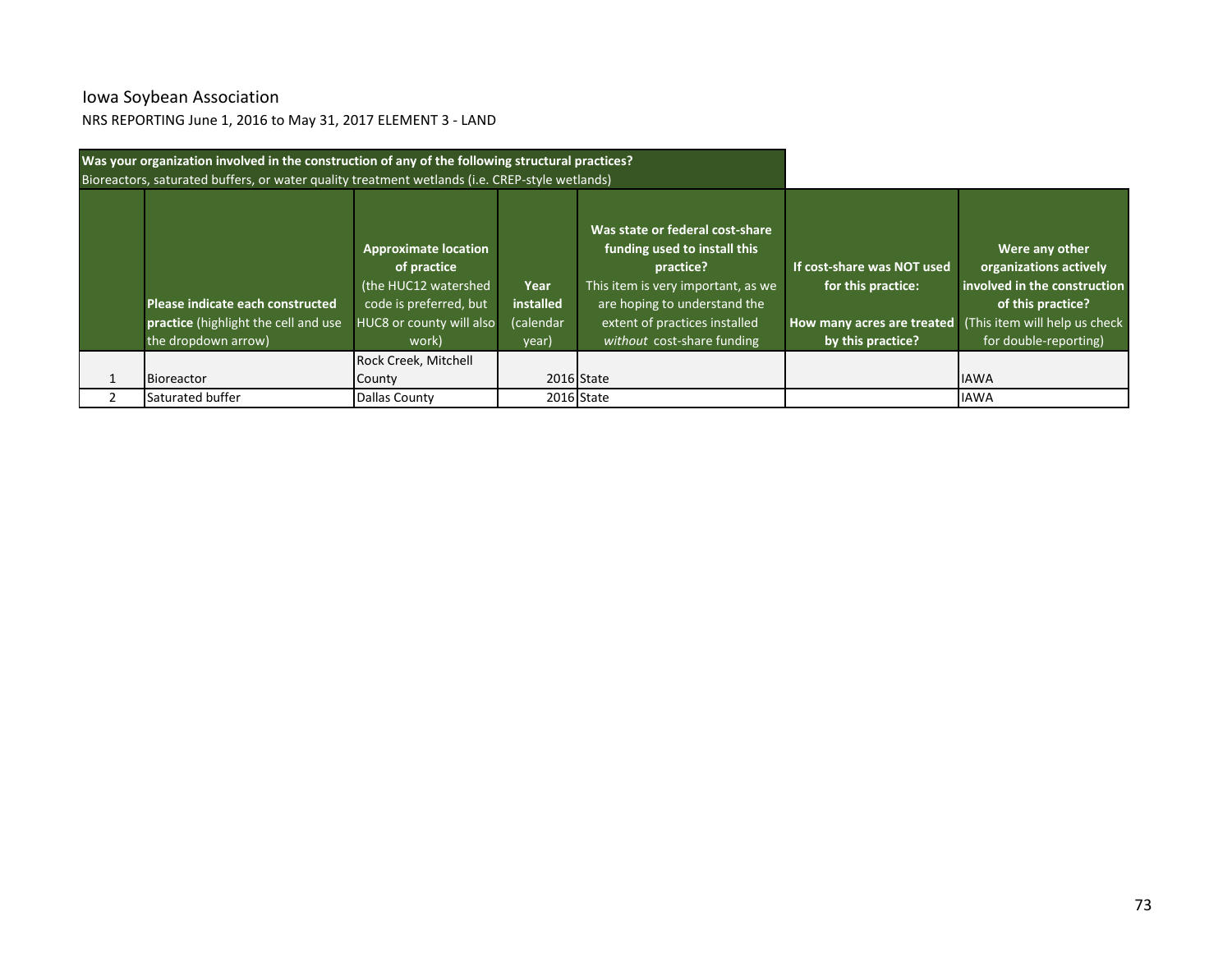Iowa Soybean Association

NRS REPORTING June 1, 2016 to May 31, 2017 ELEMENT 3 - LAND

**Was your organization involved in the construction of any of the following structural practices?**
Bioreactors, saturated buffers, or water quality treatment wetlands (i.e. CREP-style wetlands)

| | **Please indicate each constructed practice** (highlight the cell and use the dropdown arrow) | **Approximate location of practice** (the HUC12 watershed code is preferred, but HUC8 or county will also work) | **Year installed** (calendar year) | **Was state or federal cost-share funding used to install this practice?** This item is very important, as we are hoping to understand the extent of practices installed *without* cost-share funding | **If cost-share was NOT used for this practice: How many acres are treated by this practice?** | **Were any other organizations actively involved in the construction of this practice?** (This item will help us check for double-reporting) |
|---|---|---|---|---|---|---|
| 1 | Bioreactor | Rock Creek, Mitchell County | 2016 | State | | IAWA |
| 2 | Saturated buffer | Dallas County | 2016 | State | | IAWA |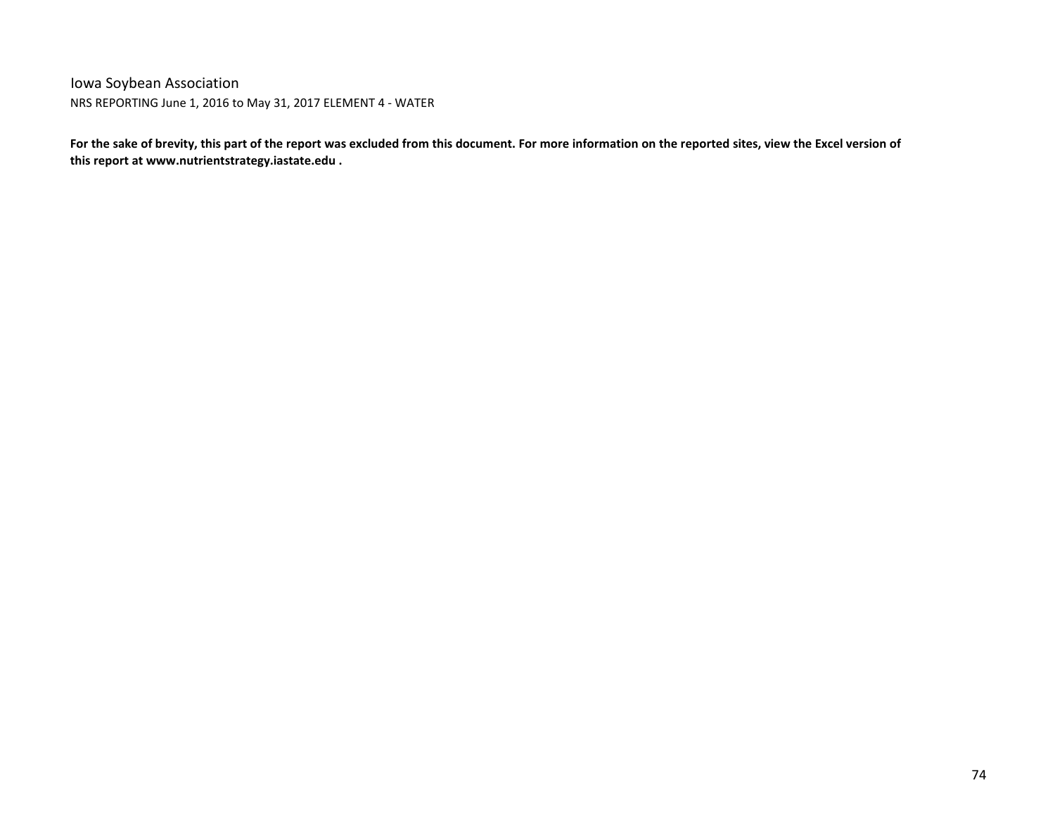Iowa Soybean Association

NRS REPORTING June 1, 2016 to May 31, 2017 ELEMENT 4 - WATER

**For the sake of brevity, this part of the report was excluded from this document. For more information on the reported sites, view the Excel version of this report at www.nutrientstrategy.iastate.edu .**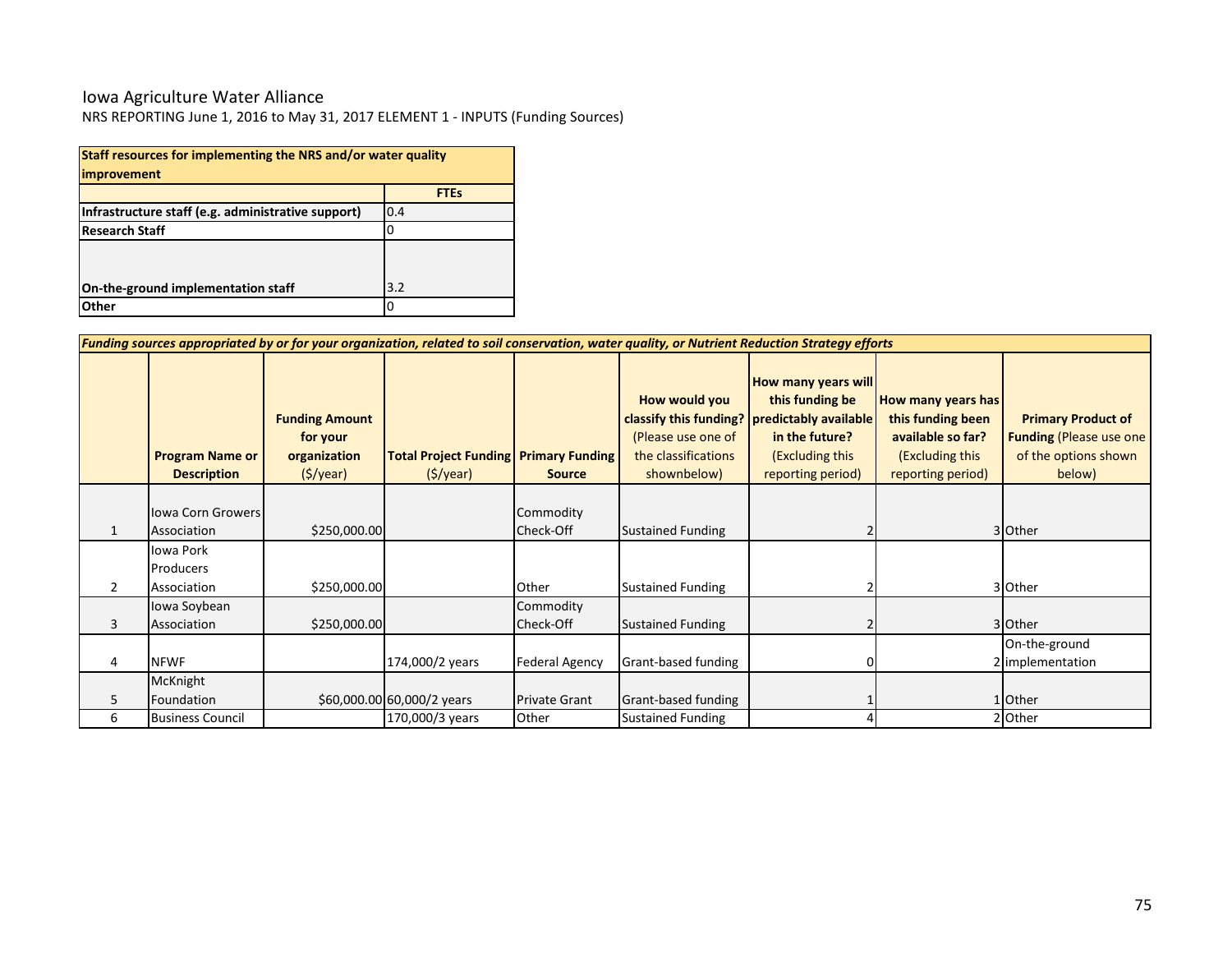Iowa Agriculture Water Alliance

NRS REPORTING June 1, 2016 to May 31, 2017 ELEMENT 1 - INPUTS (Funding Sources)

| **Staff resources for implementing the NRS and/or water quality improvement** | |
|---|---|
| | **FTEs** |
| **Infrastructure staff (e.g. administrative support)** | 0.4 |
| **Research Staff** | 0 |
| **On-the-ground implementation staff** | 3.2 |
| **Other** | 0 |

***Funding sources appropriated by or for your organization, related to soil conservation, water quality, or Nutrient Reduction Strategy efforts***

| | **Program Name or Description** | **Funding Amount for your organization** ($/year) | **Total Project Funding** ($/year) | **Primary Funding Source** | **How would you classify this funding?** (Please use one of the classifications shownbelow) | **How many years will this funding be predictably available in the future?** (Excluding this reporting period) | **How many years has this funding been available so far?** (Excluding this reporting period) | **Primary Product of Funding** (Please use one of the options shown below) |
|---|---|---|---|---|---|---|---|---|
| 1 | Iowa Corn Growers Association | $250,000.00 | | Commodity Check-Off | Sustained Funding | 2 | 3 | Other |
| 2 | Iowa Pork Producers Association | $250,000.00 | | Other | Sustained Funding | 2 | 3 | Other |
| 3 | Iowa Soybean Association | $250,000.00 | | Commodity Check-Off | Sustained Funding | 2 | 3 | Other |
| 4 | NFWF | | 174,000/2 years | Federal Agency | Grant-based funding | 0 | 2 | On-the-ground implementation |
| 5 | McKnight Foundation | $60,000.00 | 60,000/2 years | Private Grant | Grant-based funding | 1 | 1 | Other |
| 6 | Business Council | | 170,000/3 years | Other | Sustained Funding | 4 | 2 | Other |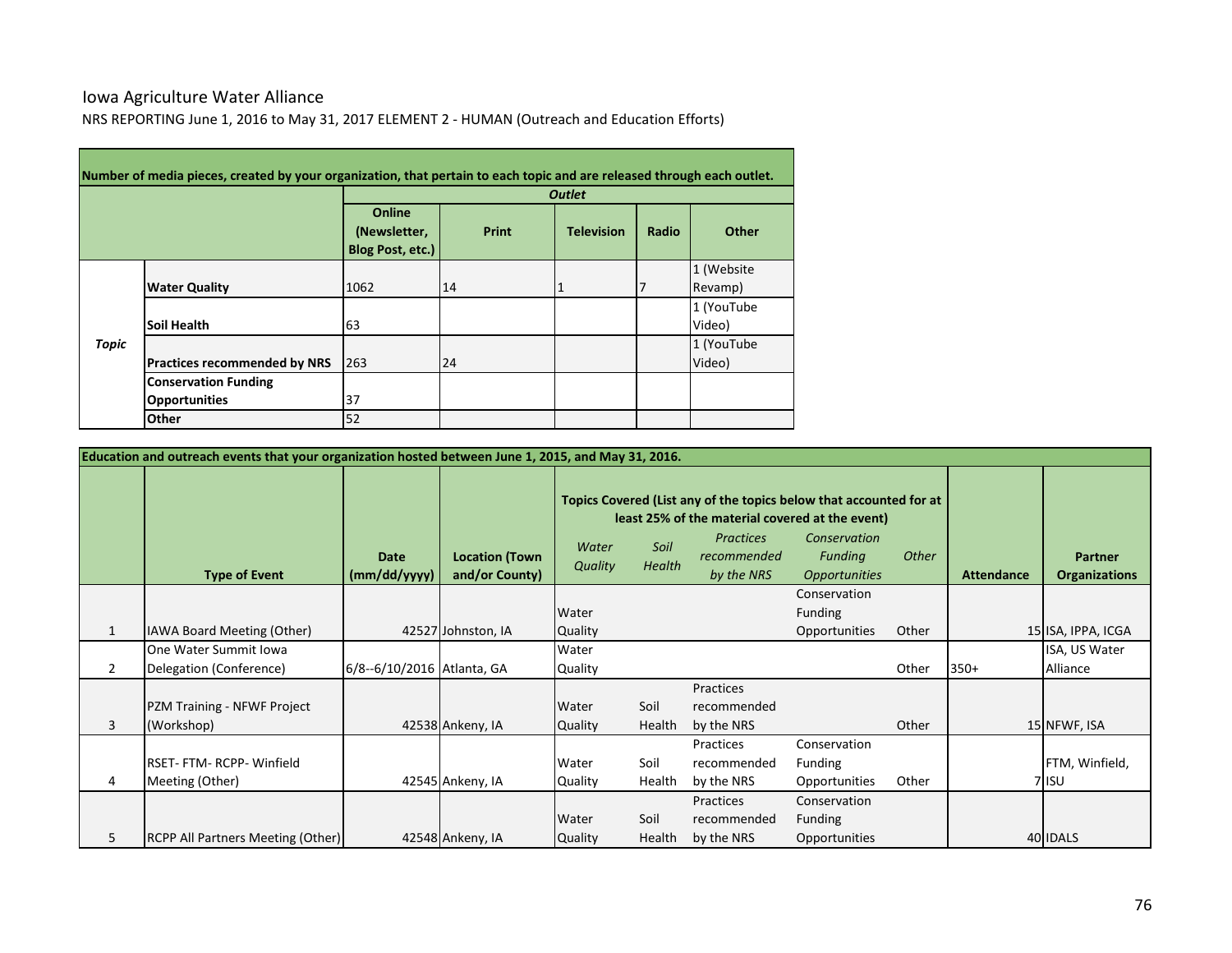Iowa Agriculture Water Alliance

NRS REPORTING June 1, 2016 to May 31, 2017 ELEMENT 2 - HUMAN (Outreach and Education Efforts)

| Number of media pieces, created by your organization, that pertain to each topic and are released through each outlet. | | | | | | |
|---|---|---|---|---|---|---|
| | | *Outlet* | | | | |
| | | Online (Newsletter, Blog Post, etc.) | Print | Television | Radio | Other |
| *Topic* | Water Quality | 1062 | 14 | 1 | 7 | 1 (Website Revamp) |
| | Soil Health | 63 | | | | 1 (YouTube Video) |
| | Practices recommended by NRS | 263 | 24 | | | 1 (YouTube Video) |
| | Conservation Funding Opportunities | 37 | | | | |
| | Other | 52 | | | | |

| Education and outreach events that your organization hosted between June 1, 2015, and May 31, 2016. | | | | | | | | | | |
|---|---|---|---|---|---|---|---|---|---|---|
| | | | | Topics Covered (List any of the topics below that accounted for at least 25% of the material covered at the event) | | | | | | |
| | Type of Event | Date (mm/dd/yyyy) | Location (Town and/or County) | *Water Quality* | *Soil Health* | *Practices recommended by the NRS* | *Conservation Funding Opportunities* | *Other* | Attendance | Partner Organizations |
| 1 | IAWA Board Meeting (Other) | 42527 | Johnston, IA | Water Quality | | | Conservation Funding Opportunities | Other | 15 | ISA, IPPA, ICGA |
| 2 | One Water Summit Iowa Delegation (Conference) | 6/8--6/10/2016 | Atlanta, GA | Water Quality | | | | Other | 350+ | ISA, US Water Alliance |
| 3 | PZM Training - NFWF Project (Workshop) | 42538 | Ankeny, IA | Water Quality | Soil Health | Practices recommended by the NRS | | Other | 15 | NFWF, ISA |
| 4 | RSET- FTM- RCPP- Winfield Meeting (Other) | 42545 | Ankeny, IA | Water Quality | Soil Health | Practices recommended by the NRS | Conservation Funding Opportunities | Other | 7 | FTM, Winfield, ISU |
| 5 | RCPP All Partners Meeting (Other) | 42548 | Ankeny, IA | Water Quality | Soil Health | Practices recommended by the NRS | Conservation Funding Opportunities | | 40 | IDALS |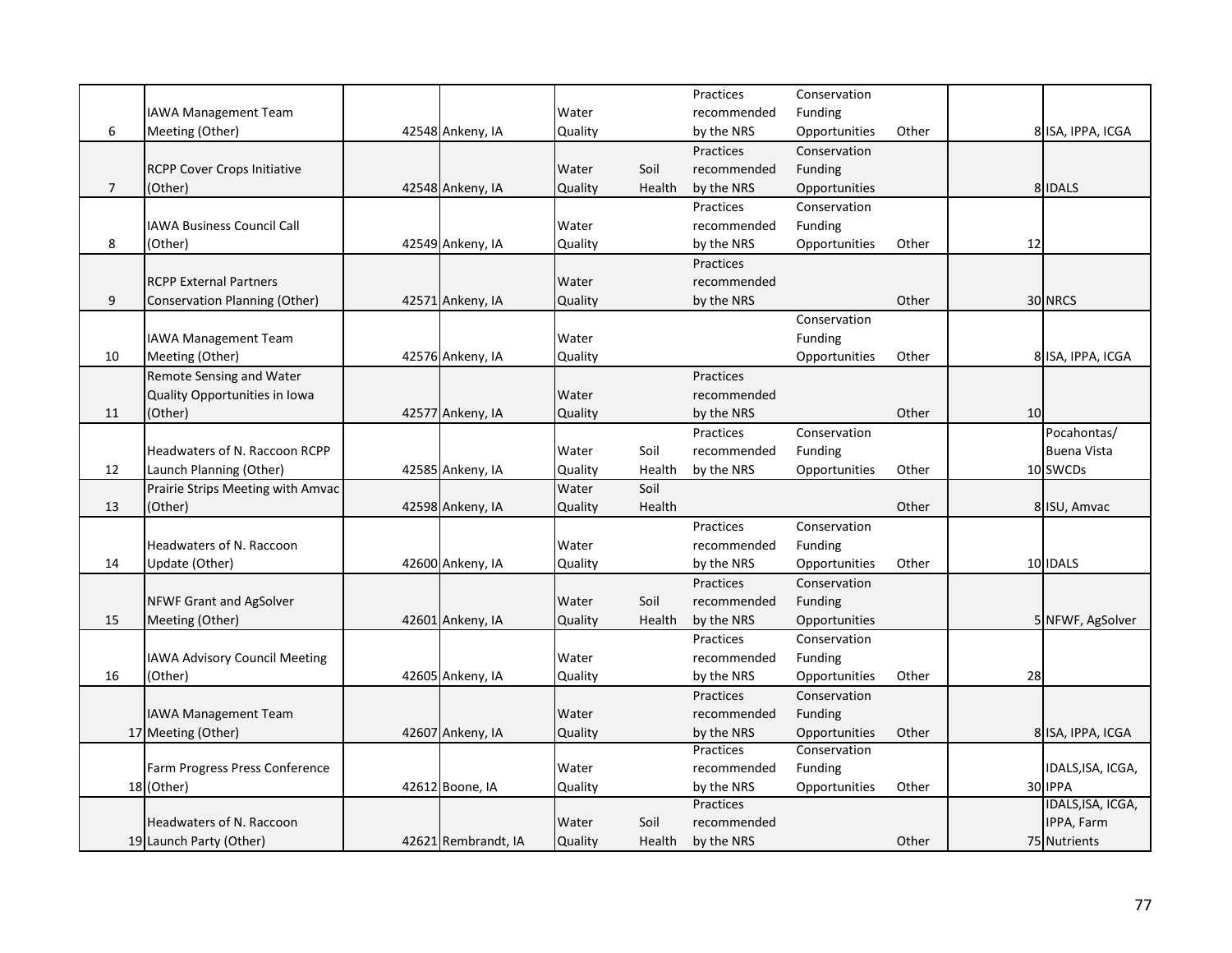|  |  |  |  |  |  |  |  |  |  |  |
|---|---|---|---|---|---|---|---|---|---|---|
| 6 | IAWA Management Team Meeting (Other) | 42548 | Ankeny, IA | Water Quality |  | Practices recommended by the NRS | Conservation Funding Opportunities | Other | 8 | ISA, IPPA, ICGA |
| 7 | RCPP Cover Crops Initiative (Other) | 42548 | Ankeny, IA | Water Quality | Soil Health | Practices recommended by the NRS | Conservation Funding Opportunities |  | 8 | IDALS |
| 8 | IAWA Business Council Call (Other) | 42549 | Ankeny, IA | Water Quality |  | Practices recommended by the NRS | Conservation Funding Opportunities | Other | 12 |  |
| 9 | RCPP External Partners Conservation Planning (Other) | 42571 | Ankeny, IA | Water Quality |  | Practices recommended by the NRS |  | Other | 30 | NRCS |
| 10 | IAWA Management Team Meeting (Other) | 42576 | Ankeny, IA | Water Quality |  |  | Conservation Funding Opportunities | Other | 8 | ISA, IPPA, ICGA |
| 11 | Remote Sensing and Water Quality Opportunities in Iowa (Other) | 42577 | Ankeny, IA | Water Quality |  | Practices recommended by the NRS |  | Other | 10 |  |
| 12 | Headwaters of N. Raccoon RCPP Launch Planning (Other) | 42585 | Ankeny, IA | Water Quality | Soil Health | Practices recommended by the NRS | Conservation Funding Opportunities | Other | 10 | Pocahontas/ Buena Vista SWCDs |
| 13 | Prairie Strips Meeting with Amvac (Other) | 42598 | Ankeny, IA | Water Quality | Soil Health |  |  | Other | 8 | ISU, Amvac |
| 14 | Headwaters of N. Raccoon Update (Other) | 42600 | Ankeny, IA | Water Quality |  | Practices recommended by the NRS | Conservation Funding Opportunities | Other | 10 | IDALS |
| 15 | NFWF Grant and AgSolver Meeting (Other) | 42601 | Ankeny, IA | Water Quality | Soil Health | Practices recommended by the NRS | Conservation Funding Opportunities |  | 5 | NFWF, AgSolver |
| 16 | IAWA Advisory Council Meeting (Other) | 42605 | Ankeny, IA | Water Quality |  | Practices recommended by the NRS | Conservation Funding Opportunities | Other | 28 |  |
| 17 | IAWA Management Team Meeting (Other) | 42607 | Ankeny, IA | Water Quality |  | Practices recommended by the NRS | Conservation Funding Opportunities | Other | 8 | ISA, IPPA, ICGA |
| 18 | Farm Progress Press Conference (Other) | 42612 | Boone, IA | Water Quality |  | Practices recommended by the NRS | Conservation Funding Opportunities | Other | 30 | IDALS,ISA, ICGA, IPPA |
| 19 | Headwaters of N. Raccoon Launch Party (Other) | 42621 | Rembrandt, IA | Water Quality | Soil Health | Practices recommended by the NRS |  | Other | 75 | IDALS,ISA, ICGA, IPPA, Farm Nutrients |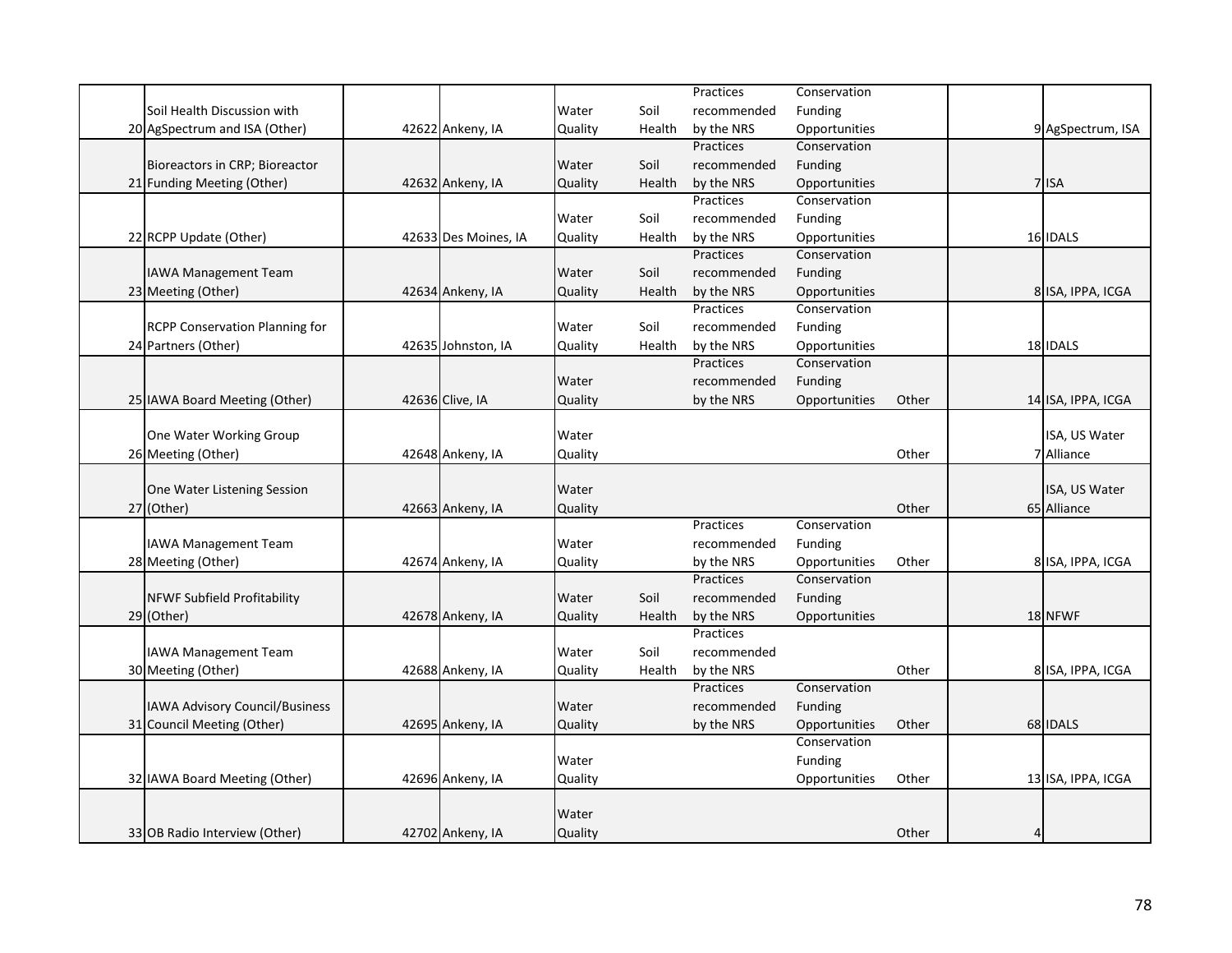| | | | | | | | | | | |
|---|---|---|---|---|---|---|---|---|---|---|
| 20 | Soil Health Discussion with AgSpectrum and ISA (Other) | 42622 | Ankeny, IA | Water Quality | Soil Health | Practices recommended by the NRS | Conservation Funding Opportunities | | 9 | AgSpectrum, ISA |
| 21 | Bioreactors in CRP; Bioreactor Funding Meeting (Other) | 42632 | Ankeny, IA | Water Quality | Soil Health | Practices recommended by the NRS | Conservation Funding Opportunities | | 7 | ISA |
| 22 | RCPP Update (Other) | 42633 | Des Moines, IA | Water Quality | Soil Health | Practices recommended by the NRS | Conservation Funding Opportunities | | 16 | IDALS |
| 23 | IAWA Management Team Meeting (Other) | 42634 | Ankeny, IA | Water Quality | Soil Health | Practices recommended by the NRS | Conservation Funding Opportunities | | 8 | ISA, IPPA, ICGA |
| 24 | RCPP Conservation Planning for Partners (Other) | 42635 | Johnston, IA | Water Quality | Soil Health | Practices recommended by the NRS | Conservation Funding Opportunities | | 18 | IDALS |
| 25 | IAWA Board Meeting (Other) | 42636 | Clive, IA | Water Quality | | Practices recommended by the NRS | Conservation Funding Opportunities | Other | 14 | ISA, IPPA, ICGA |
| 26 | One Water Working Group Meeting (Other) | 42648 | Ankeny, IA | Water Quality | | | | Other | 7 | ISA, US Water Alliance |
| 27 | One Water Listening Session (Other) | 42663 | Ankeny, IA | Water Quality | | | | Other | 65 | ISA, US Water Alliance |
| 28 | IAWA Management Team Meeting (Other) | 42674 | Ankeny, IA | Water Quality | | Practices recommended by the NRS | Conservation Funding Opportunities | Other | 8 | ISA, IPPA, ICGA |
| 29 | NFWF Subfield Profitability (Other) | 42678 | Ankeny, IA | Water Quality | Soil Health | Practices recommended by the NRS | Conservation Funding Opportunities | | 18 | NFWF |
| 30 | IAWA Management Team Meeting (Other) | 42688 | Ankeny, IA | Water Quality | Soil Health | Practices recommended by the NRS | | Other | 8 | ISA, IPPA, ICGA |
| 31 | IAWA Advisory Council/Business Council Meeting (Other) | 42695 | Ankeny, IA | Water Quality | | Practices recommended by the NRS | Conservation Funding Opportunities | Other | 68 | IDALS |
| 32 | IAWA Board Meeting (Other) | 42696 | Ankeny, IA | Water Quality | | | Conservation Funding Opportunities | Other | 13 | ISA, IPPA, ICGA |
| 33 | OB Radio Interview (Other) | 42702 | Ankeny, IA | Water Quality | | | | Other | 4 | |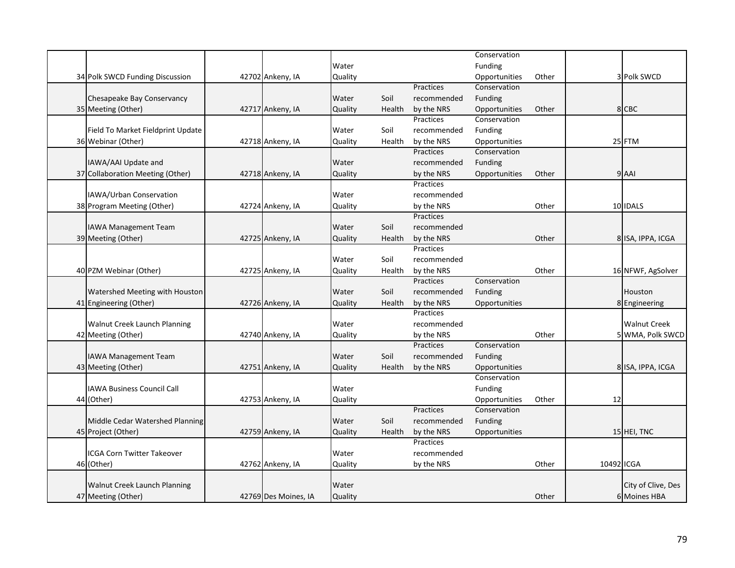| | | | | | | | | | | |
|---|---|---|---|---|---|---|---|---|---|---|
| 34 | Polk SWCD Funding Discussion | 42702 | Ankeny, IA | Water Quality | | | Conservation Funding Opportunities | Other | | 3 | Polk SWCD |
| 35 | Chesapeake Bay Conservancy Meeting (Other) | 42717 | Ankeny, IA | Water Quality | Soil Health | Practices recommended by the NRS | Conservation Funding Opportunities | Other | | 8 | CBC |
| 36 | Field To Market Fieldprint Update Webinar (Other) | 42718 | Ankeny, IA | Water Quality | Soil Health | Practices recommended by the NRS | Conservation Funding Opportunities | | | 25 | FTM |
| 37 | IAWA/AAI Update and Collaboration Meeting (Other) | 42718 | Ankeny, IA | Water Quality | | Practices recommended by the NRS | Conservation Funding Opportunities | Other | | 9 | AAI |
| 38 | IAWA/Urban Conservation Program Meeting (Other) | 42724 | Ankeny, IA | Water Quality | | Practices recommended by the NRS | | Other | | 10 | IDALS |
| 39 | IAWA Management Team Meeting (Other) | 42725 | Ankeny, IA | Water Quality | Soil Health | Practices recommended by the NRS | | Other | | 8 | ISA, IPPA, ICGA |
| 40 | PZM Webinar (Other) | 42725 | Ankeny, IA | Water Quality | Soil Health | Practices recommended by the NRS | | Other | | 16 | NFWF, AgSolver |
| 41 | Watershed Meeting with Houston Engineering (Other) | 42726 | Ankeny, IA | Water Quality | Soil Health | Practices recommended by the NRS | Conservation Funding Opportunities | | | 8 | Houston Engineering |
| 42 | Walnut Creek Launch Planning Meeting (Other) | 42740 | Ankeny, IA | Water Quality | | Practices recommended by the NRS | | Other | | 5 | Walnut Creek WMA, Polk SWCD |
| 43 | IAWA Management Team Meeting (Other) | 42751 | Ankeny, IA | Water Quality | Soil Health | Practices recommended by the NRS | Conservation Funding Opportunities | | | 8 | ISA, IPPA, ICGA |
| 44 | IAWA Business Council Call (Other) | 42753 | Ankeny, IA | Water Quality | | | Conservation Funding Opportunities | Other | 12 | | |
| 45 | Middle Cedar Watershed Planning Project (Other) | 42759 | Ankeny, IA | Water Quality | Soil Health | Practices recommended by the NRS | Conservation Funding Opportunities | | | 15 | HEI, TNC |
| 46 | ICGA Corn Twitter Takeover (Other) | 42762 | Ankeny, IA | Water Quality | | Practices recommended by the NRS | | Other | 10492 | | ICGA |
| 47 | Walnut Creek Launch Planning Meeting (Other) | 42769 | Des Moines, IA | Water Quality | | | | Other | | 6 | City of Clive, Des Moines HBA |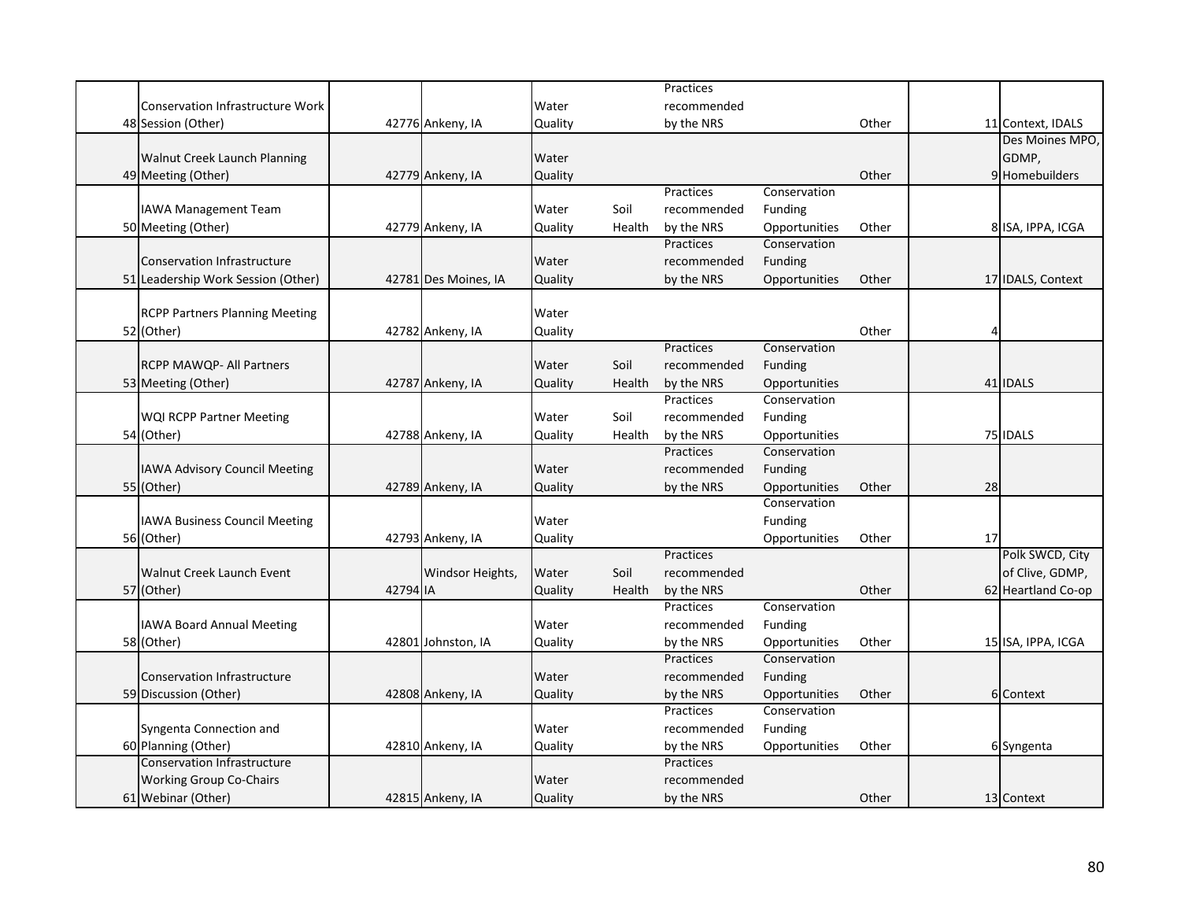| | | | | | | | | | | | |
|---|---|---|---|---|---|---|---|---|---|---|---|
| 48 | Conservation Infrastructure Work Session (Other) | 42776 | Ankeny, IA | Water Quality | | Practices recommended by the NRS | | Other | | 11 | Context, IDALS |
| 49 | Walnut Creek Launch Planning Meeting (Other) | 42779 | Ankeny, IA | Water Quality | | | | Other | | 9 | Des Moines MPO, GDMP, Homebuilders |
| 50 | IAWA Management Team Meeting (Other) | 42779 | Ankeny, IA | Water Quality | Soil Health | Practices recommended by the NRS | Conservation Funding Opportunities | Other | | 8 | ISA, IPPA, ICGA |
| 51 | Conservation Infrastructure Leadership Work Session (Other) | 42781 | Des Moines, IA | Water Quality | | Practices recommended by the NRS | Conservation Funding Opportunities | Other | | 17 | IDALS, Context |
| 52 | RCPP Partners Planning Meeting (Other) | 42782 | Ankeny, IA | Water Quality | | | | Other | | 4 | |
| 53 | RCPP MAWQP- All Partners Meeting (Other) | 42787 | Ankeny, IA | Water Quality | Soil Health | Practices recommended by the NRS | Conservation Funding Opportunities | | | 41 | IDALS |
| 54 | WQI RCPP Partner Meeting (Other) | 42788 | Ankeny, IA | Water Quality | Soil Health | Practices recommended by the NRS | Conservation Funding Opportunities | | | 75 | IDALS |
| 55 | IAWA Advisory Council Meeting (Other) | 42789 | Ankeny, IA | Water Quality | | Practices recommended by the NRS | Conservation Funding Opportunities | Other | | 28 | |
| 56 | IAWA Business Council Meeting (Other) | 42793 | Ankeny, IA | Water Quality | | | Conservation Funding Opportunities | Other | | 17 | |
| 57 | Walnut Creek Launch Event (Other) | 42794 | Windsor Heights, IA | Water Quality | Soil Health | Practices recommended by the NRS | | Other | | 62 | Polk SWCD, City of Clive, GDMP, Heartland Co-op |
| 58 | IAWA Board Annual Meeting (Other) | 42801 | Johnston, IA | Water Quality | | Practices recommended by the NRS | Conservation Funding Opportunities | Other | | 15 | ISA, IPPA, ICGA |
| 59 | Conservation Infrastructure Discussion (Other) | 42808 | Ankeny, IA | Water Quality | | Practices recommended by the NRS | Conservation Funding Opportunities | Other | | 6 | Context |
| 60 | Syngenta Connection and Planning (Other) | 42810 | Ankeny, IA | Water Quality | | Practices recommended by the NRS | Conservation Funding Opportunities | Other | | 6 | Syngenta |
| 61 | Conservation Infrastructure Working Group Co-Chairs Webinar (Other) | 42815 | Ankeny, IA | Water Quality | | Practices recommended by the NRS | | Other | | 13 | Context |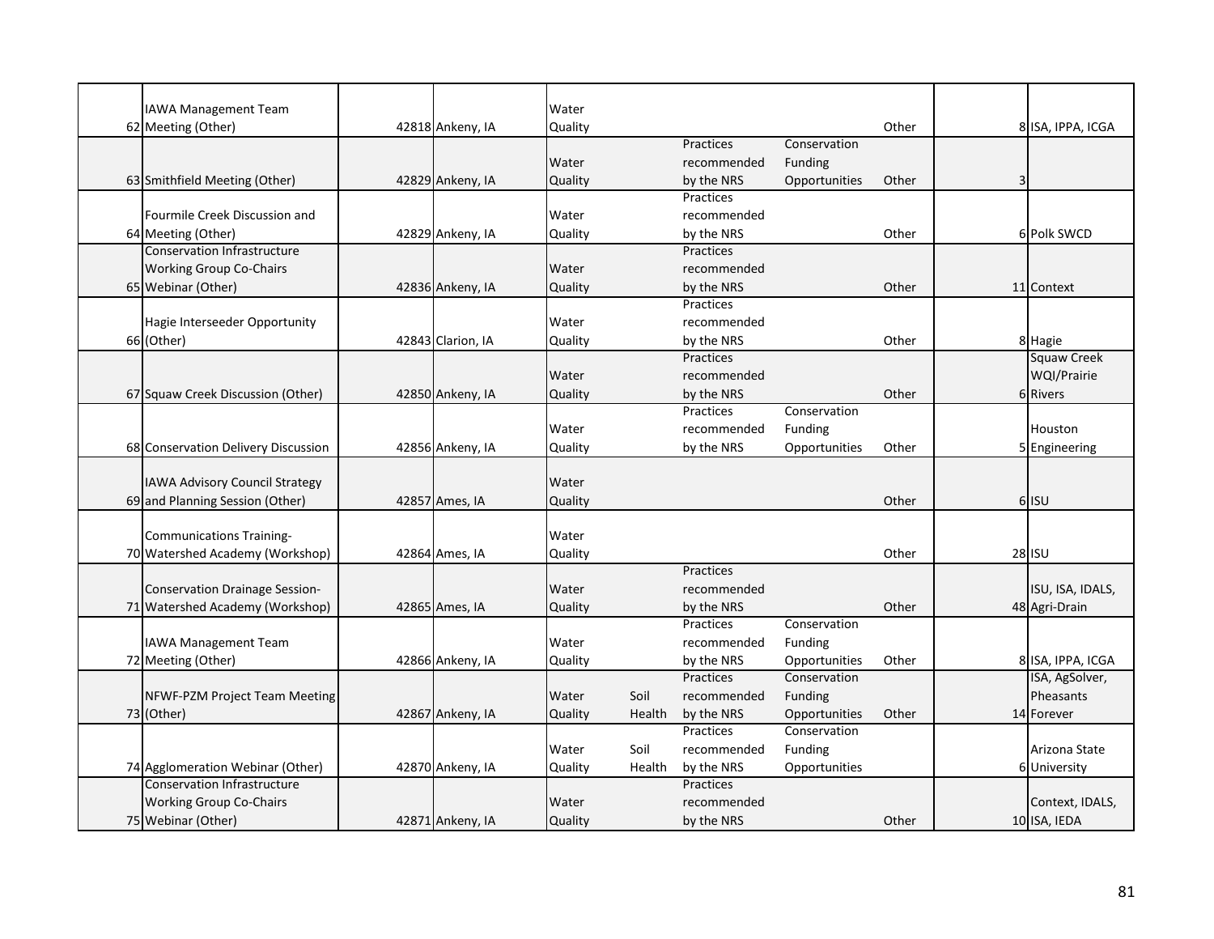| | | | | | | | | | | | |
|---|---|---|---|---|---|---|---|---|---|---|---|
| 62 | IAWA Management Team Meeting (Other) | | 42818 | Ankeny, IA | Water Quality | | | | Other | | 8 | ISA, IPPA, ICGA |
| 63 | Smithfield Meeting (Other) | | 42829 | Ankeny, IA | Water Quality | | Practices recommended by the NRS | Conservation Funding Opportunities | Other | | 3 | |
| 64 | Fourmile Creek Discussion and Meeting (Other) | | 42829 | Ankeny, IA | Water Quality | | Practices recommended by the NRS | | Other | | 6 | Polk SWCD |
| 65 | Conservation Infrastructure Working Group Co-Chairs Webinar (Other) | | 42836 | Ankeny, IA | Water Quality | | Practices recommended by the NRS | | Other | | 11 | Context |
| 66 | Hagie Interseeder Opportunity (Other) | | 42843 | Clarion, IA | Water Quality | | Practices recommended by the NRS | | Other | | 8 | Hagie |
| 67 | Squaw Creek Discussion (Other) | | 42850 | Ankeny, IA | Water Quality | | Practices recommended by the NRS | | Other | | 6 | Squaw Creek WQI/Prairie Rivers |
| 68 | Conservation Delivery Discussion | | 42856 | Ankeny, IA | Water Quality | | Practices recommended by the NRS | Conservation Funding Opportunities | Other | | 5 | Houston Engineering |
| 69 | IAWA Advisory Council Strategy and Planning Session (Other) | | 42857 | Ames, IA | Water Quality | | | | Other | | 6 | ISU |
| 70 | Communications Training- Watershed Academy (Workshop) | | 42864 | Ames, IA | Water Quality | | | | Other | | 28 | ISU |
| 71 | Conservation Drainage Session- Watershed Academy (Workshop) | | 42865 | Ames, IA | Water Quality | | Practices recommended by the NRS | | Other | | 48 | ISU, ISA, IDALS, Agri-Drain |
| 72 | IAWA Management Team Meeting (Other) | | 42866 | Ankeny, IA | Water Quality | | Practices recommended by the NRS | Conservation Funding Opportunities | Other | | 8 | ISA, IPPA, ICGA |
| 73 | NFWF-PZM Project Team Meeting (Other) | | 42867 | Ankeny, IA | Water Quality | Soil Health | Practices recommended by the NRS | Conservation Funding Opportunities | Other | | 14 | ISA, AgSolver, Pheasants Forever |
| 74 | Agglomeration Webinar (Other) | | 42870 | Ankeny, IA | Water Quality | Soil Health | Practices recommended by the NRS | Conservation Funding Opportunities | | | 6 | Arizona State University |
| 75 | Conservation Infrastructure Working Group Co-Chairs Webinar (Other) | | 42871 | Ankeny, IA | Water Quality | | Practices recommended by the NRS | | Other | | 10 | Context, IDALS, ISA, IEDA |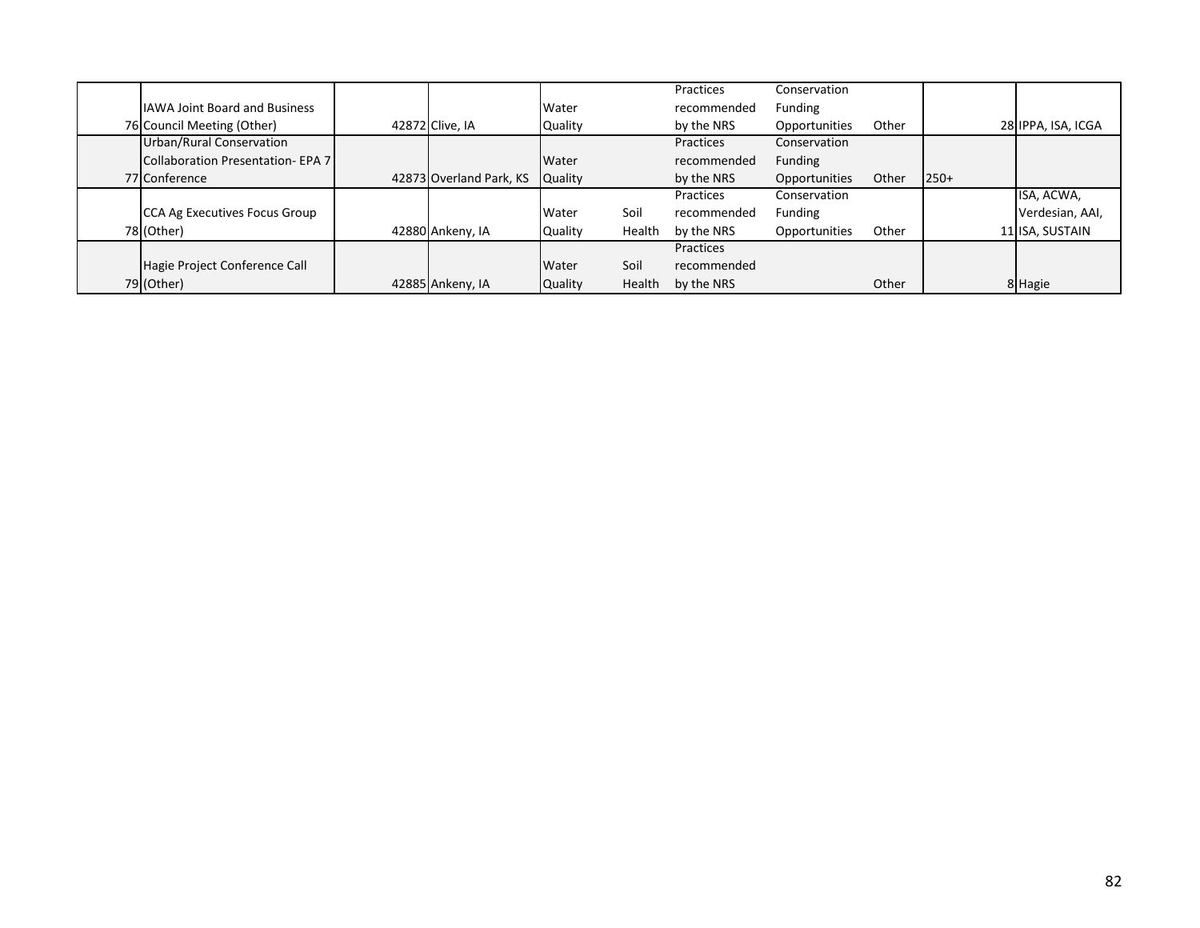| | | | | | | | | | | |
|---|---|---|---|---|---|---|---|---|---|---|
| 76 | IAWA Joint Board and Business Council Meeting (Other) | 42872 | Clive, IA | Water Quality | | Practices recommended by the NRS | Conservation Funding Opportunities | Other | | 28 | IPPA, ISA, ICGA |
| 77 | Urban/Rural Conservation Collaboration Presentation- EPA 7 Conference | 42873 | Overland Park, KS | Water Quality | | Practices recommended by the NRS | Conservation Funding Opportunities | Other | 250+ | | |
| 78 | CCA Ag Executives Focus Group (Other) | 42880 | Ankeny, IA | Water Quality | Soil Health | Practices recommended by the NRS | Conservation Funding Opportunities | Other | | 11 | ISA, ACWA, Verdesian, AAI, ISA, SUSTAIN |
| 79 | Hagie Project Conference Call (Other) | 42885 | Ankeny, IA | Water Quality | Soil Health | Practices recommended by the NRS | | Other | | 8 | Hagie |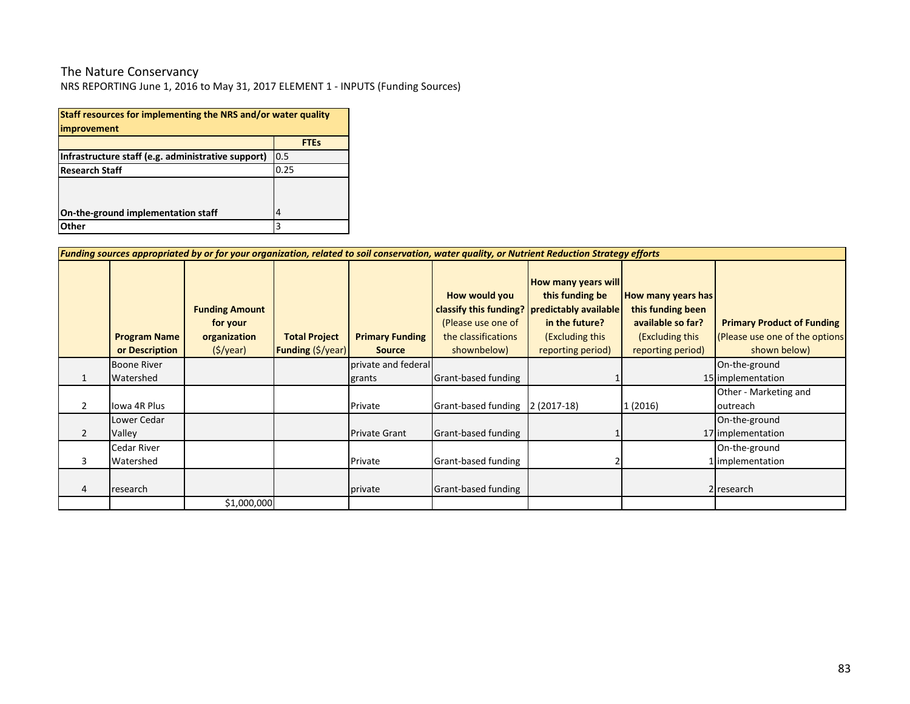The Nature Conservancy

NRS REPORTING June 1, 2016 to May 31, 2017 ELEMENT 1 - INPUTS (Funding Sources)

| **Staff resources for implementing the NRS and/or water quality improvement** | |
|---|---|
| | **FTEs** |
| **Infrastructure staff (e.g. administrative support)** | 0.5 |
| **Research Staff** | 0.25 |
| **On-the-ground implementation staff** | 4 |
| **Other** | 3 |

***Funding sources appropriated by or for your organization, related to soil conservation, water quality, or Nutrient Reduction Strategy efforts***

| | **Program Name or Description** | **Funding Amount for your organization** ($/year) | **Total Project Funding** ($/year) | **Primary Funding Source** | **How would you classify this funding?** (Please use one of the classifications shownbelow) | **How many years will this funding be predictably available in the future?** (Excluding this reporting period) | **How many years has this funding been available so far?** (Excluding this reporting period) | **Primary Product of Funding** (Please use one of the options shown below) |
|---|---|---|---|---|---|---|---|---|
| 1 | Boone River Watershed | | | private and federal grants | Grant-based funding | 1 | 15 | On-the-ground implementation |
| 2 | Iowa 4R Plus | | | Private | Grant-based funding | 2 (2017-18) | 1 (2016) | Other - Marketing and outreach |
| 2 | Lower Cedar Valley | | | Private Grant | Grant-based funding | 1 | 17 | On-the-ground implementation |
| 3 | Cedar River Watershed | | | Private | Grant-based funding | 2 | 1 | On-the-ground implementation |
| 4 | research | | | private | Grant-based funding | | 2 | research |
| | | $1,000,000 | | | | | | |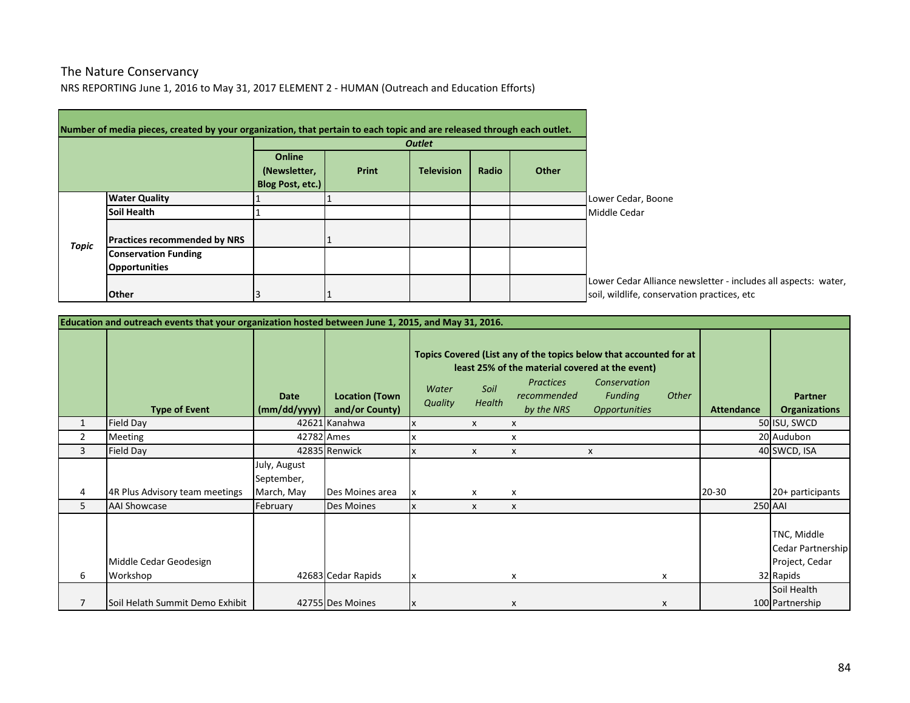The Nature Conservancy

NRS REPORTING June 1, 2016 to May 31, 2017 ELEMENT 2 - HUMAN (Outreach and Education Efforts)

| Number of media pieces, created by your organization, that pertain to each topic and are released through each outlet. | | | | | | | |
|---|---|---|---|---|---|---|---|
| | | Outlet | | | | | |
| | | Online (Newsletter, Blog Post, etc.) | Print | Television | Radio | Other | |
| Topic | Water Quality | 1 | 1 | | | | Lower Cedar, Boone |
| | Soil Health | 1 | | | | | Middle Cedar |
| | Practices recommended by NRS | | 1 | | | | |
| | Conservation Funding Opportunities | | | | | | |
| | Other | 3 | 1 | | | | Lower Cedar Alliance newsletter - includes all aspects: water, soil, wildlife, conservation practices, etc |

| Education and outreach events that your organization hosted between June 1, 2015, and May 31, 2016. | | | | | | | | | | | |
|---|---|---|---|---|---|---|---|---|---|---|---|
| | | | | Topics Covered (List any of the topics below that accounted for at least 25% of the material covered at the event) | | | | | | | |
| | Type of Event | Date (mm/dd/yyyy) | Location (Town and/or County) | Water Quality | Soil Health | Practices recommended by the NRS | Conservation Funding Opportunities | Other | Attendance | Partner Organizations |
| 1 | Field Day | 42621 | Kanahwa | x | x | x | | | 50 | ISU, SWCD |
| 2 | Meeting | 42782 | Ames | x | | x | | | 20 | Audubon |
| 3 | Field Day | 42835 | Renwick | x | x | x | x | | 40 | SWCD, ISA |
| 4 | 4R Plus Advisory team meetings | July, August September, March, May | Des Moines area | x | x | x | | | 20-30 | 20+ participants |
| 5 | AAI Showcase | February | Des Moines | x | x | x | | | 250 | AAI |
| 6 | Middle Cedar Geodesign Workshop | 42683 | Cedar Rapids | x | | x | | x | 32 | TNC, Middle Cedar Partnership Project, Cedar Rapids |
| 7 | Soil Helath Summit Demo Exhibit | 42755 | Des Moines | x | | x | | x | 100 | Soil Health Partnership |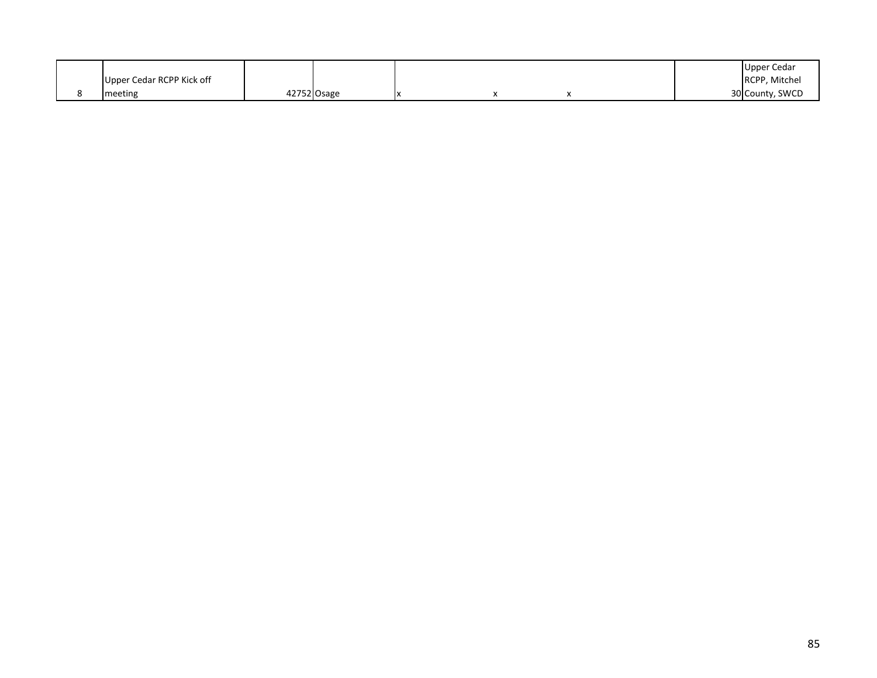| | | | | | | | | | |
|---|---|---|---|---|---|---|---|---|---|
| 8 | Upper Cedar RCPP Kick off meeting | 42752 | Osage | x | x | x | | 30 | Upper Cedar RCPP, Mitchel County, SWCD |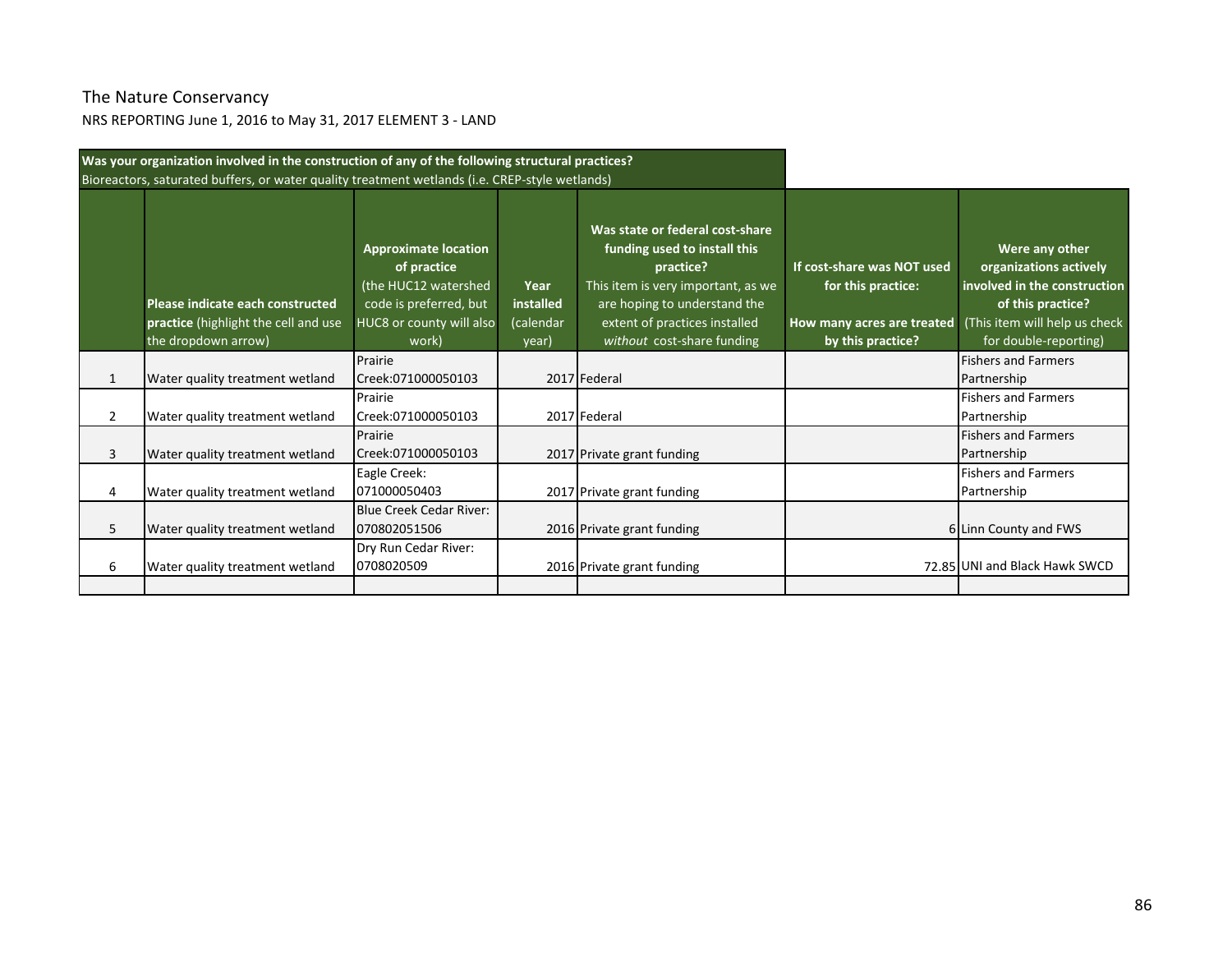The Nature Conservancy

NRS REPORTING June 1, 2016 to May 31, 2017 ELEMENT 3 - LAND

**Was your organization involved in the construction of any of the following structural practices?**
Bioreactors, saturated buffers, or water quality treatment wetlands (i.e. CREP-style wetlands)

| | **Please indicate each constructed practice** (highlight the cell and use the dropdown arrow) | **Approximate location of practice** (the HUC12 watershed code is preferred, but HUC8 or county will also work) | **Year installed** (calendar year) | **Was state or federal cost-share funding used to install this practice?** This item is very important, as we are hoping to understand the extent of practices installed *without* cost-share funding | **If cost-share was NOT used for this practice: How many acres are treated by this practice?** | **Were any other organizations actively involved in the construction of this practice?** (This item will help us check for double-reporting) |
|---|---|---|---|---|---|---|
| 1 | Water quality treatment wetland | Prairie Creek:071000050103 | 2017 | Federal | | Fishers and Farmers Partnership |
| 2 | Water quality treatment wetland | Prairie Creek:071000050103 | 2017 | Federal | | Fishers and Farmers Partnership |
| 3 | Water quality treatment wetland | Prairie Creek:071000050103 | 2017 | Private grant funding | | Fishers and Farmers Partnership |
| 4 | Water quality treatment wetland | Eagle Creek: 071000050403 | 2017 | Private grant funding | | Fishers and Farmers Partnership |
| 5 | Water quality treatment wetland | Blue Creek Cedar River: 070802051506 | 2016 | Private grant funding | 6 | Linn County and FWS |
| 6 | Water quality treatment wetland | Dry Run Cedar River: 0708020509 | 2016 | Private grant funding | 72.85 | UNI and Black Hawk SWCD |
| | | | | | | |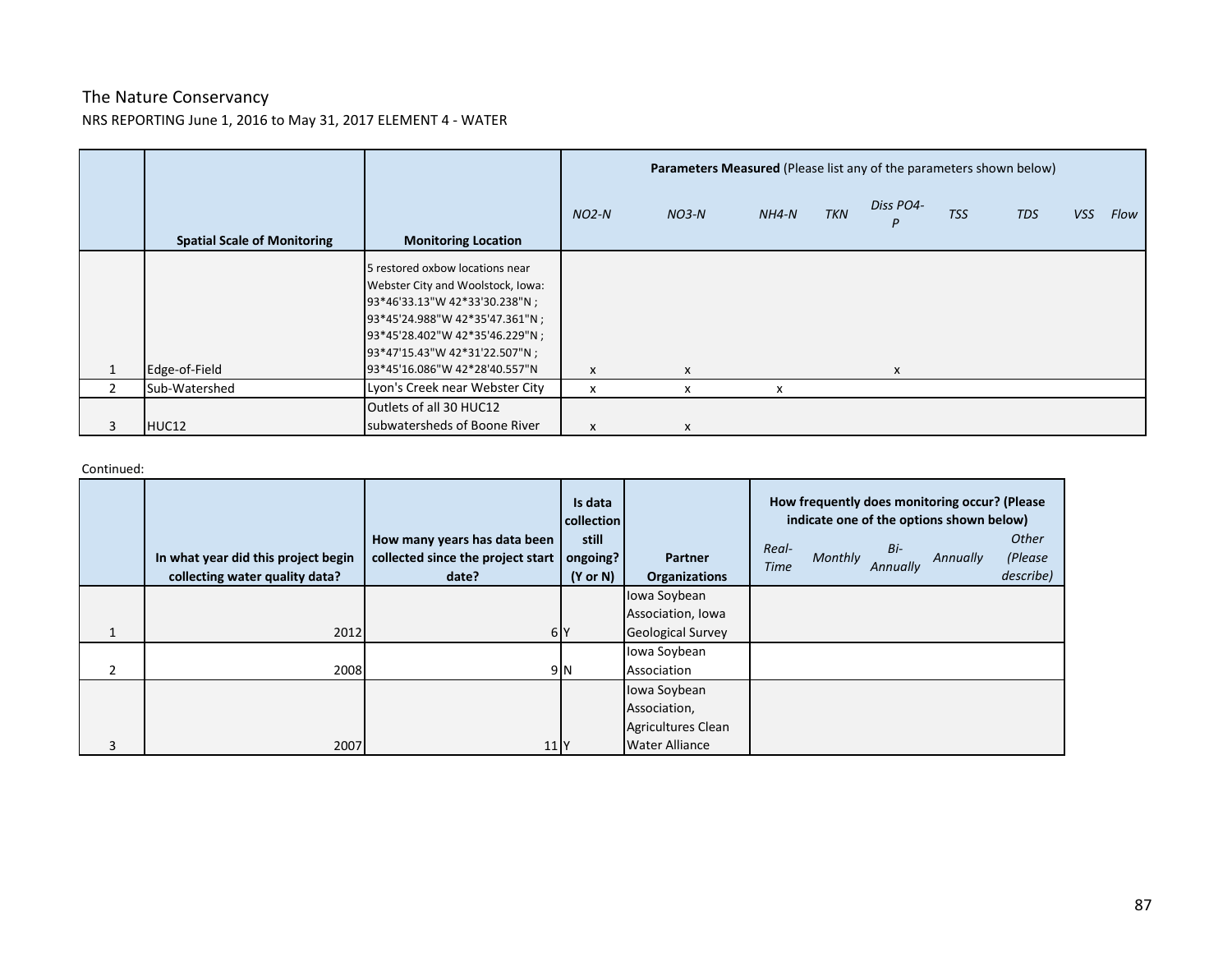The Nature Conservancy

NRS REPORTING June 1, 2016 to May 31, 2017 ELEMENT 4 - WATER

| | Spatial Scale of Monitoring | Monitoring Location | Parameters Measured (Please list any of the parameters shown below) | | | | | | | | |
|---|---|---|---|---|---|---|---|---|---|---|---|
| | | | *NO2-N* | *NO3-N* | *NH4-N* | *TKN* | *Diss PO4-P* | *TSS* | *TDS* | *VSS* | *Flow* |
| 1 | Edge-of-Field | 5 restored oxbow locations near Webster City and Woolstock, Iowa: 93*46'33.13"W 42*33'30.238"N ; 93*45'24.988"W 42*35'47.361"N ; 93*45'28.402"W 42*35'46.229"N ; 93*47'15.43"W 42*31'22.507"N ; 93*45'16.086"W 42*28'40.557"N | x | x | | | x | | | | |
| 2 | Sub-Watershed | Lyon's Creek near Webster City | x | x | x | | | | | | |
| 3 | HUC12 | Outlets of all 30 HUC12 subwatersheds of Boone River | x | x | | | | | | | |

Continued:

| | In what year did this project begin collecting water quality data? | How many years has data been collected since the project start date? | Is data collection still ongoing? (Y or N) | Partner Organizations | How frequently does monitoring occur? (Please indicate one of the options shown below) | | | | |
|---|---|---|---|---|---|---|---|---|---|
| | | | | | *Real-Time* | *Monthly* | *Bi-Annually* | *Annually* | *Other (Please describe)* |
| 1 | 2012 | 6 | Y | Iowa Soybean Association, Iowa Geological Survey | | | | | |
| 2 | 2008 | 9 | N | Iowa Soybean Association | | | | | |
| 3 | 2007 | 11 | Y | Iowa Soybean Association, Agricultures Clean Water Alliance | | | | | |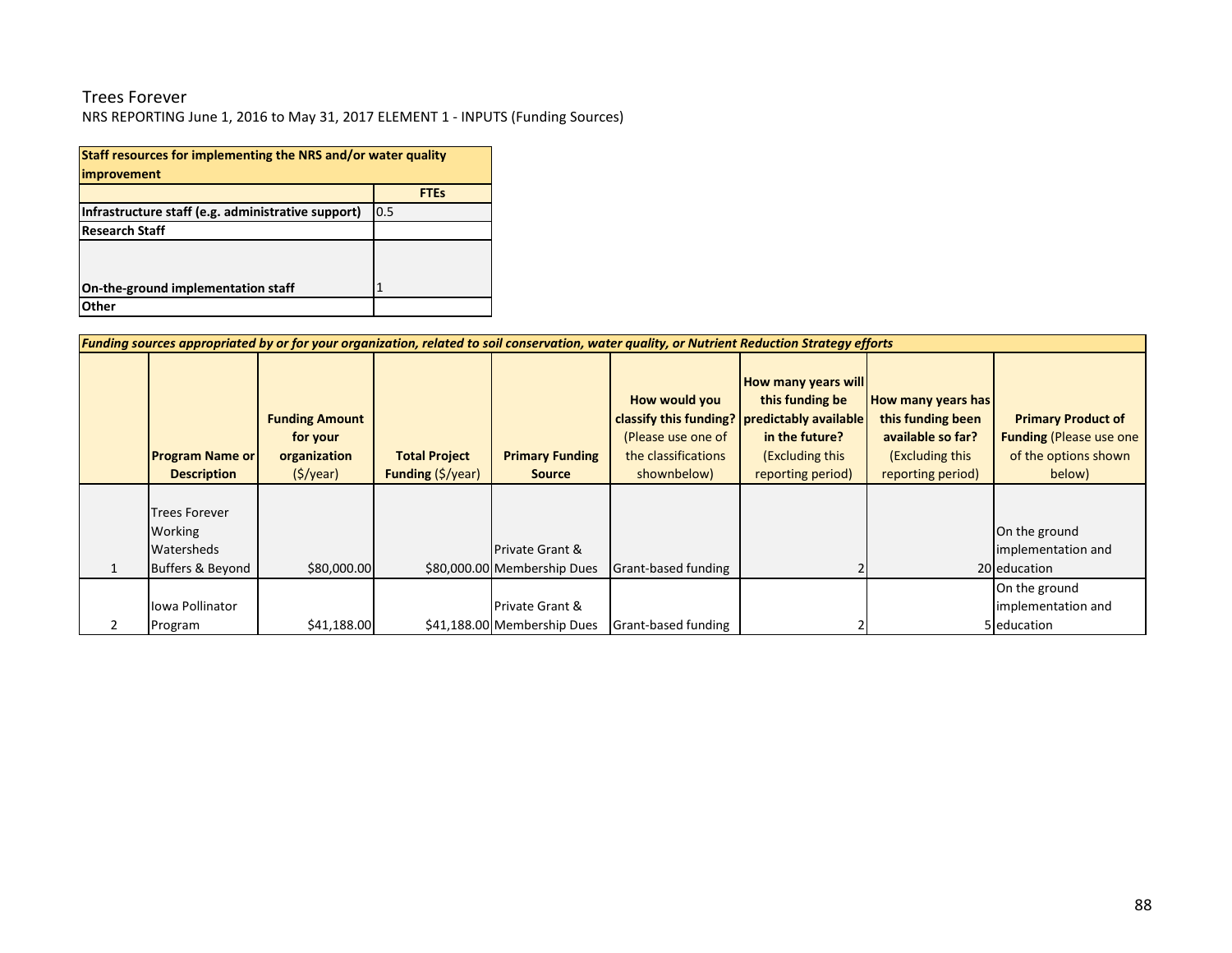Trees Forever

NRS REPORTING June 1, 2016 to May 31, 2017 ELEMENT 1 - INPUTS (Funding Sources)

| Staff resources for implementing the NRS and/or water quality improvement | |
|---|---|
| | **FTEs** |
| **Infrastructure staff (e.g. administrative support)** | 0.5 |
| **Research Staff** | |
| **On-the-ground implementation staff** | 1 |
| **Other** | |

***Funding sources appropriated by or for your organization, related to soil conservation, water quality, or Nutrient Reduction Strategy efforts***

| | **Program Name or Description** | **Funding Amount for your organization** ($/year) | **Total Project Funding** ($/year) | **Primary Funding Source** | **How would you classify this funding?** (Please use one of the classifications shownbelow) | **How many years will this funding be predictably available in the future?** (Excluding this reporting period) | **How many years has this funding been available so far?** (Excluding this reporting period) | **Primary Product of Funding** (Please use one of the options shown below) |
|---|---|---|---|---|---|---|---|---|
| 1 | Trees Forever Working Watersheds Buffers & Beyond | $80,000.00 | $80,000.00 | Private Grant & Membership Dues | Grant-based funding | 2 | 20 | On the ground implementation and education |
| 2 | Iowa Pollinator Program | $41,188.00 | $41,188.00 | Private Grant & Membership Dues | Grant-based funding | 2 | 5 | On the ground implementation and education |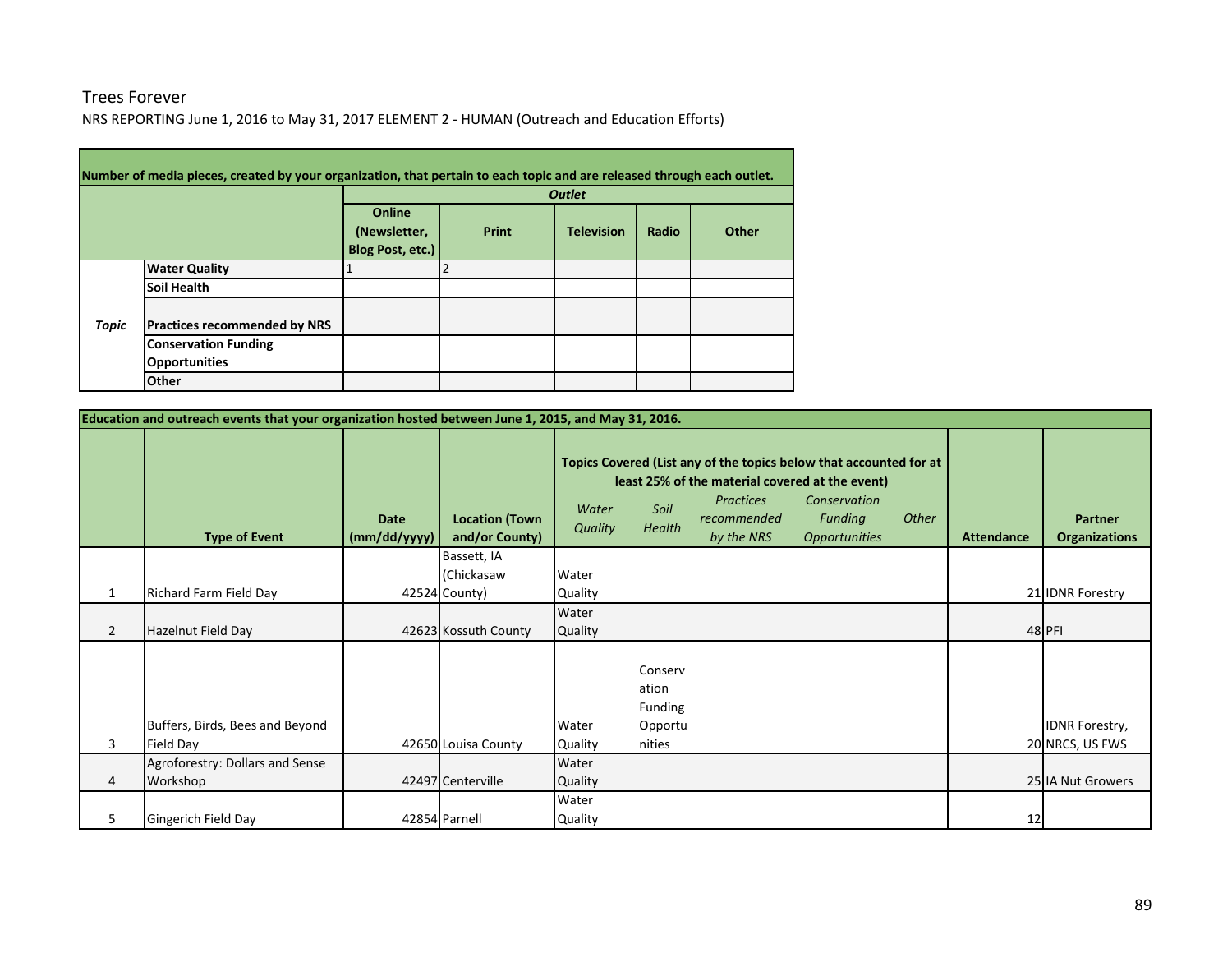Trees Forever

NRS REPORTING June 1, 2016 to May 31, 2017 ELEMENT 2 - HUMAN (Outreach and Education Efforts)

| Number of media pieces, created by your organization, that pertain to each topic and are released through each outlet. | | | | | | |
|---|---|---|---|---|---|---|
| | | ***Outlet*** | | | | |
| | | **Online (Newsletter, Blog Post, etc.)** | **Print** | **Television** | **Radio** | **Other** |
| ***Topic*** | **Water Quality** | 1 | 2 | | | |
| | **Soil Health** | | | | | |
| | **Practices recommended by NRS** | | | | | |
| | **Conservation Funding Opportunities** | | | | | |
| | **Other** | | | | | |

| Education and outreach events that your organization hosted between June 1, 2015, and May 31, 2016. | | | | | | | | | | |
|---|---|---|---|---|---|---|---|---|---|---|
| | | | | **Topics Covered (List any of the topics below that accounted for at least 25% of the material covered at the event)** | | | | | | |
| | **Type of Event** | **Date (mm/dd/yyyy)** | **Location (Town and/or County)** | *Water Quality* | *Soil Health* | *Practices recommended by the NRS* | *Conservation Funding Opportunities* | *Other* | **Attendance** | **Partner Organizations** |
| 1 | Richard Farm Field Day | 42524 | Bassett, IA (Chickasaw County) | Water Quality | | | | | 21 | IDNR Forestry |
| 2 | Hazelnut Field Day | 42623 | Kossuth County | Water Quality | | | | | 48 | PFI |
| 3 | Buffers, Birds, Bees and Beyond Field Day | 42650 | Louisa County | Water Quality | Conservation Funding Opportunities | | | | 20 | IDNR Forestry, NRCS, US FWS |
| 4 | Agroforestry: Dollars and Sense Workshop | 42497 | Centerville | Water Quality | | | | | 25 | IA Nut Growers |
| 5 | Gingerich Field Day | 42854 | Parnell | Water Quality | | | | | 12 | |